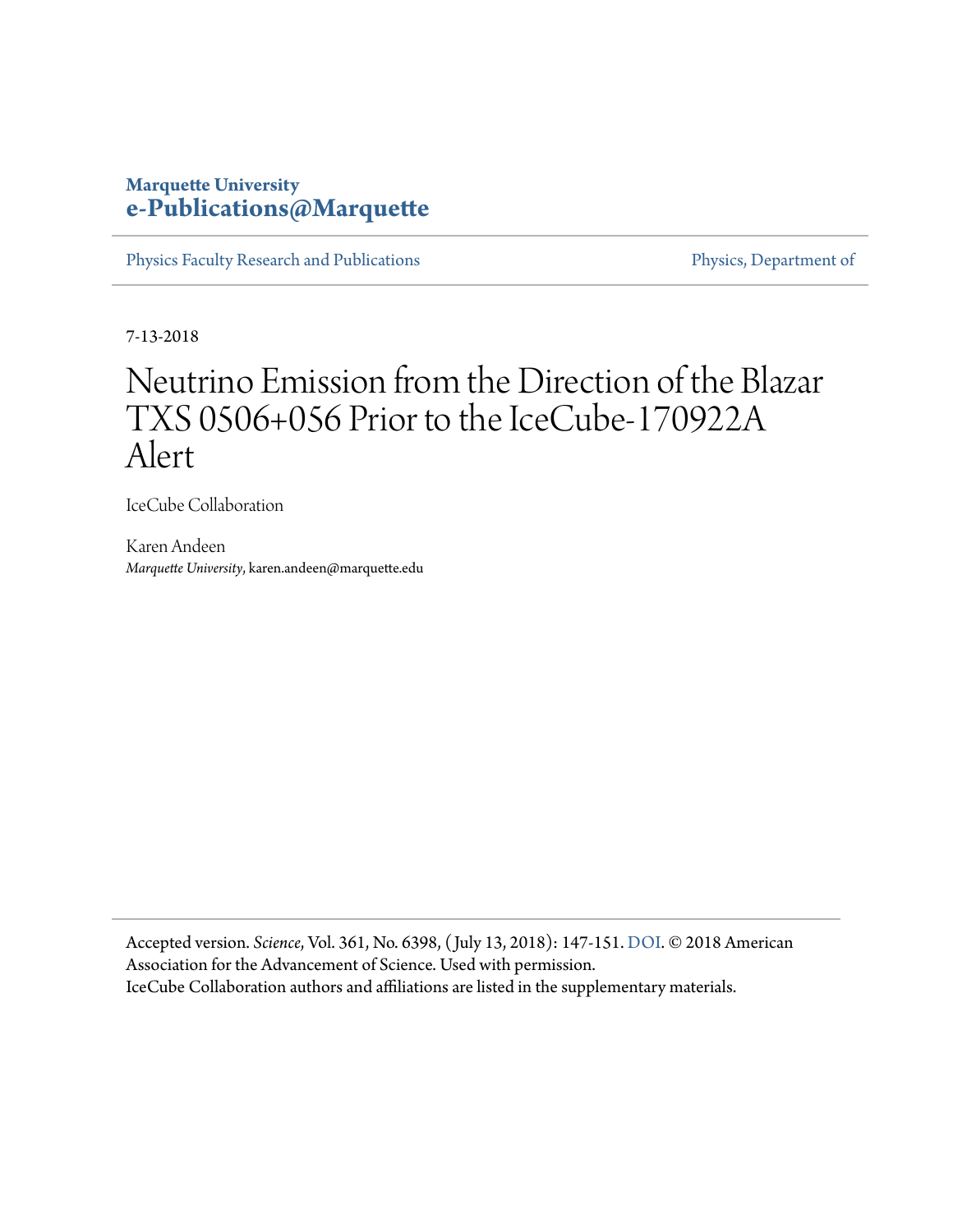**Marquette University**
**e-Publications@Marquette**

Physics Faculty Research and Publications | Physics, Department of

7-13-2018

# Neutrino Emission from the Direction of the Blazar TXS 0506+056 Prior to the IceCube-170922A Alert

IceCube Collaboration

Karen Andeen
*Marquette University*, karen.andeen@marquette.edu

---

Accepted version. *Science*, Vol. 361, No. 6398, (July 13, 2018): 147-151. DOI. © 2018 American Association for the Advancement of Science. Used with permission.
IceCube Collaboration authors and affiliations are listed in the supplementary materials.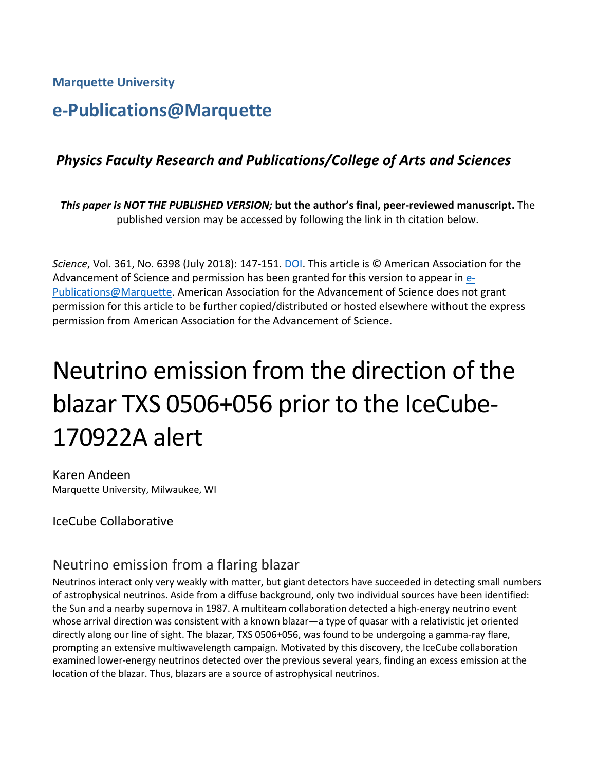**Marquette University**

# e-Publications@Marquette

### *Physics Faculty Research and Publications/College of Arts and Sciences*

***This paper is NOT THE PUBLISHED VERSION;* but the author's final, peer-reviewed manuscript.** The published version may be accessed by following the link in th citation below.

*Science*, Vol. 361, No. 6398 (July 2018): 147-151. DOI. This article is © American Association for the Advancement of Science and permission has been granted for this version to appear in e-Publications@Marquette. American Association for the Advancement of Science does not grant permission for this article to be further copied/distributed or hosted elsewhere without the express permission from American Association for the Advancement of Science.

# Neutrino emission from the direction of the blazar TXS 0506+056 prior to the IceCube-170922A alert

Karen Andeen
Marquette University, Milwaukee, WI

IceCube Collaborative

## Neutrino emission from a flaring blazar

Neutrinos interact only very weakly with matter, but giant detectors have succeeded in detecting small numbers of astrophysical neutrinos. Aside from a diffuse background, only two individual sources have been identified: the Sun and a nearby supernova in 1987. A multiteam collaboration detected a high-energy neutrino event whose arrival direction was consistent with a known blazar—a type of quasar with a relativistic jet oriented directly along our line of sight. The blazar, TXS 0506+056, was found to be undergoing a gamma-ray flare, prompting an extensive multiwavelength campaign. Motivated by this discovery, the IceCube collaboration examined lower-energy neutrinos detected over the previous several years, finding an excess emission at the location of the blazar. Thus, blazars are a source of astrophysical neutrinos.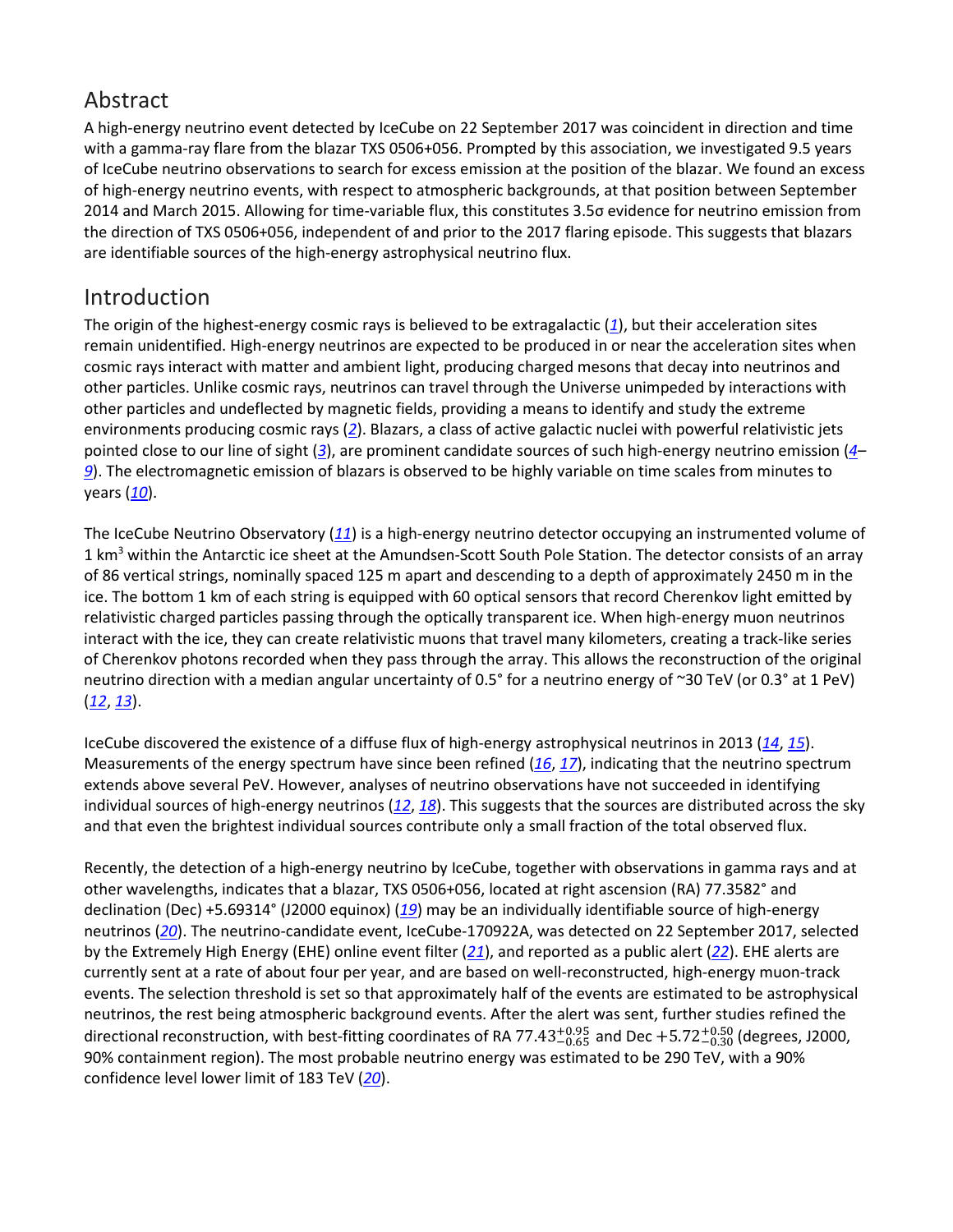## Abstract

A high-energy neutrino event detected by IceCube on 22 September 2017 was coincident in direction and time with a gamma-ray flare from the blazar TXS 0506+056. Prompted by this association, we investigated 9.5 years of IceCube neutrino observations to search for excess emission at the position of the blazar. We found an excess of high-energy neutrino events, with respect to atmospheric backgrounds, at that position between September 2014 and March 2015. Allowing for time-variable flux, this constitutes 3.5σ evidence for neutrino emission from the direction of TXS 0506+056, independent of and prior to the 2017 flaring episode. This suggests that blazars are identifiable sources of the high-energy astrophysical neutrino flux.

## Introduction

The origin of the highest-energy cosmic rays is believed to be extragalactic (*1*), but their acceleration sites remain unidentified. High-energy neutrinos are expected to be produced in or near the acceleration sites when cosmic rays interact with matter and ambient light, producing charged mesons that decay into neutrinos and other particles. Unlike cosmic rays, neutrinos can travel through the Universe unimpeded by interactions with other particles and undeflected by magnetic fields, providing a means to identify and study the extreme environments producing cosmic rays (*2*). Blazars, a class of active galactic nuclei with powerful relativistic jets pointed close to our line of sight (*3*), are prominent candidate sources of such high-energy neutrino emission (*4*–*9*). The electromagnetic emission of blazars is observed to be highly variable on time scales from minutes to years (*10*).

The IceCube Neutrino Observatory (*11*) is a high-energy neutrino detector occupying an instrumented volume of 1 $km^3$ within the Antarctic ice sheet at the Amundsen-Scott South Pole Station. The detector consists of an array of 86 vertical strings, nominally spaced 125 m apart and descending to a depth of approximately 2450 m in the ice. The bottom 1 km of each string is equipped with 60 optical sensors that record Cherenkov light emitted by relativistic charged particles passing through the optically transparent ice. When high-energy muon neutrinos interact with the ice, they can create relativistic muons that travel many kilometers, creating a track-like series of Cherenkov photons recorded when they pass through the array. This allows the reconstruction of the original neutrino direction with a median angular uncertainty of 0.5° for a neutrino energy of ~30 TeV (or 0.3° at 1 PeV) (*12*, *13*).

IceCube discovered the existence of a diffuse flux of high-energy astrophysical neutrinos in 2013 (*14*, *15*). Measurements of the energy spectrum have since been refined (*16*, *17*), indicating that the neutrino spectrum extends above several PeV. However, analyses of neutrino observations have not succeeded in identifying individual sources of high-energy neutrinos (*12*, *18*). This suggests that the sources are distributed across the sky and that even the brightest individual sources contribute only a small fraction of the total observed flux.

Recently, the detection of a high-energy neutrino by IceCube, together with observations in gamma rays and at other wavelengths, indicates that a blazar, TXS 0506+056, located at right ascension (RA) 77.3582° and declination (Dec) +5.69314° (J2000 equinox) (*19*) may be an individually identifiable source of high-energy neutrinos (*20*). The neutrino-candidate event, IceCube-170922A, was detected on 22 September 2017, selected by the Extremely High Energy (EHE) online event filter (*21*), and reported as a public alert (*22*). EHE alerts are currently sent at a rate of about four per year, and are based on well-reconstructed, high-energy muon-track events. The selection threshold is set so that approximately half of the events are estimated to be astrophysical neutrinos, the rest being atmospheric background events. After the alert was sent, further studies refined the directional reconstruction, with best-fitting coordinates of RA $77.43^{+0.95}_{-0.65}$ and Dec $+5.72^{+0.50}_{-0.30}$ (degrees, J2000, 90% containment region). The most probable neutrino energy was estimated to be 290 TeV, with a 90% confidence level lower limit of 183 TeV (*20*).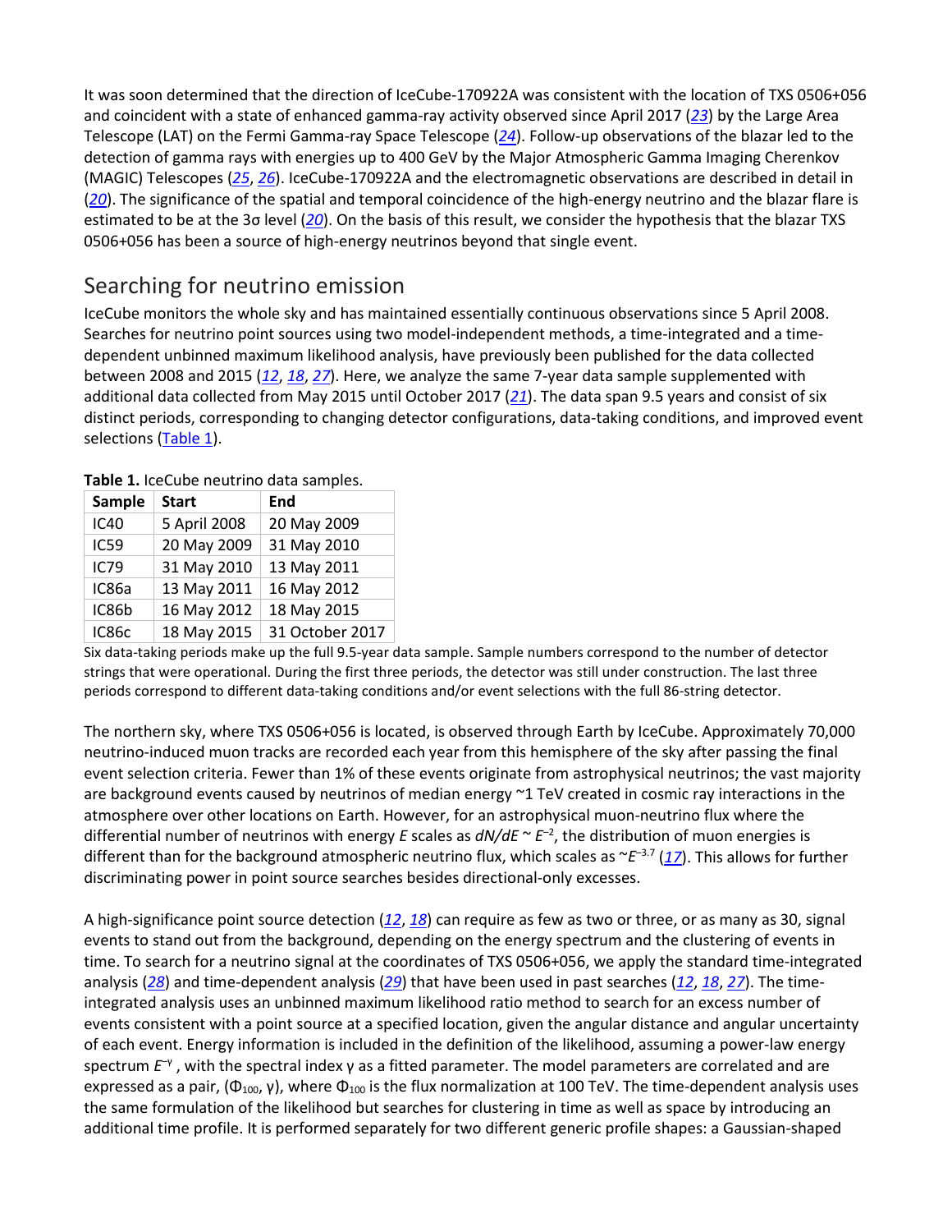It was soon determined that the direction of IceCube-170922A was consistent with the location of TXS 0506+056 and coincident with a state of enhanced gamma-ray activity observed since April 2017 ([23]) by the Large Area Telescope (LAT) on the Fermi Gamma-ray Space Telescope ([24]). Follow-up observations of the blazar led to the detection of gamma rays with energies up to 400 GeV by the Major Atmospheric Gamma Imaging Cherenkov (MAGIC) Telescopes ([25], [26]). IceCube-170922A and the electromagnetic observations are described in detail in ([20]). The significance of the spatial and temporal coincidence of the high-energy neutrino and the blazar flare is estimated to be at the 3σ level ([20]). On the basis of this result, we consider the hypothesis that the blazar TXS 0506+056 has been a source of high-energy neutrinos beyond that single event.

## Searching for neutrino emission

IceCube monitors the whole sky and has maintained essentially continuous observations since 5 April 2008. Searches for neutrino point sources using two model-independent methods, a time-integrated and a time-dependent unbinned maximum likelihood analysis, have previously been published for the data collected between 2008 and 2015 ([12], [18], [27]). Here, we analyze the same 7-year data sample supplemented with additional data collected from May 2015 until October 2017 ([21]). The data span 9.5 years and consist of six distinct periods, corresponding to changing detector configurations, data-taking conditions, and improved event selections (Table 1).

**Table 1.** IceCube neutrino data samples.

| Sample | Start | End |
|---|---|---|
| IC40 | 5 April 2008 | 20 May 2009 |
| IC59 | 20 May 2009 | 31 May 2010 |
| IC79 | 31 May 2010 | 13 May 2011 |
| IC86a | 13 May 2011 | 16 May 2012 |
| IC86b | 16 May 2012 | 18 May 2015 |
| IC86c | 18 May 2015 | 31 October 2017 |

Six data-taking periods make up the full 9.5-year data sample. Sample numbers correspond to the number of detector strings that were operational. During the first three periods, the detector was still under construction. The last three periods correspond to different data-taking conditions and/or event selections with the full 86-string detector.

The northern sky, where TXS 0506+056 is located, is observed through Earth by IceCube. Approximately 70,000 neutrino-induced muon tracks are recorded each year from this hemisphere of the sky after passing the final event selection criteria. Fewer than 1% of these events originate from astrophysical neutrinos; the vast majority are background events caused by neutrinos of median energy ~1 TeV created in cosmic ray interactions in the atmosphere over other locations on Earth. However, for an astrophysical muon-neutrino flux where the differential number of neutrinos with energy $E$ scales as $dN/dE \sim E^{-2}$, the distribution of muon energies is different than for the background atmospheric neutrino flux, which scales as $\sim E^{-3.7}$ ([17]). This allows for further discriminating power in point source searches besides directional-only excesses.

A high-significance point source detection ([12], [18]) can require as few as two or three, or as many as 30, signal events to stand out from the background, depending on the energy spectrum and the clustering of events in time. To search for a neutrino signal at the coordinates of TXS 0506+056, we apply the standard time-integrated analysis ([28]) and time-dependent analysis ([29]) that have been used in past searches ([12], [18], [27]). The time-integrated analysis uses an unbinned maximum likelihood ratio method to search for an excess number of events consistent with a point source at a specified location, given the angular distance and angular uncertainty of each event. Energy information is included in the definition of the likelihood, assuming a power-law energy spectrum $E^{-\gamma}$, with the spectral index $\gamma$ as a fitted parameter. The model parameters are correlated and are expressed as a pair, ($\Phi_{100}$, $\gamma$), where $\Phi_{100}$ is the flux normalization at 100 TeV. The time-dependent analysis uses the same formulation of the likelihood but searches for clustering in time as well as space by introducing an additional time profile. It is performed separately for two different generic profile shapes: a Gaussian-shaped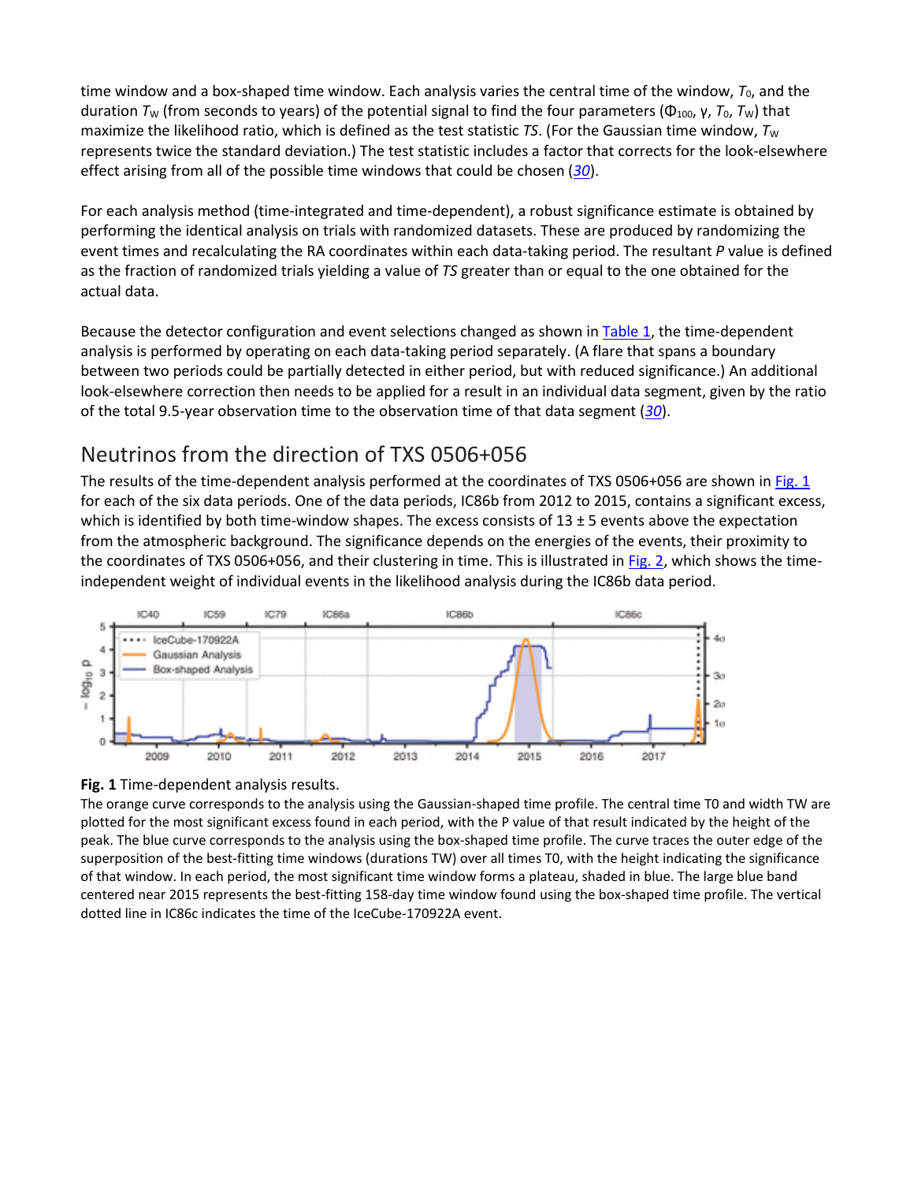time window and a box-shaped time window. Each analysis varies the central time of the window, $T_0$, and the duration $T_W$ (from seconds to years) of the potential signal to find the four parameters ($\Phi_{100}$, $\gamma$, $T_0$, $T_W$) that maximize the likelihood ratio, which is defined as the test statistic *TS*. (For the Gaussian time window, $T_W$ represents twice the standard deviation.) The test statistic includes a factor that corrects for the look-elsewhere effect arising from all of the possible time windows that could be chosen (*30*).

For each analysis method (time-integrated and time-dependent), a robust significance estimate is obtained by performing the identical analysis on trials with randomized datasets. These are produced by randomizing the event times and recalculating the RA coordinates within each data-taking period. The resultant *P* value is defined as the fraction of randomized trials yielding a value of *TS* greater than or equal to the one obtained for the actual data.

Because the detector configuration and event selections changed as shown in Table 1, the time-dependent analysis is performed by operating on each data-taking period separately. (A flare that spans a boundary between two periods could be partially detected in either period, but with reduced significance.) An additional look-elsewhere correction then needs to be applied for a result in an individual data segment, given by the ratio of the total 9.5-year observation time to the observation time of that data segment (*30*).

## Neutrinos from the direction of TXS 0506+056

The results of the time-dependent analysis performed at the coordinates of TXS 0506+056 are shown in Fig. 1 for each of the six data periods. One of the data periods, IC86b from 2012 to 2015, contains a significant excess, which is identified by both time-window shapes. The excess consists of 13 ± 5 events above the expectation from the atmospheric background. The significance depends on the energies of the events, their proximity to the coordinates of TXS 0506+056, and their clustering in time. This is illustrated in Fig. 2, which shows the time-independent weight of individual events in the likelihood analysis during the IC86b data period.

**Fig. 1** Time-dependent analysis results.

The orange curve corresponds to the analysis using the Gaussian-shaped time profile. The central time T0 and width TW are plotted for the most significant excess found in each period, with the P value of that result indicated by the height of the peak. The blue curve corresponds to the analysis using the box-shaped time profile. The curve traces the outer edge of the superposition of the best-fitting time windows (durations TW) over all times T0, with the height indicating the significance of that window. In each period, the most significant time window forms a plateau, shaded in blue. The large blue band centered near 2015 represents the best-fitting 158-day time window found using the box-shaped time profile. The vertical dotted line in IC86c indicates the time of the IceCube-170922A event.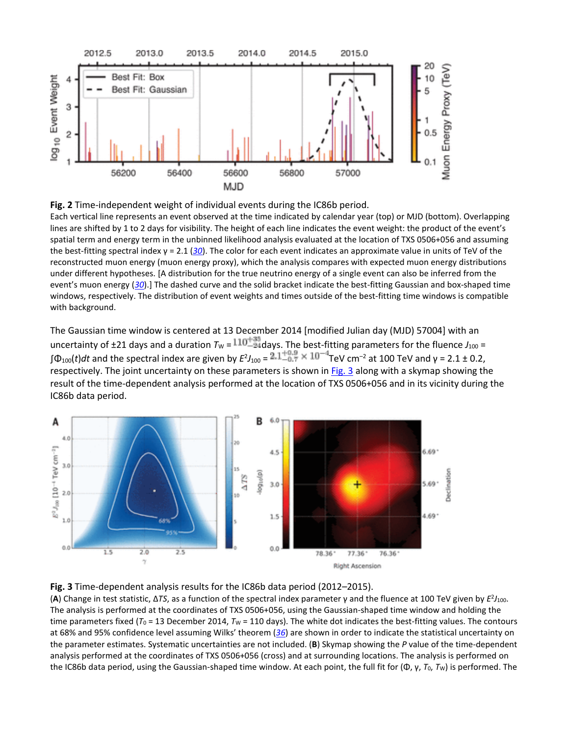**Fig. 2** Time-independent weight of individual events during the IC86b period.

Each vertical line represents an event observed at the time indicated by calendar year (top) or MJD (bottom). Overlapping lines are shifted by 1 to 2 days for visibility. The height of each line indicates the event weight: the product of the event's spatial term and energy term in the unbinned likelihood analysis evaluated at the location of TXS 0506+056 and assuming the best-fitting spectral index γ = 2.1 (30). The color for each event indicates an approximate value in units of TeV of the reconstructed muon energy (muon energy proxy), which the analysis compares with expected muon energy distributions under different hypotheses. [A distribution for the true neutrino energy of a single event can also be inferred from the event's muon energy (30).] The dashed curve and the solid bracket indicate the best-fitting Gaussian and box-shaped time windows, respectively. The distribution of event weights and times outside of the best-fitting time windows is compatible with background.

The Gaussian time window is centered at 13 December 2014 [modified Julian day (MJD) 57004] with an uncertainty of ±21 days and a duration $T_W = 110^{+35}_{-24}$ days. The best-fitting parameters for the fluence $J_{100} = \int \Phi_{100}(t)dt$ and the spectral index are given by $E^2 J_{100} = 2.1^{+0.9}_{-0.7} \times 10^{-4}$ TeV cm$^{-2}$ at 100 TeV and γ = 2.1 ± 0.2, respectively. The joint uncertainty on these parameters is shown in Fig. 3 along with a skymap showing the result of the time-dependent analysis performed at the location of TXS 0506+056 and in its vicinity during the IC86b data period.

**Fig. 3** Time-dependent analysis results for the IC86b data period (2012–2015).

(**A**) Change in test statistic, Δ*TS*, as a function of the spectral index parameter γ and the fluence at 100 TeV given by $E^2 J_{100}$. The analysis is performed at the coordinates of TXS 0506+056, using the Gaussian-shaped time window and holding the time parameters fixed ($T_0$ = 13 December 2014, $T_W$ = 110 days). The white dot indicates the best-fitting values. The contours at 68% and 95% confidence level assuming Wilks' theorem (36) are shown in order to indicate the statistical uncertainty on the parameter estimates. Systematic uncertainties are not included. (**B**) Skymap showing the *P* value of the time-dependent analysis performed at the coordinates of TXS 0506+056 (cross) and at surrounding locations. The analysis is performed on the IC86b data period, using the Gaussian-shaped time window. At each point, the full fit for (Φ, γ, $T_0$, $T_W$) is performed. The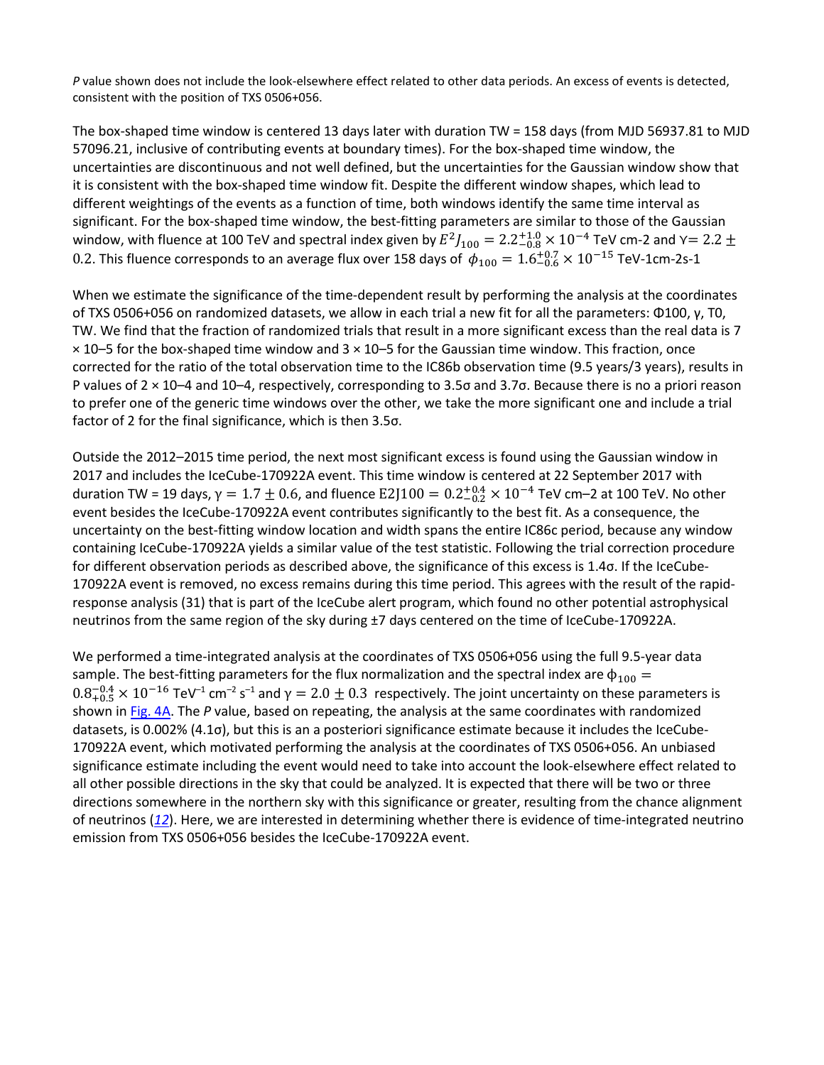*P* value shown does not include the look-elsewhere effect related to other data periods. An excess of events is detected, consistent with the position of TXS 0506+056.

The box-shaped time window is centered 13 days later with duration TW = 158 days (from MJD 56937.81 to MJD 57096.21, inclusive of contributing events at boundary times). For the box-shaped time window, the uncertainties are discontinuous and not well defined, but the uncertainties for the Gaussian window show that it is consistent with the box-shaped time window fit. Despite the different window shapes, which lead to different weightings of the events as a function of time, both windows identify the same time interval as significant. For the box-shaped time window, the best-fitting parameters are similar to those of the Gaussian window, with fluence at 100 TeV and spectral index given by $E^2 J_{100} = 2.2^{+1.0}_{-0.8} \times 10^{-4}$ TeV cm-2 and $\gamma = 2.2 \pm 0.2$. This fluence corresponds to an average flux over 158 days of $\phi_{100} = 1.6^{+0.7}_{-0.6} \times 10^{-15}$ TeV-1cm-2s-1

When we estimate the significance of the time-dependent result by performing the analysis at the coordinates of TXS 0506+056 on randomized datasets, we allow in each trial a new fit for all the parameters: $\Phi_{100}$, γ, $T_0$, TW. We find that the fraction of randomized trials that result in a more significant excess than the real data is 7 × 10–5 for the box-shaped time window and 3 × 10–5 for the Gaussian time window. This fraction, once corrected for the ratio of the total observation time to the IC86b observation time (9.5 years/3 years), results in P values of 2 × 10–4 and 10–4, respectively, corresponding to 3.5σ and 3.7σ. Because there is no a priori reason to prefer one of the generic time windows over the other, we take the more significant one and include a trial factor of 2 for the final significance, which is then 3.5σ.

Outside the 2012–2015 time period, the next most significant excess is found using the Gaussian window in 2017 and includes the IceCube-170922A event. This time window is centered at 22 September 2017 with duration TW = 19 days, $\gamma = 1.7 \pm 0.6$, and fluence $E2J100 = 0.2^{+0.4}_{-0.2} \times 10^{-4}$ TeV cm–2 at 100 TeV. No other event besides the IceCube-170922A event contributes significantly to the best fit. As a consequence, the uncertainty on the best-fitting window location and width spans the entire IC86c period, because any window containing IceCube-170922A yields a similar value of the test statistic. Following the trial correction procedure for different observation periods as described above, the significance of this excess is 1.4σ. If the IceCube-170922A event is removed, no excess remains during this time period. This agrees with the result of the rapid-response analysis (31) that is part of the IceCube alert program, which found no other potential astrophysical neutrinos from the same region of the sky during ±7 days centered on the time of IceCube-170922A.

We performed a time-integrated analysis at the coordinates of TXS 0506+056 using the full 9.5-year data sample. The best-fitting parameters for the flux normalization and the spectral index are $\phi_{100} = 0.8^{-0.4}_{+0.5} \times 10^{-16}$ TeV$^{-1}$ cm$^{-2}$ s$^{-1}$ and $\gamma = 2.0 \pm 0.3$ respectively. The joint uncertainty on these parameters is shown in Fig. 4A. The *P* value, based on repeating, the analysis at the same coordinates with randomized datasets, is 0.002% (4.1σ), but this is an a posteriori significance estimate because it includes the IceCube-170922A event, which motivated performing the analysis at the coordinates of TXS 0506+056. An unbiased significance estimate including the event would need to take into account the look-elsewhere effect related to all other possible directions in the sky that could be analyzed. It is expected that there will be two or three directions somewhere in the northern sky with this significance or greater, resulting from the chance alignment of neutrinos (*12*). Here, we are interested in determining whether there is evidence of time-integrated neutrino emission from TXS 0506+056 besides the IceCube-170922A event.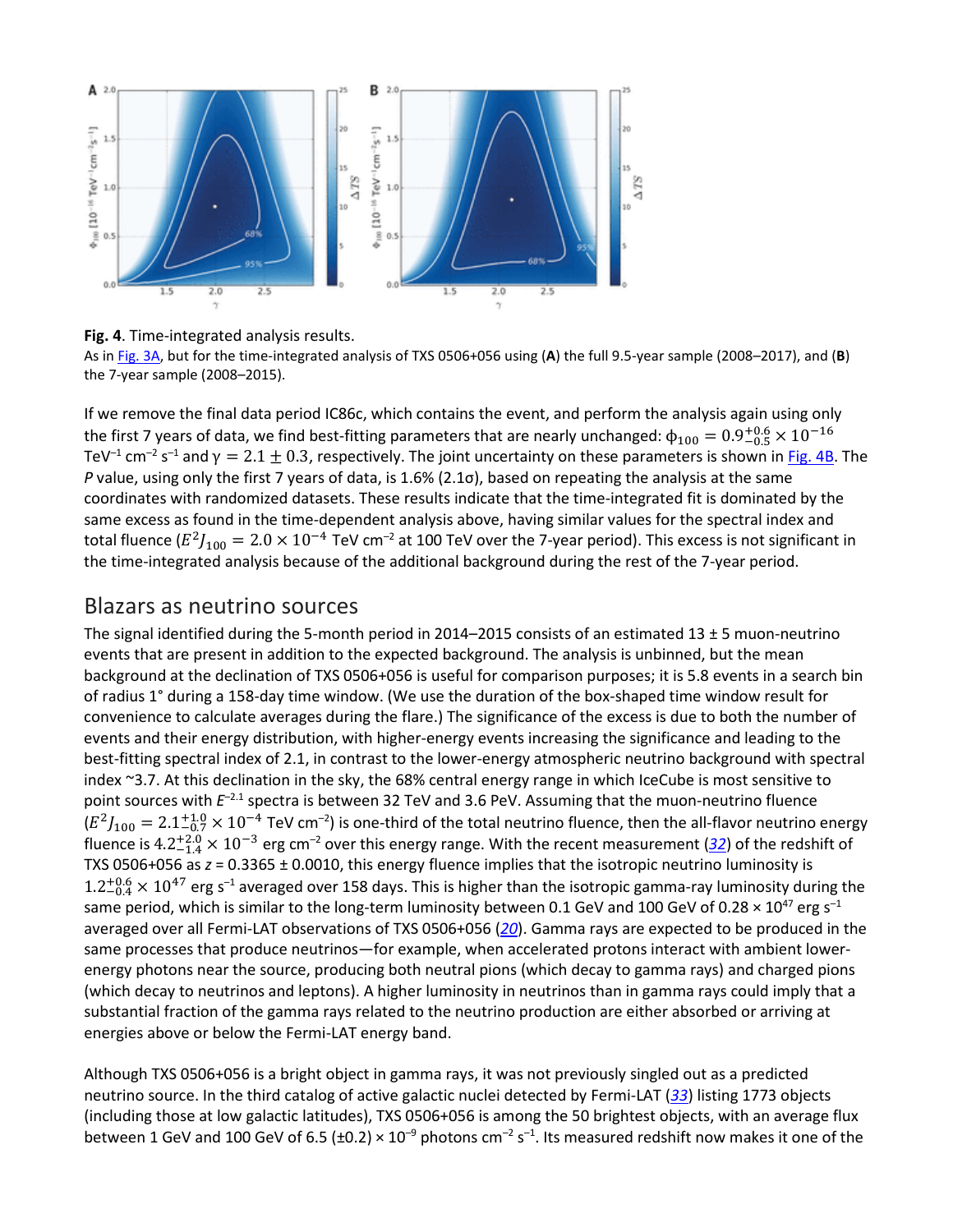**Fig. 4**. Time-integrated analysis results.

As in Fig. 3A, but for the time-integrated analysis of TXS 0506+056 using (**A**) the full 9.5-year sample (2008–2017), and (**B**) the 7-year sample (2008–2015).

If we remove the final data period IC86c, which contains the event, and perform the analysis again using only the first 7 years of data, we find best-fitting parameters that are nearly unchanged: $\phi_{100} = 0.9^{+0.6}_{-0.5} \times 10^{-16}$ TeV$^{-1}$ cm$^{-2}$ s$^{-1}$ and $\gamma = 2.1 \pm 0.3$, respectively. The joint uncertainty on these parameters is shown in Fig. 4B. The *P* value, using only the first 7 years of data, is 1.6% (2.1σ), based on repeating the analysis at the same coordinates with randomized datasets. These results indicate that the time-integrated fit is dominated by the same excess as found in the time-dependent analysis above, having similar values for the spectral index and total fluence ($E^2 J_{100} = 2.0 \times 10^{-4}$ TeV cm$^{-2}$ at 100 TeV over the 7-year period). This excess is not significant in the time-integrated analysis because of the additional background during the rest of the 7-year period.

## Blazars as neutrino sources

The signal identified during the 5-month period in 2014–2015 consists of an estimated 13 ± 5 muon-neutrino events that are present in addition to the expected background. The analysis is unbinned, but the mean background at the declination of TXS 0506+056 is useful for comparison purposes; it is 5.8 events in a search bin of radius 1° during a 158-day time window. (We use the duration of the box-shaped time window result for convenience to calculate averages during the flare.) The significance of the excess is due to both the number of events and their energy distribution, with higher-energy events increasing the significance and leading to the best-fitting spectral index of 2.1, in contrast to the lower-energy atmospheric neutrino background with spectral index ~3.7. At this declination in the sky, the 68% central energy range in which IceCube is most sensitive to point sources with $E^{-2.1}$ spectra is between 32 TeV and 3.6 PeV. Assuming that the muon-neutrino fluence ($E^2 J_{100} = 2.1^{+1.0}_{-0.7} \times 10^{-4}$ TeV cm$^{-2}$) is one-third of the total neutrino fluence, then the all-flavor neutrino energy fluence is $4.2^{+2.0}_{-1.4} \times 10^{-3}$ erg cm$^{-2}$ over this energy range. With the recent measurement (32) of the redshift of TXS 0506+056 as $z = 0.3365 \pm 0.0010$, this energy fluence implies that the isotropic neutrino luminosity is $1.2^{+0.6}_{-0.4} \times 10^{47}$ erg s$^{-1}$ averaged over 158 days. This is higher than the isotropic gamma-ray luminosity during the same period, which is similar to the long-term luminosity between 0.1 GeV and 100 GeV of 0.28 × $10^{47}$ erg s$^{-1}$ averaged over all Fermi-LAT observations of TXS 0506+056 (20). Gamma rays are expected to be produced in the same processes that produce neutrinos—for example, when accelerated protons interact with ambient lower-energy photons near the source, producing both neutral pions (which decay to gamma rays) and charged pions (which decay to neutrinos and leptons). A higher luminosity in neutrinos than in gamma rays could imply that a substantial fraction of the gamma rays related to the neutrino production are either absorbed or arriving at energies above or below the Fermi-LAT energy band.

Although TXS 0506+056 is a bright object in gamma rays, it was not previously singled out as a predicted neutrino source. In the third catalog of active galactic nuclei detected by Fermi-LAT (33) listing 1773 objects (including those at low galactic latitudes), TXS 0506+056 is among the 50 brightest objects, with an average flux between 1 GeV and 100 GeV of 6.5 (±0.2) × $10^{-9}$ photons cm$^{-2}$ s$^{-1}$. Its measured redshift now makes it one of the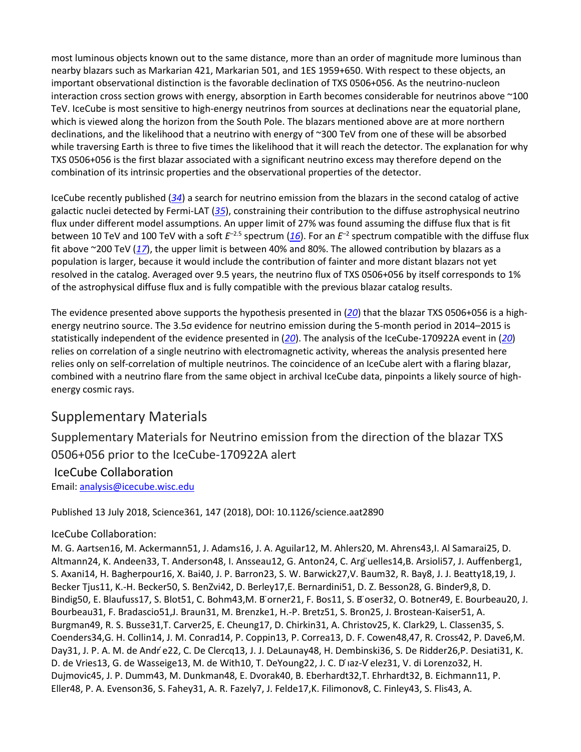most luminous objects known out to the same distance, more than an order of magnitude more luminous than nearby blazars such as Markarian 421, Markarian 501, and 1ES 1959+650. With respect to these objects, an important observational distinction is the favorable declination of TXS 0506+056. As the neutrino-nucleon interaction cross section grows with energy, absorption in Earth becomes considerable for neutrinos above ~100 TeV. IceCube is most sensitive to high-energy neutrinos from sources at declinations near the equatorial plane, which is viewed along the horizon from the South Pole. The blazars mentioned above are at more northern declinations, and the likelihood that a neutrino with energy of ~300 TeV from one of these will be absorbed while traversing Earth is three to five times the likelihood that it will reach the detector. The explanation for why TXS 0506+056 is the first blazar associated with a significant neutrino excess may therefore depend on the combination of its intrinsic properties and the observational properties of the detector.

IceCube recently published (*34*) a search for neutrino emission from the blazars in the second catalog of active galactic nuclei detected by Fermi-LAT (*35*), constraining their contribution to the diffuse astrophysical neutrino flux under different model assumptions. An upper limit of 27% was found assuming the diffuse flux that is fit between 10 TeV and 100 TeV with a soft $E^{-2.5}$ spectrum (*16*). For an $E^{-2}$ spectrum compatible with the diffuse flux fit above ~200 TeV (*17*), the upper limit is between 40% and 80%. The allowed contribution by blazars as a population is larger, because it would include the contribution of fainter and more distant blazars not yet resolved in the catalog. Averaged over 9.5 years, the neutrino flux of TXS 0506+056 by itself corresponds to 1% of the astrophysical diffuse flux and is fully compatible with the previous blazar catalog results.

The evidence presented above supports the hypothesis presented in (*20*) that the blazar TXS 0506+056 is a high-energy neutrino source. The 3.5σ evidence for neutrino emission during the 5-month period in 2014–2015 is statistically independent of the evidence presented in (*20*). The analysis of the IceCube-170922A event in (*20*) relies on correlation of a single neutrino with electromagnetic activity, whereas the analysis presented here relies only on self-correlation of multiple neutrinos. The coincidence of an IceCube alert with a flaring blazar, combined with a neutrino flare from the same object in archival IceCube data, pinpoints a likely source of high-energy cosmic rays.

## Supplementary Materials

### Supplementary Materials for Neutrino emission from the direction of the blazar TXS 0506+056 prior to the IceCube-170922A alert

#### IceCube Collaboration

Email: analysis@icecube.wisc.edu

Published 13 July 2018, Science361, 147 (2018), DOI: 10.1126/science.aat2890

IceCube Collaboration:

M. G. Aartsen16, M. Ackermann51, J. Adams16, J. A. Aguilar12, M. Ahlers20, M. Ahrens43,I. Al Samarai25, D. Altmann24, K. Andeen33, T. Anderson48, I. Ansseau12, G. Anton24, C. Argüelles14,B. Arsioli57, J. Auffenberg1, S. Axani14, H. Bagherpour16, X. Bai40, J. P. Barron23, S. W. Barwick27,V. Baum32, R. Bay8, J. J. Beatty18,19, J. Becker Tjus11, K.-H. Becker50, S. BenZvi42, D. Berley17,E. Bernardini51, D. Z. Besson28, G. Binder9,8, D. Bindig50, E. Blaufuss17, S. Blot51, C. Bohm43,M. Börner21, F. Bos11, S. Böser32, O. Botner49, E. Bourbeau20, J. Bourbeau31, F. Bradascio51,J. Braun31, M. Brenzke1, H.-P. Bretz51, S. Bron25, J. Brostean-Kaiser51, A. Burgman49, R. S. Busse31,T. Carver25, E. Cheung17, D. Chirkin31, A. Christov25, K. Clark29, L. Classen35, S. Coenders34,G. H. Collin14, J. M. Conrad14, P. Coppin13, P. Correa13, D. F. Cowen48,47, R. Cross42, P. Dave6,M. Day31, J. P. A. M. de André22, C. De Clercq13, J. J. DeLaunay48, H. Dembinski36, S. De Ridder26,P. Desiati31, K. D. de Vries13, G. de Wasseige13, M. de With10, T. DeYoung22, J. C. Díaz-Vélez31, V. di Lorenzo32, H. Dujmovic45, J. P. Dumm43, M. Dunkman48, E. Dvorak40, B. Eberhardt32,T. Ehrhardt32, B. Eichmann11, P. Eller48, P. A. Evenson36, S. Fahey31, A. R. Fazely7, J. Felde17,K. Filimonov8, C. Finley43, S. Flis43, A.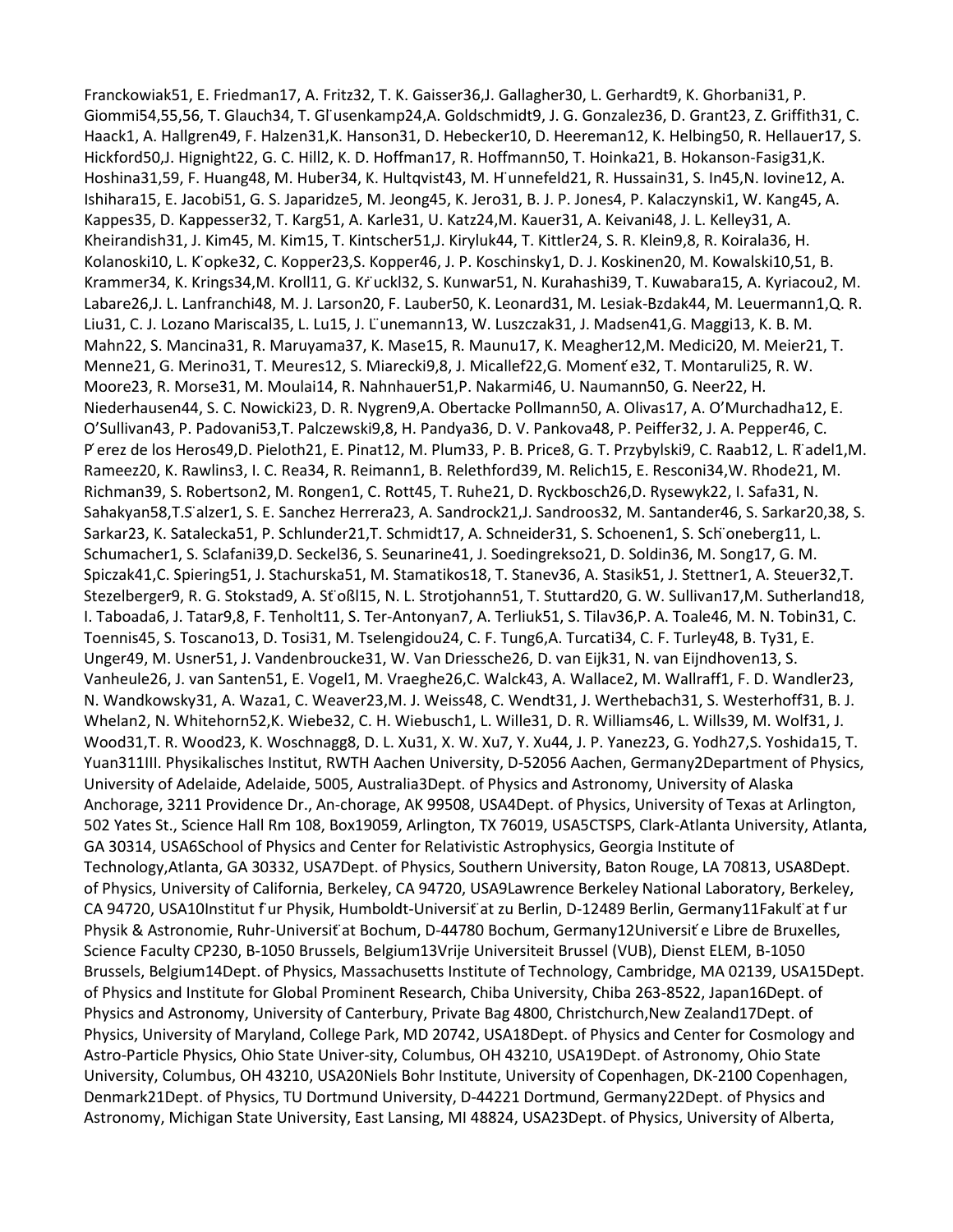Franckowiak[51], E. Friedman[17], A. Fritz[32], T. K. Gaisser[36], J. Gallagher[30], L. Gerhardt[9], K. Ghorbani[31], P. Giommi[54,55,56], T. Glauch[34], T. Glüsenkamp[24], A. Goldschmidt[9], J. G. Gonzalez[36], D. Grant[23], Z. Griffith[31], C. Haack[1], A. Hallgren[49], F. Halzen[31], K. Hanson[31], D. Hebecker[10], D. Heereman[12], K. Helbing[50], R. Hellauer[17], S. Hickford[50], J. Hignight[22], G. C. Hill[2], K. D. Hoffman[17], R. Hoffmann[50], T. Hoinka[21], B. Hokanson-Fasig[31], K. Hoshina[31,59], F. Huang[48], M. Huber[34], K. Hultqvist[43], M. Hünnefeld[21], R. Hussain[31], S. In[45], N. Iovine[12], A. Ishihara[15], E. Jacobi[51], G. S. Japaridze[5], M. Jeong[45], K. Jero[31], B. J. P. Jones[4], P. Kalaczynski[1], W. Kang[45], A. Kappes[35], D. Kappesser[32], T. Karg[51], A. Karle[31], U. Katz[24], M. Kauer[31], A. Keivani[48], J. L. Kelley[31], A. Kheirandish[31], J. Kim[45], M. Kim[15], T. Kintscher[51], J. Kiryluk[44], T. Kittler[24], S. R. Klein[9,8], R. Koirala[36], H. Kolanoski[10], L. Köpke[32], C. Kopper[23], S. Kopper[46], J. P. Koschinsky[1], D. J. Koskinen[20], M. Kowalski[10,51], B. Krammer[34], K. Krings[34], M. Kroll[11], G. Krückl[32], S. Kunwar[51], N. Kurahashi[39], T. Kuwabara[15], A. Kyriacou[2], M. Labare[26], J. L. Lanfranchi[48], M. J. Larson[20], F. Lauber[50], K. Leonard[31], M. Lesiak-Bzdak[44], M. Leuermann[1], Q. R. Liu[31], C. J. Lozano Mariscal[35], L. Lu[15], J. Lünemann[13], W. Luszczak[31], J. Madsen[41], G. Maggi[13], K. B. M. Mahn[22], S. Mancina[31], R. Maruyama[37], K. Mase[15], R. Maunu[17], K. Meagher[12], M. Medici[20], M. Meier[21], T. Menne[21], G. Merino[31], T. Meures[12], S. Miarecki[9,8], J. Micallef[22], G. Momenté[32], T. Montaruli[25], R. W. Moore[23], R. Morse[31], M. Moulai[14], R. Nahnhauer[51], P. Nakarmi[46], U. Naumann[50], G. Neer[22], H. Niederhausen[44], S. C. Nowicki[23], D. R. Nygren[9], A. Obertacke Pollmann[50], A. Olivas[17], A. O'Murchadha[12], E. O'Sullivan[43], P. Padovani[53], T. Palczewski[9,8], H. Pandya[36], D. V. Pankova[48], P. Peiffer[32], J. A. Pepper[46], C. Pérez de los Heros[49], D. Pieloth[21], E. Pinat[12], M. Plum[33], P. B. Price[8], G. T. Przybylski[9], C. Raab[12], L. Rädel[1], M. Rameez[20], K. Rawlins[3], I. C. Rea[34], R. Reimann[1], B. Relethford[39], M. Relich[15], E. Resconi[34], W. Rhode[21], M. Richman[39], S. Robertson[2], M. Rongen[1], C. Rott[45], T. Ruhe[21], D. Ryckbosch[26], D. Rysewyk[22], I. Safa[31], N. Sahakyan[58], T. Sälzer[1], S. E. Sanchez Herrera[23], A. Sandrock[21], J. Sandroos[32], M. Santander[46], S. Sarkar[20,38], S. Sarkar[23], K. Satalecka[51], P. Schlunder[21], T. Schmidt[17], A. Schneider[31], S. Schoenen[1], S. Schöneberg[11], L. Schumacher[1], S. Sclafani[39], D. Seckel[36], S. Seunarine[41], J. Soedingrekso[21], D. Soldin[36], M. Song[17], G. M. Spiczak[41], C. Spiering[51], J. Stachurska[51], M. Stamatikos[18], T. Stanev[36], A. Stasik[51], J. Stettner[1], A. Steuer[32], T. Stezelberger[9], R. G. Stokstad[9], A. Stößl[15], N. L. Strotjohann[51], T. Stuttard[20], G. W. Sullivan[17], M. Sutherland[18], I. Taboada[6], J. Tatar[9,8], F. Tenholt[11], S. Ter-Antonyan[7], A. Terliuk[51], S. Tilav[36], P. A. Toale[46], M. N. Tobin[31], C. Toennis[45], S. Toscano[13], D. Tosi[31], M. Tselengidou[24], C. F. Tung[6], A. Turcati[34], C. F. Turley[48], B. Ty[31], E. Unger[49], M. Usner[51], J. Vandenbroucke[31], W. Van Driessche[26], D. van Eijk[31], N. van Eijndhoven[13], S. Vanheule[26], J. van Santen[51], E. Vogel[1], M. Vraeghe[26], C. Walck[43], A. Wallace[2], M. Wallraff[1], F. D. Wandler[23], N. Wandkowsky[31], A. Waza[1], C. Weaver[23], M. J. Weiss[48], C. Wendt[31], J. Werthebach[31], S. Westerhoff[31], B. J. Whelan[2], N. Whitehorn[52], K. Wiebe[32], C. H. Wiebusch[1], L. Wille[31], D. R. Williams[46], L. Wills[39], M. Wolf[31], J. Wood[31], T. R. Wood[23], K. Woschnagg[8], D. L. Xu[31], X. W. Xu[7], Y. Xu[44], J. P. Yanez[23], G. Yodh[27], S. Yoshida[15], T. Yuan[31]

[1]III. Physikalisches Institut, RWTH Aachen University, D-52056 Aachen, Germany [2]Department of Physics, University of Adelaide, Adelaide, 5005, Australia [3]Dept. of Physics and Astronomy, University of Alaska Anchorage, 3211 Providence Dr., Anchorage, AK 99508, USA [4]Dept. of Physics, University of Texas at Arlington, 502 Yates St., Science Hall Rm 108, Box19059, Arlington, TX 76019, USA [5]CTSPS, Clark-Atlanta University, Atlanta, GA 30314, USA [6]School of Physics and Center for Relativistic Astrophysics, Georgia Institute of Technology, Atlanta, GA 30332, USA [7]Dept. of Physics, Southern University, Baton Rouge, LA 70813, USA [8]Dept. of Physics, University of California, Berkeley, CA 94720, USA [9]Lawrence Berkeley National Laboratory, Berkeley, CA 94720, USA [10]Institut für Physik, Humboldt-Universität zu Berlin, D-12489 Berlin, Germany [11]Fakultät für Physik & Astronomie, Ruhr-Universität Bochum, D-44780 Bochum, Germany [12]Université Libre de Bruxelles, Science Faculty CP230, B-1050 Brussels, Belgium [13]Vrije Universiteit Brussel (VUB), Dienst ELEM, B-1050 Brussels, Belgium [14]Dept. of Physics, Massachusetts Institute of Technology, Cambridge, MA 02139, USA [15]Dept. of Physics and Institute for Global Prominent Research, Chiba University, Chiba 263-8522, Japan [16]Dept. of Physics and Astronomy, University of Canterbury, Private Bag 4800, Christchurch, New Zealand [17]Dept. of Physics, University of Maryland, College Park, MD 20742, USA [18]Dept. of Physics and Center for Cosmology and Astro-Particle Physics, Ohio State University, Columbus, OH 43210, USA [19]Dept. of Astronomy, Ohio State University, Columbus, OH 43210, USA [20]Niels Bohr Institute, University of Copenhagen, DK-2100 Copenhagen, Denmark [21]Dept. of Physics, TU Dortmund University, D-44221 Dortmund, Germany [22]Dept. of Physics and Astronomy, Michigan State University, East Lansing, MI 48824, USA [23]Dept. of Physics, University of Alberta,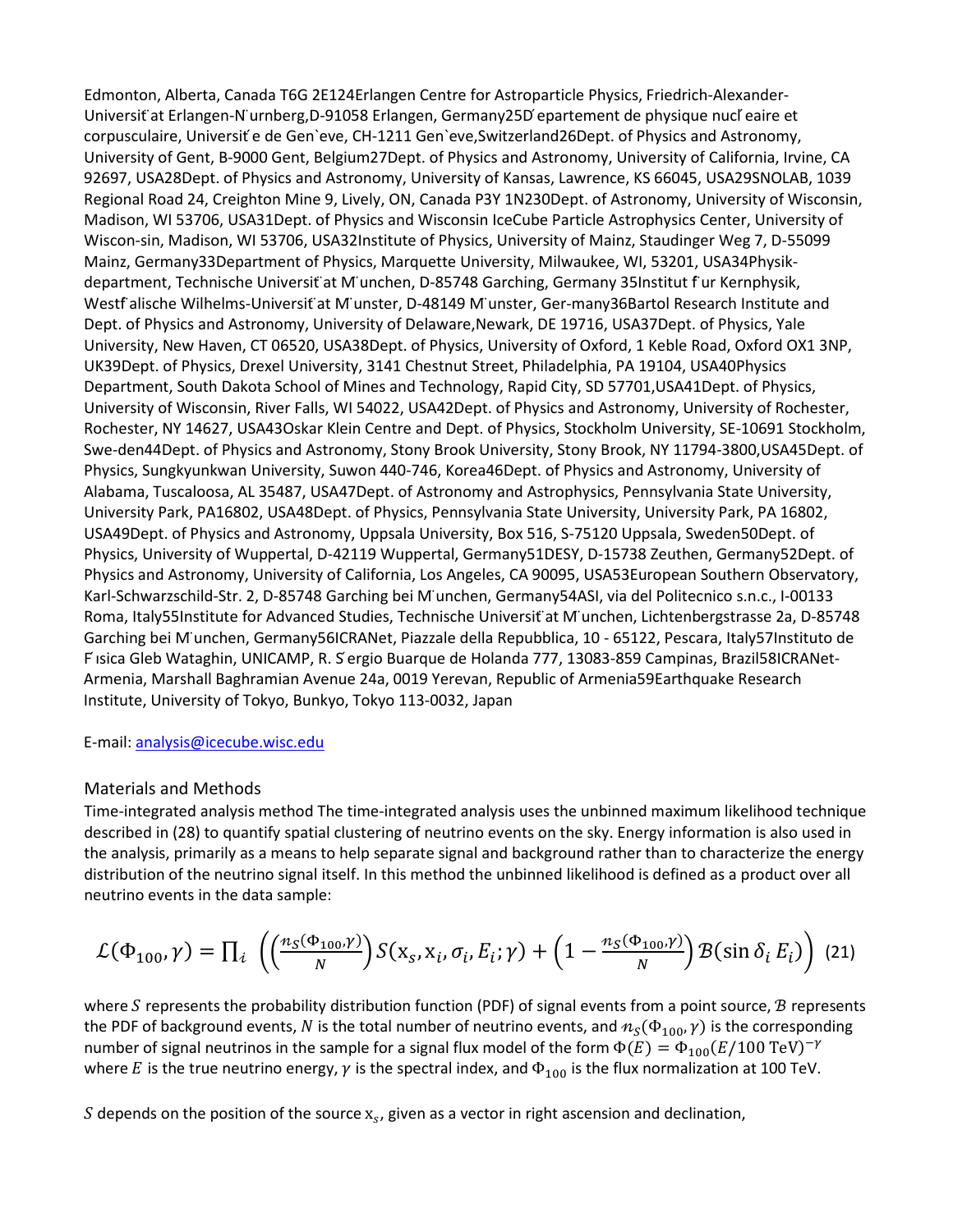Edmonton, Alberta, Canada T6G 2E124Erlangen Centre for Astroparticle Physics, Friedrich-Alexander-Universit ̈at Erlangen-N ̈urnberg,D-91058 Erlangen, Germany25D ́epartement de physique nucl ́eaire et corpusculaire, Universit ́e de Gen`eve, CH-1211 Gen`eve,Switzerland26Dept. of Physics and Astronomy, University of Gent, B-9000 Gent, Belgium27Dept. of Physics and Astronomy, University of California, Irvine, CA 92697, USA28Dept. of Physics and Astronomy, University of Kansas, Lawrence, KS 66045, USA29SNOLAB, 1039 Regional Road 24, Creighton Mine 9, Lively, ON, Canada P3Y 1N230Dept. of Astronomy, University of Wisconsin, Madison, WI 53706, USA31Dept. of Physics and Wisconsin IceCube Particle Astrophysics Center, University of Wiscon-sin, Madison, WI 53706, USA32Institute of Physics, University of Mainz, Staudinger Weg 7, D-55099 Mainz, Germany33Department of Physics, Marquette University, Milwaukee, WI, 53201, USA34Physik-department, Technische Universit ̈at M ̈unchen, D-85748 Garching, Germany 35Institut f ̈ur Kernphysik, Westf ̈alische Wilhelms-Universit ̈at M ̈unster, D-48149 M ̈unster, Ger-many36Bartol Research Institute and Dept. of Physics and Astronomy, University of Delaware,Newark, DE 19716, USA37Dept. of Physics, Yale University, New Haven, CT 06520, USA38Dept. of Physics, University of Oxford, 1 Keble Road, Oxford OX1 3NP, UK39Dept. of Physics, Drexel University, 3141 Chestnut Street, Philadelphia, PA 19104, USA40Physics Department, South Dakota School of Mines and Technology, Rapid City, SD 57701,USA41Dept. of Physics, University of Wisconsin, River Falls, WI 54022, USA42Dept. of Physics and Astronomy, University of Rochester, Rochester, NY 14627, USA43Oskar Klein Centre and Dept. of Physics, Stockholm University, SE-10691 Stockholm, Swe-den44Dept. of Physics and Astronomy, Stony Brook University, Stony Brook, NY 11794-3800,USA45Dept. of Physics, Sungkyunkwan University, Suwon 440-746, Korea46Dept. of Physics and Astronomy, University of Alabama, Tuscaloosa, AL 35487, USA47Dept. of Astronomy and Astrophysics, Pennsylvania State University, University Park, PA16802, USA48Dept. of Physics, Pennsylvania State University, University Park, PA 16802, USA49Dept. of Physics and Astronomy, Uppsala University, Box 516, S-75120 Uppsala, Sweden50Dept. of Physics, University of Wuppertal, D-42119 Wuppertal, Germany51DESY, D-15738 Zeuthen, Germany52Dept. of Physics and Astronomy, University of California, Los Angeles, CA 90095, USA53European Southern Observatory, Karl-Schwarzschild-Str. 2, D-85748 Garching bei M ̈unchen, Germany54ASI, via del Politecnico s.n.c., I-00133 Roma, Italy55Institute for Advanced Studies, Technische Universit ̈at M ̈unchen, Lichtenbergstrasse 2a, D-85748 Garching bei M ̈unchen, Germany56ICRANet, Piazzale della Repubblica, 10 - 65122, Pescara, Italy57Instituto de F ́ısica Gleb Wataghin, UNICAMP, R. S ́ergio Buarque de Holanda 777, 13083-859 Campinas, Brazil58ICRANet-Armenia, Marshall Baghramian Avenue 24a, 0019 Yerevan, Republic of Armenia59Earthquake Research Institute, University of Tokyo, Bunkyo, Tokyo 113-0032, Japan

E-mail: analysis@icecube.wisc.edu

## Materials and Methods

Time-integrated analysis method The time-integrated analysis uses the unbinned maximum likelihood technique described in (28) to quantify spatial clustering of neutrino events on the sky. Energy information is also used in the analysis, primarily as a means to help separate signal and background rather than to characterize the energy distribution of the neutrino signal itself. In this method the unbinned likelihood is defined as a product over all neutrino events in the data sample:

$$\mathcal{L}(\Phi_{100}, \gamma) = \prod_i \left( \left(\frac{n_S(\Phi_{100},\gamma)}{N}\right) S(\mathrm{x}_s, \mathrm{x}_i, \sigma_i, E_i; \gamma) + \left(1 - \frac{n_S(\Phi_{100},\gamma)}{N}\right) \mathcal{B}(\sin\delta_i\ E_i) \right) \quad (21)$$

where $S$ represents the probability distribution function (PDF) of signal events from a point source, $\mathcal{B}$ represents the PDF of background events, $N$ is the total number of neutrino events, and $n_S(\Phi_{100}, \gamma)$ is the corresponding number of signal neutrinos in the sample for a signal flux model of the form $\Phi(E) = \Phi_{100}(E/100\ \mathrm{TeV})^{-\gamma}$ where $E$ is the true neutrino energy, $\gamma$ is the spectral index, and $\Phi_{100}$ is the flux normalization at 100 TeV.

$S$ depends on the position of the source $\mathrm{x}_s$, given as a vector in right ascension and declination,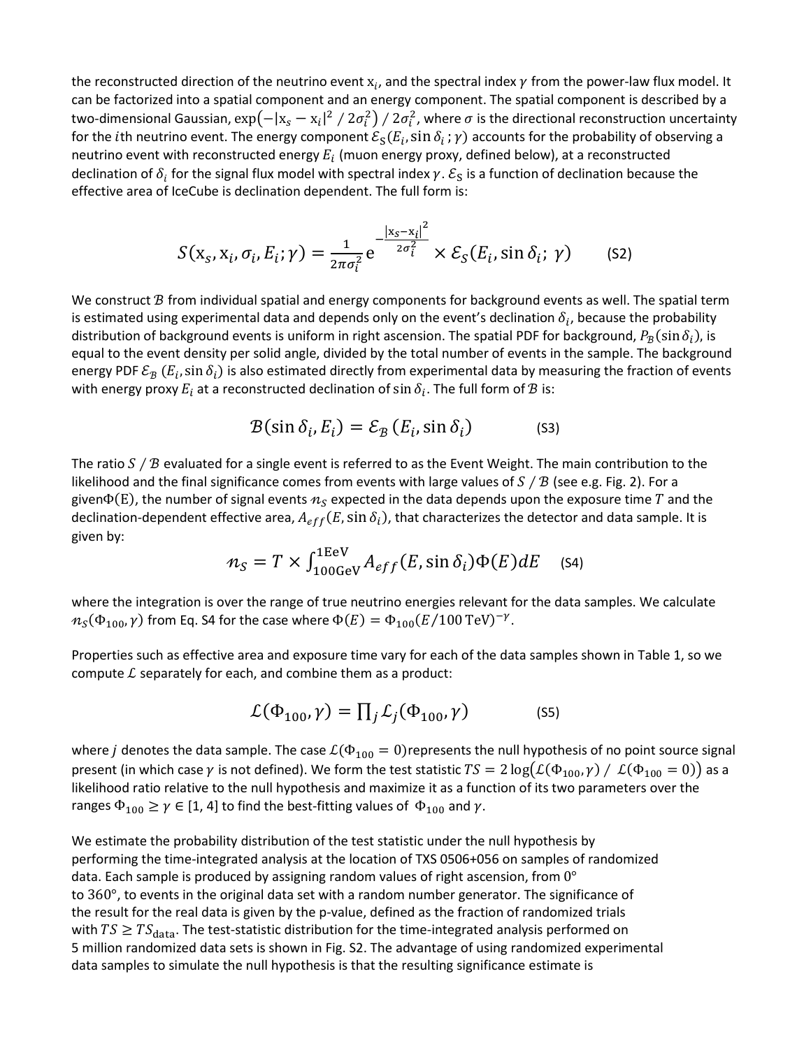the reconstructed direction of the neutrino event $\mathrm{x}_i$, and the spectral index $\gamma$ from the power-law flux model. It can be factorized into a spatial component and an energy component. The spatial component is described by a two-dimensional Gaussian, $\exp\left(-|\mathrm{x}_s - \mathrm{x}_i|^2 / 2\sigma_i^2\right) / 2\sigma_i^2$, where $\sigma$ is the directional reconstruction uncertainty for the $i$th neutrino event. The energy component $\mathcal{E}_S(E_i, \sin\delta_i\,; \gamma)$ accounts for the probability of observing a neutrino event with reconstructed energy $E_i$ (muon energy proxy, defined below), at a reconstructed declination of $\delta_i$ for the signal flux model with spectral index $\gamma$. $\mathcal{E}_S$ is a function of declination because the effective area of IceCube is declination dependent. The full form is:

$$S(\mathrm{x}_s, \mathrm{x}_i, \sigma_i, E_i; \gamma) = \frac{1}{2\pi\sigma_i^2} \mathrm{e}^{-\frac{|\mathrm{x}_s - \mathrm{x}_i|^2}{2\sigma_i^2}} \times \mathcal{E}_S(E_i, \sin\delta_i;\ \gamma) \qquad \text{(S2)}$$

We construct $\mathcal{B}$ from individual spatial and energy components for background events as well. The spatial term is estimated using experimental data and depends only on the event's declination $\delta_i$, because the probability distribution of background events is uniform in right ascension. The spatial PDF for background, $P_{\mathcal{B}}(\sin\delta_i)$, is equal to the event density per solid angle, divided by the total number of events in the sample. The background energy PDF $\mathcal{E}_{\mathcal{B}}\,(E_i, \sin\delta_i)$ is also estimated directly from experimental data by measuring the fraction of events with energy proxy $E_i$ at a reconstructed declination of $\sin\delta_i$. The full form of $\mathcal{B}$ is:

$$\mathcal{B}(\sin\delta_i, E_i) = \mathcal{E}_{\mathcal{B}}\,(E_i, \sin\delta_i) \qquad \text{(S3)}$$

The ratio $S\,/\,\mathcal{B}$ evaluated for a single event is referred to as the Event Weight. The main contribution to the likelihood and the final significance comes from events with large values of $S\,/\,\mathcal{B}$ (see e.g. Fig. 2). For a given $\Phi(\mathrm{E})$, the number of signal events $n_S$ expected in the data depends upon the exposure time $T$ and the declination-dependent effective area, $A_{eff}(E, \sin\delta_i)$, that characterizes the detector and data sample. It is given by:

$$n_S = T \times \int_{100\mathrm{GeV}}^{1\mathrm{EeV}} A_{eff}(E, \sin\delta_i)\Phi(E)dE \qquad \text{(S4)}$$

where the integration is over the range of true neutrino energies relevant for the data samples. We calculate $n_S(\Phi_{100}, \gamma)$ from Eq. S4 for the case where $\Phi(E) = \Phi_{100}(E/100\,\mathrm{TeV})^{-\gamma}$.

Properties such as effective area and exposure time vary for each of the data samples shown in Table 1, so we compute $\mathcal{L}$ separately for each, and combine them as a product:

$$\mathcal{L}(\Phi_{100}, \gamma) = \prod_j \mathcal{L}_j(\Phi_{100}, \gamma) \qquad \text{(S5)}$$

where $j$ denotes the data sample. The case $\mathcal{L}(\Phi_{100} = 0)$ represents the null hypothesis of no point source signal present (in which case $\gamma$ is not defined). We form the test statistic $TS = 2\log\left(\mathcal{L}(\Phi_{100}, \gamma)\,/\,\mathcal{L}(\Phi_{100} = 0)\right)$ as a likelihood ratio relative to the null hypothesis and maximize it as a function of its two parameters over the ranges $\Phi_{100} \geq \gamma \in [1, 4]$ to find the best-fitting values of $\Phi_{100}$ and $\gamma$.

We estimate the probability distribution of the test statistic under the null hypothesis by performing the time-integrated analysis at the location of TXS 0506+056 on samples of randomized data. Each sample is produced by assigning random values of right ascension, from $0°$ to $360°$, to events in the original data set with a random number generator. The significance of the result for the real data is given by the p-value, defined as the fraction of randomized trials with $TS \geq TS_{\mathrm{data}}$. The test-statistic distribution for the time-integrated analysis performed on 5 million randomized data sets is shown in Fig. S2. The advantage of using randomized experimental data samples to simulate the null hypothesis is that the resulting significance estimate is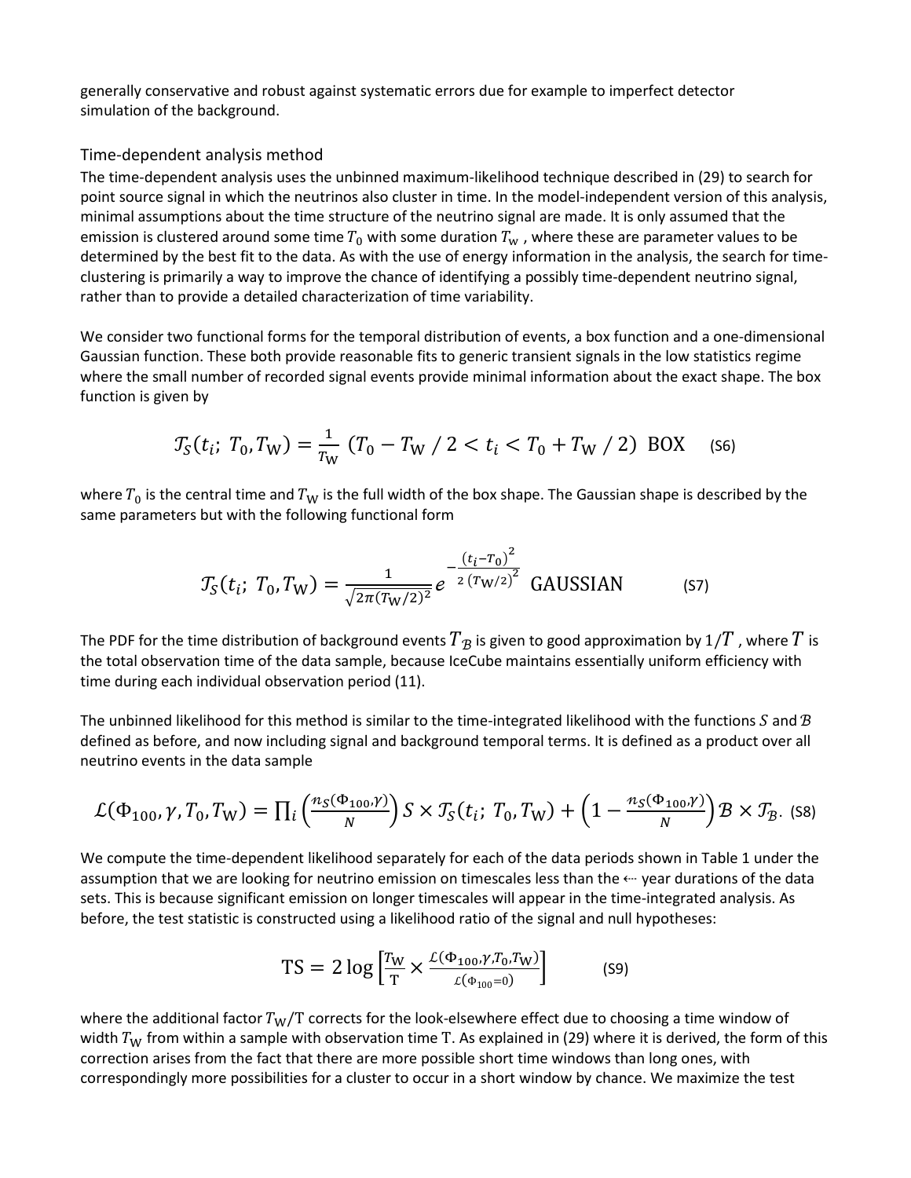generally conservative and robust against systematic errors due for example to imperfect detector simulation of the background.

## Time-dependent analysis method

The time-dependent analysis uses the unbinned maximum-likelihood technique described in (29) to search for point source signal in which the neutrinos also cluster in time. In the model-independent version of this analysis, minimal assumptions about the time structure of the neutrino signal are made. It is only assumed that the emission is clustered around some time $T_0$ with some duration $T_W$, where these are parameter values to be determined by the best fit to the data. As with the use of energy information in the analysis, the search for time-clustering is primarily a way to improve the chance of identifying a possibly time-dependent neutrino signal, rather than to provide a detailed characterization of time variability.

We consider two functional forms for the temporal distribution of events, a box function and a one-dimensional Gaussian function. These both provide reasonable fits to generic transient signals in the low statistics regime where the small number of recorded signal events provide minimal information about the exact shape. The box function is given by

$$\mathcal{T}_S(t_i;\, T_0, T_\mathrm{W}) = \frac{1}{T_\mathrm{W}}\ (T_0 - T_\mathrm{W}\,/\,2 < t_i < T_0 + T_\mathrm{W}\,/\,2)\ \ \mathrm{BOX} \qquad \text{(S6)}$$

where $T_0$ is the central time and $T_W$ is the full width of the box shape. The Gaussian shape is described by the same parameters but with the following functional form

$$\mathcal{T}_S(t_i;\, T_0, T_\mathrm{W}) = \frac{1}{\sqrt{2\pi (T_\mathrm{W}/2)^2}}\, e^{-\frac{(t_i - T_0)^2}{2\,(T_\mathrm{W}/2)^2}}\ \ \mathrm{GAUSSIAN} \qquad \text{(S7)}$$

The PDF for the time distribution of background events $\mathcal{T}_\mathcal{B}$ is given to good approximation by $1/T$, where $T$ is the total observation time of the data sample, because IceCube maintains essentially uniform efficiency with time during each individual observation period (11).

The unbinned likelihood for this method is similar to the time-integrated likelihood with the functions $S$ and $\mathcal{B}$ defined as before, and now including signal and background temporal terms. It is defined as a product over all neutrino events in the data sample

$$\mathcal{L}(\Phi_{100}, \gamma, T_0, T_\mathrm{W}) = \prod_i \left(\frac{n_S(\Phi_{100},\gamma)}{N}\right) S \times \mathcal{T}_S(t_i;\, T_0, T_\mathrm{W}) + \left(1 - \frac{n_S(\Phi_{100},\gamma)}{N}\right) \mathcal{B} \times \mathcal{T}_\mathcal{B}. \quad \text{(S8)}$$

We compute the time-dependent likelihood separately for each of the data periods shown in Table 1 under the assumption that we are looking for neutrino emission on timescales less than the ←⋯ year durations of the data sets. This is because significant emission on longer timescales will appear in the time-integrated analysis. As before, the test statistic is constructed using a likelihood ratio of the signal and null hypotheses:

$$\mathrm{TS} = 2\log\left[\frac{T_\mathrm{W}}{\mathrm{T}} \times \frac{\mathcal{L}(\Phi_{100}, \gamma, T_0, T_\mathrm{W})}{\mathcal{L}(\Phi_{100} = 0)}\right] \qquad \text{(S9)}$$

where the additional factor $T_\mathrm{W}/\mathrm{T}$ corrects for the look-elsewhere effect due to choosing a time window of width $T_\mathrm{W}$ from within a sample with observation time T. As explained in (29) where it is derived, the form of this correction arises from the fact that there are more possible short time windows than long ones, with correspondingly more possibilities for a cluster to occur in a short window by chance. We maximize the test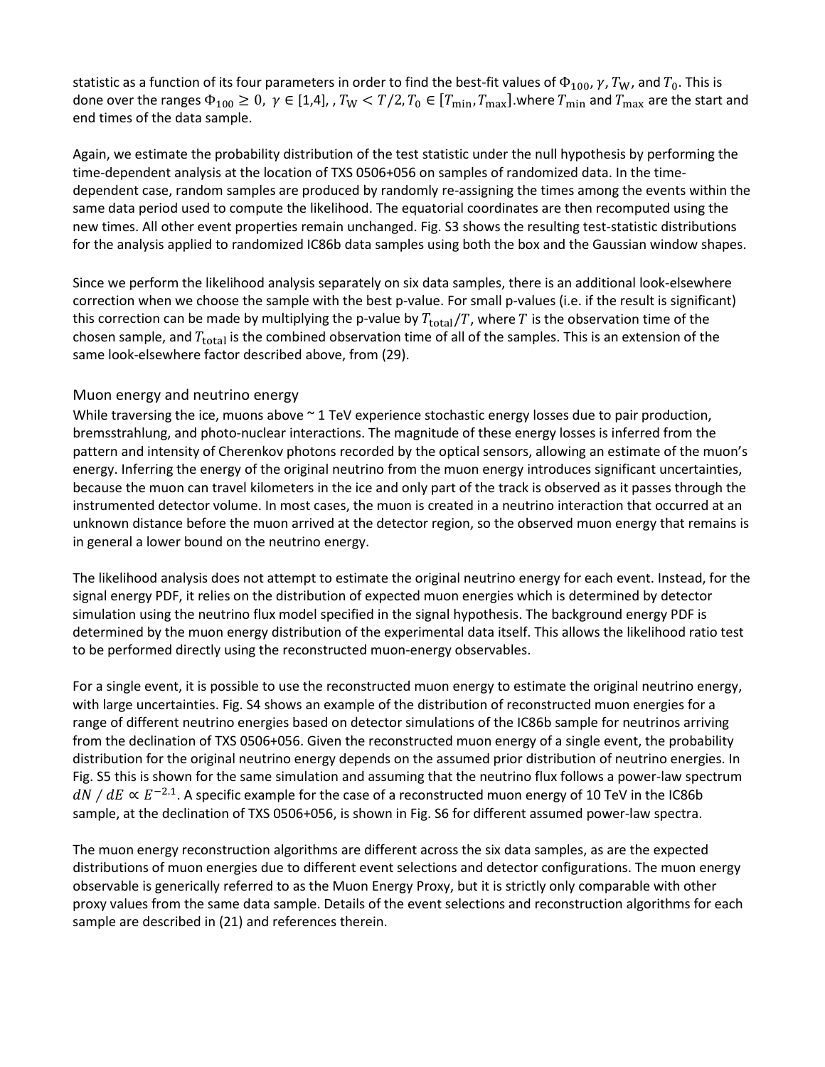statistic as a function of its four parameters in order to find the best-fit values of $\Phi_{100}$, $\gamma$, $T_{\mathrm{W}}$, and $T_0$. This is done over the ranges $\Phi_{100} \geq 0$, $\gamma \in [1,4]$, , $T_{\mathrm{W}} < T/2$, $T_0 \in [T_{\min}, T_{\max}]$.where $T_{\min}$ and $T_{\max}$ are the start and end times of the data sample.

Again, we estimate the probability distribution of the test statistic under the null hypothesis by performing the time-dependent analysis at the location of TXS 0506+056 on samples of randomized data. In the time-dependent case, random samples are produced by randomly re-assigning the times among the events within the same data period used to compute the likelihood. The equatorial coordinates are then recomputed using the new times. All other event properties remain unchanged. Fig. S3 shows the resulting test-statistic distributions for the analysis applied to randomized IC86b data samples using both the box and the Gaussian window shapes.

Since we perform the likelihood analysis separately on six data samples, there is an additional look-elsewhere correction when we choose the sample with the best p-value. For small p-values (i.e. if the result is significant) this correction can be made by multiplying the p-value by $T_{\mathrm{total}}/T$, where $T$ is the observation time of the chosen sample, and $T_{\mathrm{total}}$ is the combined observation time of all of the samples. This is an extension of the same look-elsewhere factor described above, from (29).

## Muon energy and neutrino energy

While traversing the ice, muons above ~ 1 TeV experience stochastic energy losses due to pair production, bremsstrahlung, and photo-nuclear interactions. The magnitude of these energy losses is inferred from the pattern and intensity of Cherenkov photons recorded by the optical sensors, allowing an estimate of the muon's energy. Inferring the energy of the original neutrino from the muon energy introduces significant uncertainties, because the muon can travel kilometers in the ice and only part of the track is observed as it passes through the instrumented detector volume. In most cases, the muon is created in a neutrino interaction that occurred at an unknown distance before the muon arrived at the detector region, so the observed muon energy that remains is in general a lower bound on the neutrino energy.

The likelihood analysis does not attempt to estimate the original neutrino energy for each event. Instead, for the signal energy PDF, it relies on the distribution of expected muon energies which is determined by detector simulation using the neutrino flux model specified in the signal hypothesis. The background energy PDF is determined by the muon energy distribution of the experimental data itself. This allows the likelihood ratio test to be performed directly using the reconstructed muon-energy observables.

For a single event, it is possible to use the reconstructed muon energy to estimate the original neutrino energy, with large uncertainties. Fig. S4 shows an example of the distribution of reconstructed muon energies for a range of different neutrino energies based on detector simulations of the IC86b sample for neutrinos arriving from the declination of TXS 0506+056. Given the reconstructed muon energy of a single event, the probability distribution for the original neutrino energy depends on the assumed prior distribution of neutrino energies. In Fig. S5 this is shown for the same simulation and assuming that the neutrino flux follows a power-law spectrum $dN\,/\,dE \propto E^{-2.1}$. A specific example for the case of a reconstructed muon energy of 10 TeV in the IC86b sample, at the declination of TXS 0506+056, is shown in Fig. S6 for different assumed power-law spectra.

The muon energy reconstruction algorithms are different across the six data samples, as are the expected distributions of muon energies due to different event selections and detector configurations. The muon energy observable is generically referred to as the Muon Energy Proxy, but it is strictly only comparable with other proxy values from the same data sample. Details of the event selections and reconstruction algorithms for each sample are described in (21) and references therein.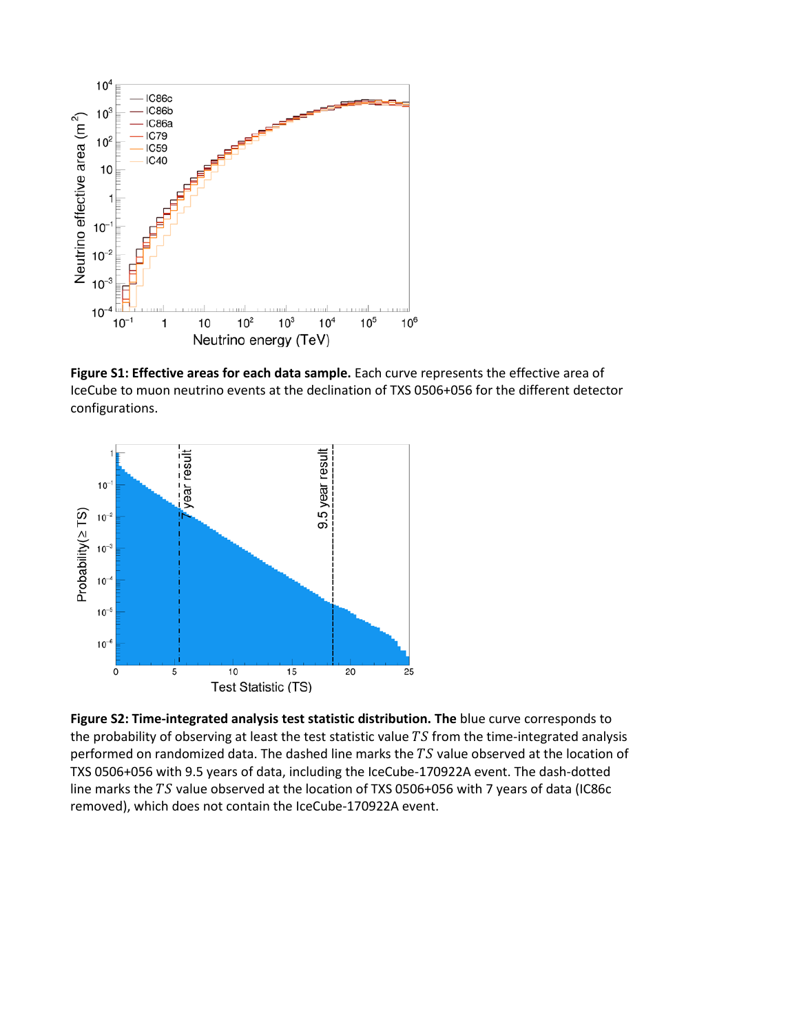**Figure S1: Effective areas for each data sample.** Each curve represents the effective area of IceCube to muon neutrino events at the declination of TXS 0506+056 for the different detector configurations.

**Figure S2: Time-integrated analysis test statistic distribution. The** blue curve corresponds to the probability of observing at least the test statistic value $TS$ from the time-integrated analysis performed on randomized data. The dashed line marks the $TS$ value observed at the location of TXS 0506+056 with 9.5 years of data, including the IceCube-170922A event. The dash-dotted line marks the $TS$ value observed at the location of TXS 0506+056 with 7 years of data (IC86c removed), which does not contain the IceCube-170922A event.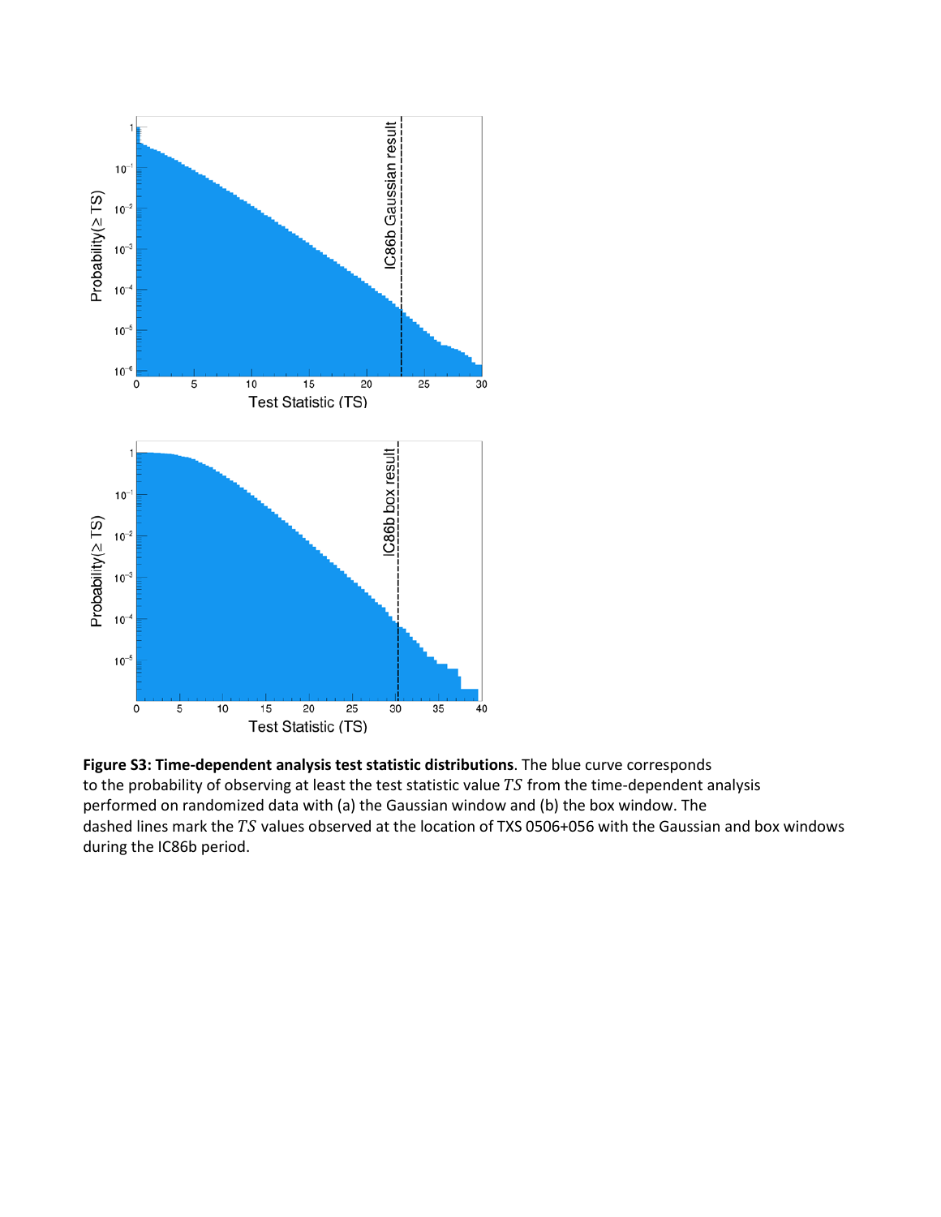**Figure S3: Time-dependent analysis test statistic distributions**. The blue curve corresponds to the probability of observing at least the test statistic value $TS$ from the time-dependent analysis performed on randomized data with (a) the Gaussian window and (b) the box window. The dashed lines mark the $TS$ values observed at the location of TXS 0506+056 with the Gaussian and box windows during the IC86b period.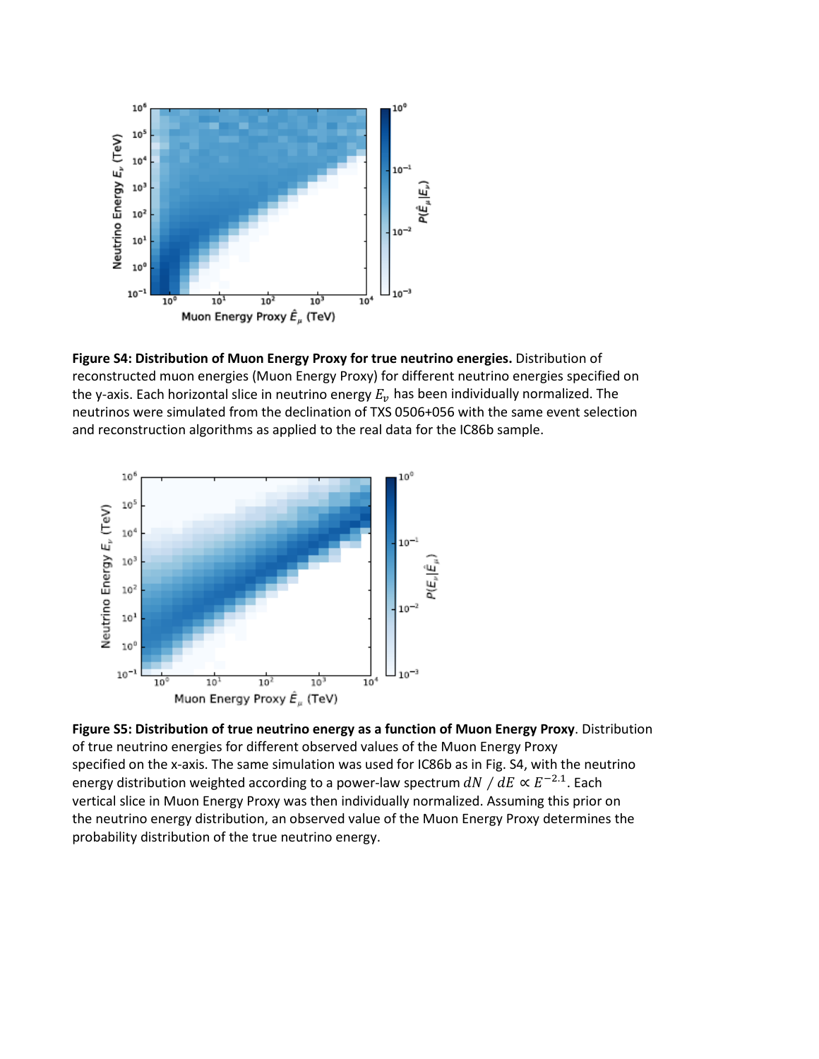**Figure S4: Distribution of Muon Energy Proxy for true neutrino energies.** Distribution of reconstructed muon energies (Muon Energy Proxy) for different neutrino energies specified on the y-axis. Each horizontal slice in neutrino energy $E_\nu$ has been individually normalized. The neutrinos were simulated from the declination of TXS 0506+056 with the same event selection and reconstruction algorithms as applied to the real data for the IC86b sample.

**Figure S5: Distribution of true neutrino energy as a function of Muon Energy Proxy**. Distribution of true neutrino energies for different observed values of the Muon Energy Proxy specified on the x-axis. The same simulation was used for IC86b as in Fig. S4, with the neutrino energy distribution weighted according to a power-law spectrum $dN\ /\ dE \propto E^{-2.1}$. Each vertical slice in Muon Energy Proxy was then individually normalized. Assuming this prior on the neutrino energy distribution, an observed value of the Muon Energy Proxy determines the probability distribution of the true neutrino energy.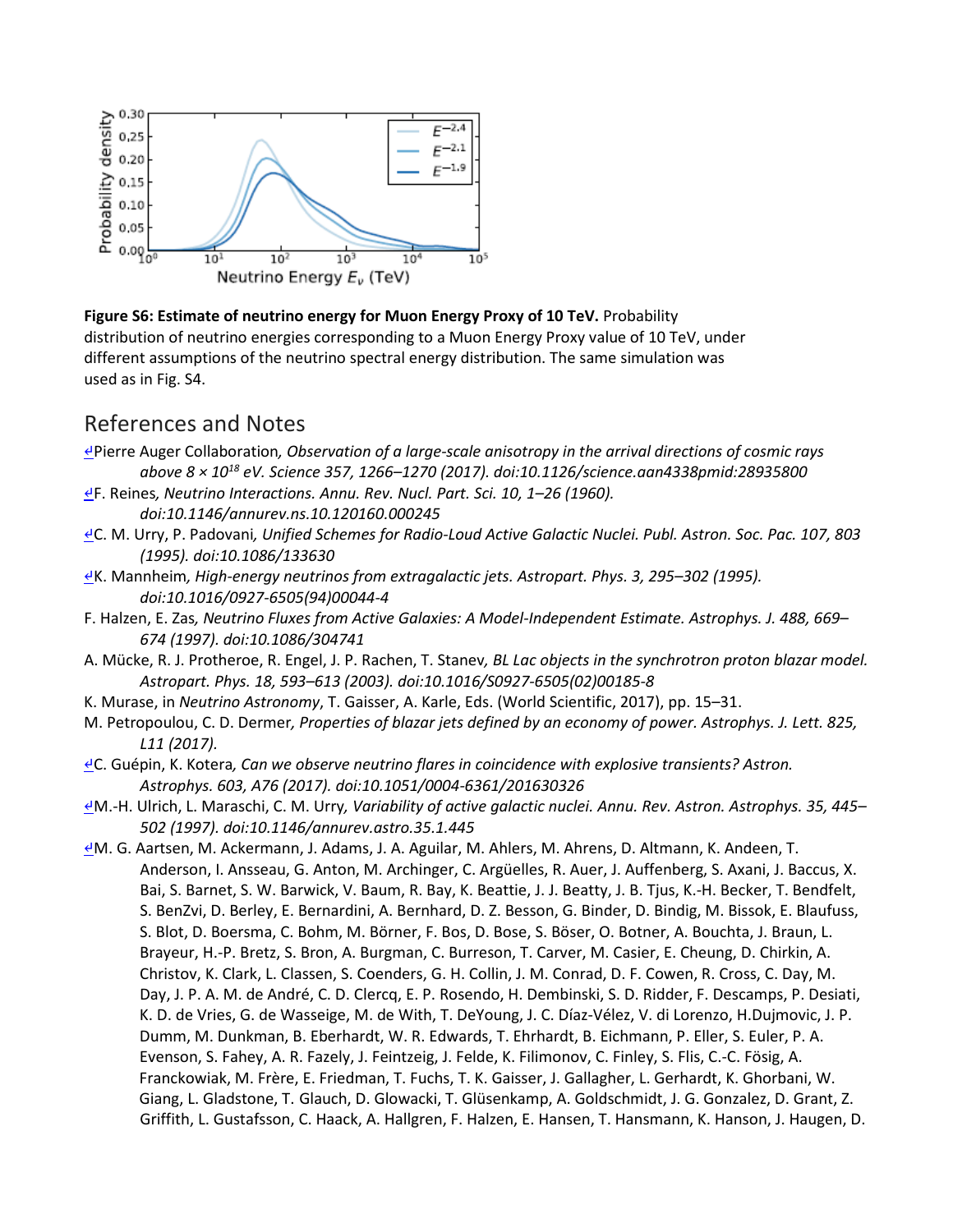**Figure S6: Estimate of neutrino energy for Muon Energy Proxy of 10 TeV.** Probability distribution of neutrino energies corresponding to a Muon Energy Proxy value of 10 TeV, under different assumptions of the neutrino spectral energy distribution. The same simulation was used as in Fig. S4.

## References and Notes

↲Pierre Auger Collaboration*, Observation of a large-scale anisotropy in the arrival directions of cosmic rays above 8 × $10^{18}$ eV. Science 357, 1266–1270 (2017). doi:10.1126/science.aan4338pmid:28935800*

↲F. Reines*, Neutrino Interactions. Annu. Rev. Nucl. Part. Sci. 10, 1–26 (1960). doi:10.1146/annurev.ns.10.120160.000245*

↲C. M. Urry, P. Padovani*, Unified Schemes for Radio-Loud Active Galactic Nuclei. Publ. Astron. Soc. Pac. 107, 803 (1995). doi:10.1086/133630*

↲K. Mannheim*, High-energy neutrinos from extragalactic jets. Astropart. Phys. 3, 295–302 (1995). doi:10.1016/0927-6505(94)00044-4*

F. Halzen, E. Zas*, Neutrino Fluxes from Active Galaxies: A Model-Independent Estimate. Astrophys. J. 488, 669–674 (1997). doi:10.1086/304741*

A. Mücke, R. J. Protheroe, R. Engel, J. P. Rachen, T. Stanev*, BL Lac objects in the synchrotron proton blazar model. Astropart. Phys. 18, 593–613 (2003). doi:10.1016/S0927-6505(02)00185-8*

K. Murase, in *Neutrino Astronomy*, T. Gaisser, A. Karle, Eds. (World Scientific, 2017), pp. 15–31.

M. Petropoulou, C. D. Dermer*, Properties of blazar jets defined by an economy of power. Astrophys. J. Lett. 825, L11 (2017).*

↲C. Guépin, K. Kotera*, Can we observe neutrino flares in coincidence with explosive transients? Astron. Astrophys. 603, A76 (2017). doi:10.1051/0004-6361/201630326*

↲M.-H. Ulrich, L. Maraschi, C. M. Urry*, Variability of active galactic nuclei. Annu. Rev. Astron. Astrophys. 35, 445–502 (1997). doi:10.1146/annurev.astro.35.1.445*

↲M. G. Aartsen, M. Ackermann, J. Adams, J. A. Aguilar, M. Ahlers, M. Ahrens, D. Altmann, K. Andeen, T. Anderson, I. Ansseau, G. Anton, M. Archinger, C. Argüelles, R. Auer, J. Auffenberg, S. Axani, J. Baccus, X. Bai, S. Barnet, S. W. Barwick, V. Baum, R. Bay, K. Beattie, J. J. Beatty, J. B. Tjus, K.-H. Becker, T. Bendfelt, S. BenZvi, D. Berley, E. Bernardini, A. Bernhard, D. Z. Besson, G. Binder, D. Bindig, M. Bissok, E. Blaufuss, S. Blot, D. Boersma, C. Bohm, M. Börner, F. Bos, D. Bose, S. Böser, O. Botner, A. Bouchta, J. Braun, L. Brayeur, H.-P. Bretz, S. Bron, A. Burgman, C. Burreson, T. Carver, M. Casier, E. Cheung, D. Chirkin, A. Christov, K. Clark, L. Classen, S. Coenders, G. H. Collin, J. M. Conrad, D. F. Cowen, R. Cross, C. Day, M. Day, J. P. A. M. de André, C. D. Clercq, E. P. Rosendo, H. Dembinski, S. D. Ridder, F. Descamps, P. Desiati, K. D. de Vries, G. de Wasseige, M. de With, T. DeYoung, J. C. Díaz-Vélez, V. di Lorenzo, H.Dujmovic, J. P. Dumm, M. Dunkman, B. Eberhardt, W. R. Edwards, T. Ehrhardt, B. Eichmann, P. Eller, S. Euler, P. A. Evenson, S. Fahey, A. R. Fazely, J. Feintzeig, J. Felde, K. Filimonov, C. Finley, S. Flis, C.-C. Fösig, A. Franckowiak, M. Frère, E. Friedman, T. Fuchs, T. K. Gaisser, J. Gallagher, L. Gerhardt, K. Ghorbani, W. Giang, L. Gladstone, T. Glauch, D. Glowacki, T. Glüsenkamp, A. Goldschmidt, J. G. Gonzalez, D. Grant, Z. Griffith, L. Gustafsson, C. Haack, A. Hallgren, F. Halzen, E. Hansen, T. Hansmann, K. Hanson, J. Haugen, D.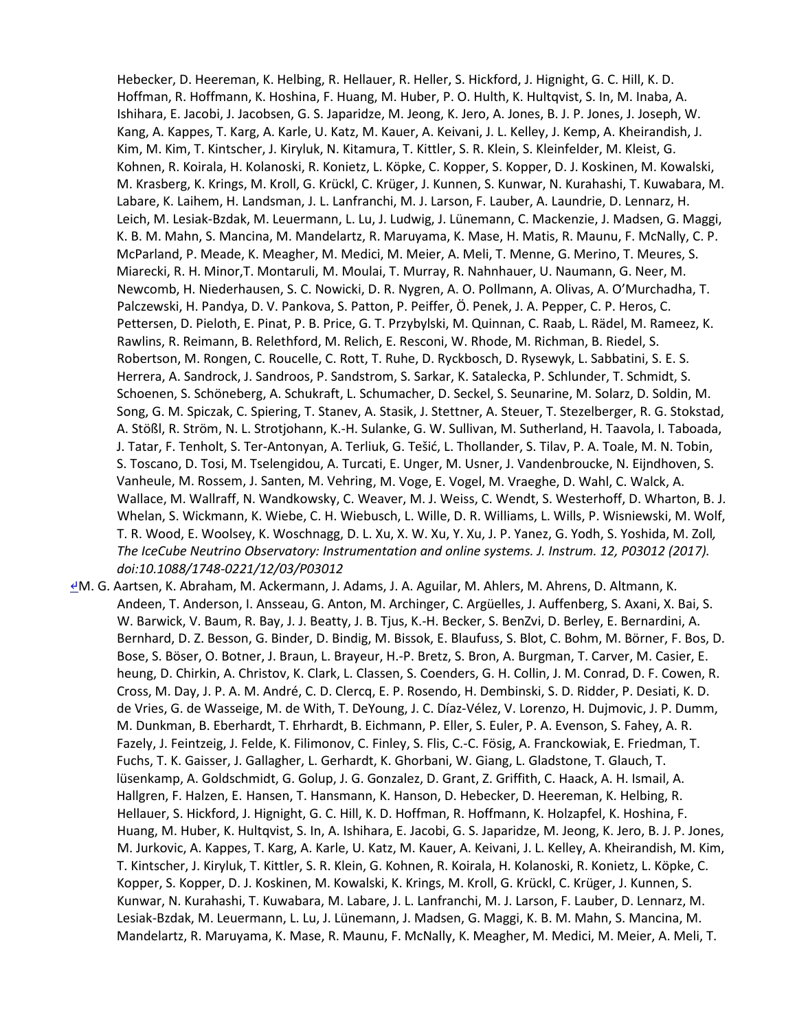Hebecker, D. Heereman, K. Helbing, R. Hellauer, R. Heller, S. Hickford, J. Hignight, G. C. Hill, K. D. Hoffman, R. Hoffmann, K. Hoshina, F. Huang, M. Huber, P. O. Hulth, K. Hultqvist, S. In, M. Inaba, A. Ishihara, E. Jacobi, J. Jacobsen, G. S. Japaridze, M. Jeong, K. Jero, A. Jones, B. J. P. Jones, J. Joseph, W. Kang, A. Kappes, T. Karg, A. Karle, U. Katz, M. Kauer, A. Keivani, J. L. Kelley, J. Kemp, A. Kheirandish, J. Kim, M. Kim, T. Kintscher, J. Kiryluk, N. Kitamura, T. Kittler, S. R. Klein, S. Kleinfelder, M. Kleist, G. Kohnen, R. Koirala, H. Kolanoski, R. Konietz, L. Köpke, C. Kopper, S. Kopper, D. J. Koskinen, M. Kowalski, M. Krasberg, K. Krings, M. Kroll, G. Krückl, C. Krüger, J. Kunnen, S. Kunwar, N. Kurahashi, T. Kuwabara, M. Labare, K. Laihem, H. Landsman, J. L. Lanfranchi, M. J. Larson, F. Lauber, A. Laundrie, D. Lennarz, H. Leich, M. Lesiak-Bzdak, M. Leuermann, L. Lu, J. Ludwig, J. Lünemann, C. Mackenzie, J. Madsen, G. Maggi, K. B. M. Mahn, S. Mancina, M. Mandelartz, R. Maruyama, K. Mase, H. Matis, R. Maunu, F. McNally, C. P. McParland, P. Meade, K. Meagher, M. Medici, M. Meier, A. Meli, T. Menne, G. Merino, T. Meures, S. Miarecki, R. H. Minor,T. Montaruli, M. Moulai, T. Murray, R. Nahnhauer, U. Naumann, G. Neer, M. Newcomb, H. Niederhausen, S. C. Nowicki, D. R. Nygren, A. O. Pollmann, A. Olivas, A. O'Murchadha, T. Palczewski, H. Pandya, D. V. Pankova, S. Patton, P. Peiffer, Ö. Penek, J. A. Pepper, C. P. Heros, C. Pettersen, D. Pieloth, E. Pinat, P. B. Price, G. T. Przybylski, M. Quinnan, C. Raab, L. Rädel, M. Rameez, K. Rawlins, R. Reimann, B. Relethford, M. Relich, E. Resconi, W. Rhode, M. Richman, B. Riedel, S. Robertson, M. Rongen, C. Roucelle, C. Rott, T. Ruhe, D. Ryckbosch, D. Rysewyk, L. Sabbatini, S. E. S. Herrera, A. Sandrock, J. Sandroos, P. Sandstrom, S. Sarkar, K. Satalecka, P. Schlunder, T. Schmidt, S. Schoenen, S. Schöneberg, A. Schukraft, L. Schumacher, D. Seckel, S. Seunarine, M. Solarz, D. Soldin, M. Song, G. M. Spiczak, C. Spiering, T. Stanev, A. Stasik, J. Stettner, A. Steuer, T. Stezelberger, R. G. Stokstad, A. Stößl, R. Ström, N. L. Strotjohann, K.-H. Sulanke, G. W. Sullivan, M. Sutherland, H. Taavola, I. Taboada, J. Tatar, F. Tenholt, S. Ter-Antonyan, A. Terliuk, G. Tešić, L. Thollander, S. Tilav, P. A. Toale, M. N. Tobin, S. Toscano, D. Tosi, M. Tselengidou, A. Turcati, E. Unger, M. Usner, J. Vandenbroucke, N. Eijndhoven, S. Vanheule, M. Rossem, J. Santen, M. Vehring, M. Voge, E. Vogel, M. Vraeghe, D. Wahl, C. Walck, A. Wallace, M. Wallraff, N. Wandkowsky, C. Weaver, M. J. Weiss, C. Wendt, S. Westerhoff, D. Wharton, B. J. Whelan, S. Wickmann, K. Wiebe, C. H. Wiebusch, L. Wille, D. R. Williams, L. Wills, P. Wisniewski, M. Wolf, T. R. Wood, E. Woolsey, K. Woschnagg, D. L. Xu, X. W. Xu, Y. Xu, J. P. Yanez, G. Yodh, S. Yoshida, M. Zoll, *The IceCube Neutrino Observatory: Instrumentation and online systems. J. Instrum. 12, P03012 (2017). doi:10.1088/1748-0221/12/03/P03012*

↵M. G. Aartsen, K. Abraham, M. Ackermann, J. Adams, J. A. Aguilar, M. Ahlers, M. Ahrens, D. Altmann, K. Andeen, T. Anderson, I. Ansseau, G. Anton, M. Archinger, C. Argüelles, J. Auffenberg, S. Axani, X. Bai, S. W. Barwick, V. Baum, R. Bay, J. J. Beatty, J. B. Tjus, K.-H. Becker, S. BenZvi, D. Berley, E. Bernardini, A. Bernhard, D. Z. Besson, G. Binder, D. Bindig, M. Bissok, E. Blaufuss, S. Blot, C. Bohm, M. Börner, F. Bos, D. Bose, S. Böser, O. Botner, J. Braun, L. Brayeur, H.-P. Bretz, S. Bron, A. Burgman, T. Carver, M. Casier, E. heung, D. Chirkin, A. Christov, K. Clark, L. Classen, S. Coenders, G. H. Collin, J. M. Conrad, D. F. Cowen, R. Cross, M. Day, J. P. A. M. André, C. D. Clercq, E. P. Rosendo, H. Dembinski, S. D. Ridder, P. Desiati, K. D. de Vries, G. de Wasseige, M. de With, T. DeYoung, J. C. Díaz-Vélez, V. Lorenzo, H. Dujmovic, J. P. Dumm, M. Dunkman, B. Eberhardt, T. Ehrhardt, B. Eichmann, P. Eller, S. Euler, P. A. Evenson, S. Fahey, A. R. Fazely, J. Feintzeig, J. Felde, K. Filimonov, C. Finley, S. Flis, C.-C. Fösig, A. Franckowiak, E. Friedman, T. Fuchs, T. K. Gaisser, J. Gallagher, L. Gerhardt, K. Ghorbani, W. Giang, L. Gladstone, T. Glauch, T. lüsenkamp, A. Goldschmidt, G. Golup, J. G. Gonzalez, D. Grant, Z. Griffith, C. Haack, A. H. Ismail, A. Hallgren, F. Halzen, E. Hansen, T. Hansmann, K. Hanson, D. Hebecker, D. Heereman, K. Helbing, R. Hellauer, S. Hickford, J. Hignight, G. C. Hill, K. D. Hoffman, R. Hoffmann, K. Holzapfel, K. Hoshina, F. Huang, M. Huber, K. Hultqvist, S. In, A. Ishihara, E. Jacobi, G. S. Japaridze, M. Jeong, K. Jero, B. J. P. Jones, M. Jurkovic, A. Kappes, T. Karg, A. Karle, U. Katz, M. Kauer, A. Keivani, J. L. Kelley, A. Kheirandish, M. Kim, T. Kintscher, J. Kiryluk, T. Kittler, S. R. Klein, G. Kohnen, R. Koirala, H. Kolanoski, R. Konietz, L. Köpke, C. Kopper, S. Kopper, D. J. Koskinen, M. Kowalski, K. Krings, M. Kroll, G. Krückl, C. Krüger, J. Kunnen, S. Kunwar, N. Kurahashi, T. Kuwabara, M. Labare, J. L. Lanfranchi, M. J. Larson, F. Lauber, D. Lennarz, M. Lesiak-Bzdak, M. Leuermann, L. Lu, J. Lünemann, J. Madsen, G. Maggi, K. B. M. Mahn, S. Mancina, M. Mandelartz, R. Maruyama, K. Mase, R. Maunu, F. McNally, K. Meagher, M. Medici, M. Meier, A. Meli, T.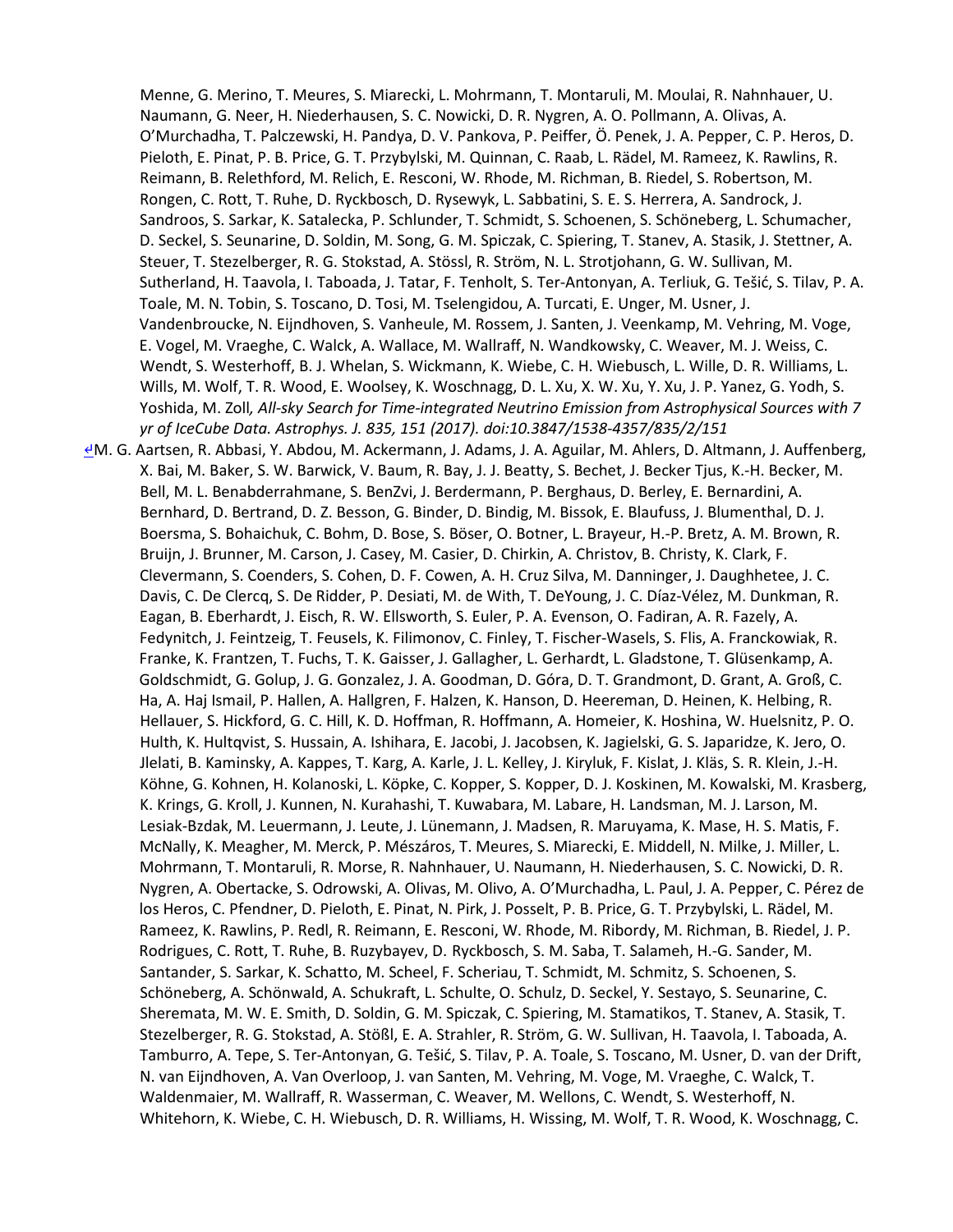Menne, G. Merino, T. Meures, S. Miarecki, L. Mohrmann, T. Montaruli, M. Moulai, R. Nahnhauer, U. Naumann, G. Neer, H. Niederhausen, S. C. Nowicki, D. R. Nygren, A. O. Pollmann, A. Olivas, A. O'Murchadha, T. Palczewski, H. Pandya, D. V. Pankova, P. Peiffer, Ö. Penek, J. A. Pepper, C. P. Heros, D. Pieloth, E. Pinat, P. B. Price, G. T. Przybylski, M. Quinnan, C. Raab, L. Rädel, M. Rameez, K. Rawlins, R. Reimann, B. Relethford, M. Relich, E. Resconi, W. Rhode, M. Richman, B. Riedel, S. Robertson, M. Rongen, C. Rott, T. Ruhe, D. Ryckbosch, D. Rysewyk, L. Sabbatini, S. E. S. Herrera, A. Sandrock, J. Sandroos, S. Sarkar, K. Satalecka, P. Schlunder, T. Schmidt, S. Schoenen, S. Schöneberg, L. Schumacher, D. Seckel, S. Seunarine, D. Soldin, M. Song, G. M. Spiczak, C. Spiering, T. Stanev, A. Stasik, J. Stettner, A. Steuer, T. Stezelberger, R. G. Stokstad, A. Stössl, R. Ström, N. L. Strotjohann, G. W. Sullivan, M. Sutherland, H. Taavola, I. Taboada, J. Tatar, F. Tenholt, S. Ter-Antonyan, A. Terliuk, G. Tešić, S. Tilav, P. A. Toale, M. N. Tobin, S. Toscano, D. Tosi, M. Tselengidou, A. Turcati, E. Unger, M. Usner, J. Vandenbroucke, N. Eijndhoven, S. Vanheule, M. Rossem, J. Santen, J. Veenkamp, M. Vehring, M. Voge, E. Vogel, M. Vraeghe, C. Walck, A. Wallace, M. Wallraff, N. Wandkowsky, C. Weaver, M. J. Weiss, C. Wendt, S. Westerhoff, B. J. Whelan, S. Wickmann, K. Wiebe, C. H. Wiebusch, L. Wille, D. R. Williams, L. Wills, M. Wolf, T. R. Wood, E. Woolsey, K. Woschnagg, D. L. Xu, X. W. Xu, Y. Xu, J. P. Yanez, G. Yodh, S. Yoshida, M. Zoll*, All-sky Search for Time-integrated Neutrino Emission from Astrophysical Sources with 7 yr of IceCube Data. Astrophys. J. 835, 151 (2017). doi:10.3847/1538-4357/835/2/151*

↵M. G. Aartsen, R. Abbasi, Y. Abdou, M. Ackermann, J. Adams, J. A. Aguilar, M. Ahlers, D. Altmann, J. Auffenberg, X. Bai, M. Baker, S. W. Barwick, V. Baum, R. Bay, J. J. Beatty, S. Bechet, J. Becker Tjus, K.-H. Becker, M. Bell, M. L. Benabderrahmane, S. BenZvi, J. Berdermann, P. Berghaus, D. Berley, E. Bernardini, A. Bernhard, D. Bertrand, D. Z. Besson, G. Binder, D. Bindig, M. Bissok, E. Blaufuss, J. Blumenthal, D. J. Boersma, S. Bohaichuk, C. Bohm, D. Bose, S. Böser, O. Botner, L. Brayeur, H.-P. Bretz, A. M. Brown, R. Bruijn, J. Brunner, M. Carson, J. Casey, M. Casier, D. Chirkin, A. Christov, B. Christy, K. Clark, F. Clevermann, S. Coenders, S. Cohen, D. F. Cowen, A. H. Cruz Silva, M. Danninger, J. Daughhetee, J. C. Davis, C. De Clercq, S. De Ridder, P. Desiati, M. de With, T. DeYoung, J. C. Díaz-Vélez, M. Dunkman, R. Eagan, B. Eberhardt, J. Eisch, R. W. Ellsworth, S. Euler, P. A. Evenson, O. Fadiran, A. R. Fazely, A. Fedynitch, J. Feintzeig, T. Feusels, K. Filimonov, C. Finley, T. Fischer-Wasels, S. Flis, A. Franckowiak, R. Franke, K. Frantzen, T. Fuchs, T. K. Gaisser, J. Gallagher, L. Gerhardt, L. Gladstone, T. Glüsenkamp, A. Goldschmidt, G. Golup, J. G. Gonzalez, J. A. Goodman, D. Góra, D. T. Grandmont, D. Grant, A. Groß, C. Ha, A. Haj Ismail, P. Hallen, A. Hallgren, F. Halzen, K. Hanson, D. Heereman, D. Heinen, K. Helbing, R. Hellauer, S. Hickford, G. C. Hill, K. D. Hoffman, R. Hoffmann, A. Homeier, K. Hoshina, W. Huelsnitz, P. O. Hulth, K. Hultqvist, S. Hussain, A. Ishihara, E. Jacobi, J. Jacobsen, K. Jagielski, G. S. Japaridze, K. Jero, O. Jlelati, B. Kaminsky, A. Kappes, T. Karg, A. Karle, J. L. Kelley, J. Kiryluk, F. Kislat, J. Kläs, S. R. Klein, J.-H. Köhne, G. Kohnen, H. Kolanoski, L. Köpke, C. Kopper, S. Kopper, D. J. Koskinen, M. Kowalski, M. Krasberg, K. Krings, G. Kroll, J. Kunnen, N. Kurahashi, T. Kuwabara, M. Labare, H. Landsman, M. J. Larson, M. Lesiak-Bzdak, M. Leuermann, J. Leute, J. Lünemann, J. Madsen, R. Maruyama, K. Mase, H. S. Matis, F. McNally, K. Meagher, M. Merck, P. Mészáros, T. Meures, S. Miarecki, E. Middell, N. Milke, J. Miller, L. Mohrmann, T. Montaruli, R. Morse, R. Nahnhauer, U. Naumann, H. Niederhausen, S. C. Nowicki, D. R. Nygren, A. Obertacke, S. Odrowski, A. Olivas, M. Olivo, A. O'Murchadha, L. Paul, J. A. Pepper, C. Pérez de los Heros, C. Pfendner, D. Pieloth, E. Pinat, N. Pirk, J. Posselt, P. B. Price, G. T. Przybylski, L. Rädel, M. Rameez, K. Rawlins, P. Redl, R. Reimann, E. Resconi, W. Rhode, M. Ribordy, M. Richman, B. Riedel, J. P. Rodrigues, C. Rott, T. Ruhe, B. Ruzybayev, D. Ryckbosch, S. M. Saba, T. Salameh, H.-G. Sander, M. Santander, S. Sarkar, K. Schatto, M. Scheel, F. Scheriau, T. Schmidt, M. Schmitz, S. Schoenen, S. Schöneberg, A. Schönwald, A. Schukraft, L. Schulte, O. Schulz, D. Seckel, Y. Sestayo, S. Seunarine, C. Sheremata, M. W. E. Smith, D. Soldin, G. M. Spiczak, C. Spiering, M. Stamatikos, T. Stanev, A. Stasik, T. Stezelberger, R. G. Stokstad, A. Stößl, E. A. Strahler, R. Ström, G. W. Sullivan, H. Taavola, I. Taboada, A. Tamburro, A. Tepe, S. Ter-Antonyan, G. Tešić, S. Tilav, P. A. Toale, S. Toscano, M. Usner, D. van der Drift, N. van Eijndhoven, A. Van Overloop, J. van Santen, M. Vehring, M. Voge, M. Vraeghe, C. Walck, T. Waldenmaier, M. Wallraff, R. Wasserman, C. Weaver, M. Wellons, C. Wendt, S. Westerhoff, N. Whitehorn, K. Wiebe, C. H. Wiebusch, D. R. Williams, H. Wissing, M. Wolf, T. R. Wood, K. Woschnagg, C.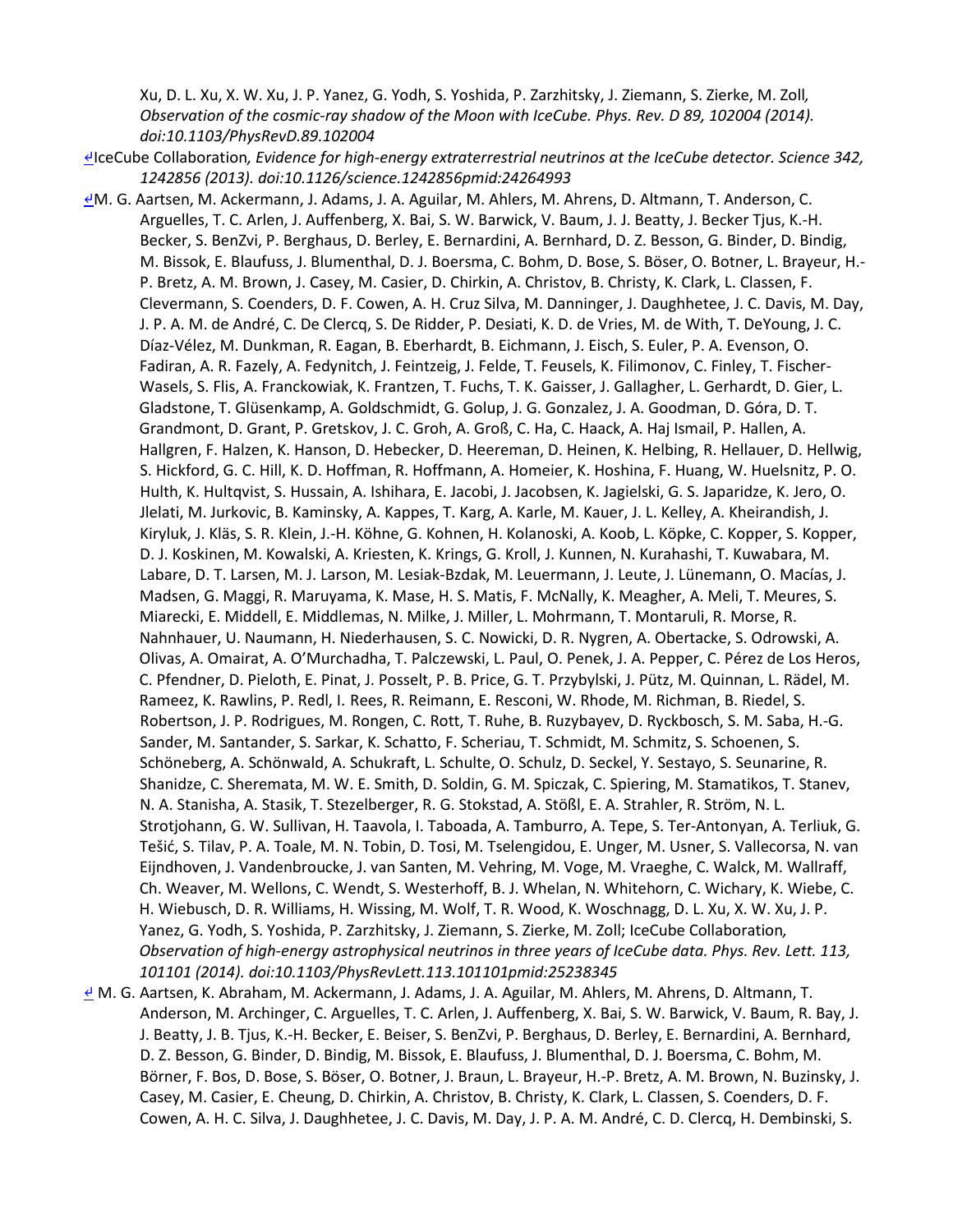Xu, D. L. Xu, X. W. Xu, J. P. Yanez, G. Yodh, S. Yoshida, P. Zarzhitsky, J. Ziemann, S. Zierke, M. Zoll*, Observation of the cosmic-ray shadow of the Moon with IceCube. Phys. Rev. D 89, 102004 (2014). doi:10.1103/PhysRevD.89.102004*

↵IceCube Collaboration*, Evidence for high-energy extraterrestrial neutrinos at the IceCube detector. Science 342, 1242856 (2013). doi:10.1126/science.1242856pmid:24264993*

↵M. G. Aartsen, M. Ackermann, J. Adams, J. A. Aguilar, M. Ahlers, M. Ahrens, D. Altmann, T. Anderson, C. Arguelles, T. C. Arlen, J. Auffenberg, X. Bai, S. W. Barwick, V. Baum, J. J. Beatty, J. Becker Tjus, K.-H. Becker, S. BenZvi, P. Berghaus, D. Berley, E. Bernardini, A. Bernhard, D. Z. Besson, G. Binder, D. Bindig, M. Bissok, E. Blaufuss, J. Blumenthal, D. J. Boersma, C. Bohm, D. Bose, S. Böser, O. Botner, L. Brayeur, H.-P. Bretz, A. M. Brown, J. Casey, M. Casier, D. Chirkin, A. Christov, B. Christy, K. Clark, L. Classen, F. Clevermann, S. Coenders, D. F. Cowen, A. H. Cruz Silva, M. Danninger, J. Daughhetee, J. C. Davis, M. Day, J. P. A. M. de André, C. De Clercq, S. De Ridder, P. Desiati, K. D. de Vries, M. de With, T. DeYoung, J. C. Díaz-Vélez, M. Dunkman, R. Eagan, B. Eberhardt, B. Eichmann, J. Eisch, S. Euler, P. A. Evenson, O. Fadiran, A. R. Fazely, A. Fedynitch, J. Feintzeig, J. Felde, T. Feusels, K. Filimonov, C. Finley, T. Fischer-Wasels, S. Flis, A. Franckowiak, K. Frantzen, T. Fuchs, T. K. Gaisser, J. Gallagher, L. Gerhardt, D. Gier, L. Gladstone, T. Glüsenkamp, A. Goldschmidt, G. Golup, J. G. Gonzalez, J. A. Goodman, D. Góra, D. T. Grandmont, D. Grant, P. Gretskov, J. C. Groh, A. Groß, C. Ha, C. Haack, A. Haj Ismail, P. Hallen, A. Hallgren, F. Halzen, K. Hanson, D. Hebecker, D. Heereman, D. Heinen, K. Helbing, R. Hellauer, D. Hellwig, S. Hickford, G. C. Hill, K. D. Hoffman, R. Hoffmann, A. Homeier, K. Hoshina, F. Huang, W. Huelsnitz, P. O. Hulth, K. Hultqvist, S. Hussain, A. Ishihara, E. Jacobi, J. Jacobsen, K. Jagielski, G. S. Japaridze, K. Jero, O. Jlelati, M. Jurkovic, B. Kaminsky, A. Kappes, T. Karg, A. Karle, M. Kauer, J. L. Kelley, A. Kheirandish, J. Kiryluk, J. Kläs, S. R. Klein, J.-H. Köhne, G. Kohnen, H. Kolanoski, A. Koob, L. Köpke, C. Kopper, S. Kopper, D. J. Koskinen, M. Kowalski, A. Kriesten, K. Krings, G. Kroll, J. Kunnen, N. Kurahashi, T. Kuwabara, M. Labare, D. T. Larsen, M. J. Larson, M. Lesiak-Bzdak, M. Leuermann, J. Leute, J. Lünemann, O. Macías, J. Madsen, G. Maggi, R. Maruyama, K. Mase, H. S. Matis, F. McNally, K. Meagher, A. Meli, T. Meures, S. Miarecki, E. Middell, E. Middlemas, N. Milke, J. Miller, L. Mohrmann, T. Montaruli, R. Morse, R. Nahnhauer, U. Naumann, H. Niederhausen, S. C. Nowicki, D. R. Nygren, A. Obertacke, S. Odrowski, A. Olivas, A. Omairat, A. O'Murchadha, T. Palczewski, L. Paul, O. Penek, J. A. Pepper, C. Pérez de Los Heros, C. Pfendner, D. Pieloth, E. Pinat, J. Posselt, P. B. Price, G. T. Przybylski, J. Pütz, M. Quinnan, L. Rädel, M. Rameez, K. Rawlins, P. Redl, I. Rees, R. Reimann, E. Resconi, W. Rhode, M. Richman, B. Riedel, S. Robertson, J. P. Rodrigues, M. Rongen, C. Rott, T. Ruhe, B. Ruzybayev, D. Ryckbosch, S. M. Saba, H.-G. Sander, M. Santander, S. Sarkar, K. Schatto, F. Scheriau, T. Schmidt, M. Schmitz, S. Schoenen, S. Schöneberg, A. Schönwald, A. Schukraft, L. Schulte, O. Schulz, D. Seckel, Y. Sestayo, S. Seunarine, R. Shanidze, C. Sheremata, M. W. E. Smith, D. Soldin, G. M. Spiczak, C. Spiering, M. Stamatikos, T. Stanev, N. A. Stanisha, A. Stasik, T. Stezelberger, R. G. Stokstad, A. Stößl, E. A. Strahler, R. Ström, N. L. Strotjohann, G. W. Sullivan, H. Taavola, I. Taboada, A. Tamburro, A. Tepe, S. Ter-Antonyan, A. Terliuk, G. Tešić, S. Tilav, P. A. Toale, M. N. Tobin, D. Tosi, M. Tselengidou, E. Unger, M. Usner, S. Vallecorsa, N. van Eijndhoven, J. Vandenbroucke, J. van Santen, M. Vehring, M. Voge, M. Vraeghe, C. Walck, M. Wallraff, Ch. Weaver, M. Wellons, C. Wendt, S. Westerhoff, B. J. Whelan, N. Whitehorn, C. Wichary, K. Wiebe, C. H. Wiebusch, D. R. Williams, H. Wissing, M. Wolf, T. R. Wood, K. Woschnagg, D. L. Xu, X. W. Xu, J. P. Yanez, G. Yodh, S. Yoshida, P. Zarzhitsky, J. Ziemann, S. Zierke, M. Zoll; IceCube Collaboration*, Observation of high-energy astrophysical neutrinos in three years of IceCube data. Phys. Rev. Lett. 113, 101101 (2014). doi:10.1103/PhysRevLett.113.101101pmid:25238345*

↵ M. G. Aartsen, K. Abraham, M. Ackermann, J. Adams, J. A. Aguilar, M. Ahlers, M. Ahrens, D. Altmann, T. Anderson, M. Archinger, C. Arguelles, T. C. Arlen, J. Auffenberg, X. Bai, S. W. Barwick, V. Baum, R. Bay, J. J. Beatty, J. B. Tjus, K.-H. Becker, E. Beiser, S. BenZvi, P. Berghaus, D. Berley, E. Bernardini, A. Bernhard, D. Z. Besson, G. Binder, D. Bindig, M. Bissok, E. Blaufuss, J. Blumenthal, D. J. Boersma, C. Bohm, M. Börner, F. Bos, D. Bose, S. Böser, O. Botner, J. Braun, L. Brayeur, H.-P. Bretz, A. M. Brown, N. Buzinsky, J. Casey, M. Casier, E. Cheung, D. Chirkin, A. Christov, B. Christy, K. Clark, L. Classen, S. Coenders, D. F. Cowen, A. H. C. Silva, J. Daughhetee, J. C. Davis, M. Day, J. P. A. M. André, C. D. Clercq, H. Dembinski, S.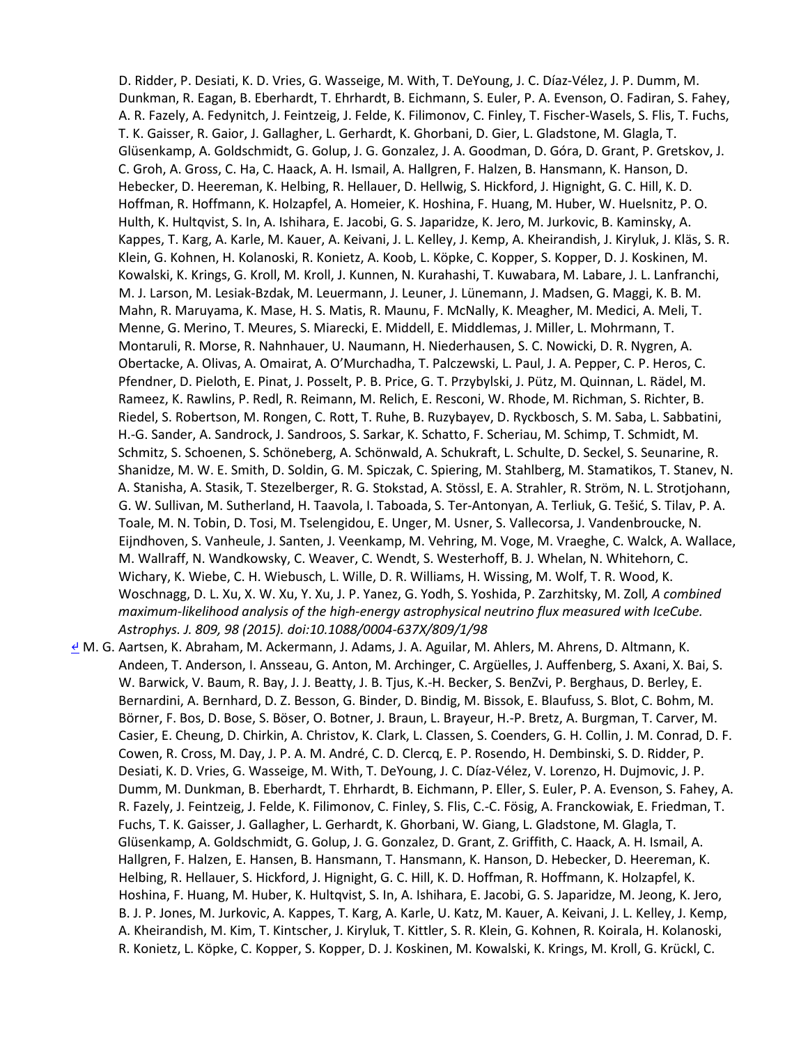D. Ridder, P. Desiati, K. D. Vries, G. Wasseige, M. With, T. DeYoung, J. C. Díaz-Vélez, J. P. Dumm, M. Dunkman, R. Eagan, B. Eberhardt, T. Ehrhardt, B. Eichmann, S. Euler, P. A. Evenson, O. Fadiran, S. Fahey, A. R. Fazely, A. Fedynitch, J. Feintzeig, J. Felde, K. Filimonov, C. Finley, T. Fischer-Wasels, S. Flis, T. Fuchs, T. K. Gaisser, R. Gaior, J. Gallagher, L. Gerhardt, K. Ghorbani, D. Gier, L. Gladstone, M. Glagla, T. Glüsenkamp, A. Goldschmidt, G. Golup, J. G. Gonzalez, J. A. Goodman, D. Góra, D. Grant, P. Gretskov, J. C. Groh, A. Gross, C. Ha, C. Haack, A. H. Ismail, A. Hallgren, F. Halzen, B. Hansmann, K. Hanson, D. Hebecker, D. Heereman, K. Helbing, R. Hellauer, D. Hellwig, S. Hickford, J. Hignight, G. C. Hill, K. D. Hoffman, R. Hoffmann, K. Holzapfel, A. Homeier, K. Hoshina, F. Huang, M. Huber, W. Huelsnitz, P. O. Hulth, K. Hultqvist, S. In, A. Ishihara, E. Jacobi, G. S. Japaridze, K. Jero, M. Jurkovic, B. Kaminsky, A. Kappes, T. Karg, A. Karle, M. Kauer, A. Keivani, J. L. Kelley, J. Kemp, A. Kheirandish, J. Kiryluk, J. Kläs, S. R. Klein, G. Kohnen, H. Kolanoski, R. Konietz, A. Koob, L. Köpke, C. Kopper, S. Kopper, D. J. Koskinen, M. Kowalski, K. Krings, G. Kroll, M. Kroll, J. Kunnen, N. Kurahashi, T. Kuwabara, M. Labare, J. L. Lanfranchi, M. J. Larson, M. Lesiak-Bzdak, M. Leuermann, J. Leuner, J. Lünemann, J. Madsen, G. Maggi, K. B. M. Mahn, R. Maruyama, K. Mase, H. S. Matis, R. Maunu, F. McNally, K. Meagher, M. Medici, A. Meli, T. Menne, G. Merino, T. Meures, S. Miarecki, E. Middell, E. Middlemas, J. Miller, L. Mohrmann, T. Montaruli, R. Morse, R. Nahnhauer, U. Naumann, H. Niederhausen, S. C. Nowicki, D. R. Nygren, A. Obertacke, A. Olivas, A. Omairat, A. O'Murchadha, T. Palczewski, L. Paul, J. A. Pepper, C. P. Heros, C. Pfendner, D. Pieloth, E. Pinat, J. Posselt, P. B. Price, G. T. Przybylski, J. Pütz, M. Quinnan, L. Rädel, M. Rameez, K. Rawlins, P. Redl, R. Reimann, M. Relich, E. Resconi, W. Rhode, M. Richman, S. Richter, B. Riedel, S. Robertson, M. Rongen, C. Rott, T. Ruhe, B. Ruzybayev, D. Ryckbosch, S. M. Saba, L. Sabbatini, H.-G. Sander, A. Sandrock, J. Sandroos, S. Sarkar, K. Schatto, F. Scheriau, M. Schimp, T. Schmidt, M. Schmitz, S. Schoenen, S. Schöneberg, A. Schönwald, A. Schukraft, L. Schulte, D. Seckel, S. Seunarine, R. Shanidze, M. W. E. Smith, D. Soldin, G. M. Spiczak, C. Spiering, M. Stahlberg, M. Stamatikos, T. Stanev, N. A. Stanisha, A. Stasik, T. Stezelberger, R. G. Stokstad, A. Stössl, E. A. Strahler, R. Ström, N. L. Strotjohann, G. W. Sullivan, M. Sutherland, H. Taavola, I. Taboada, S. Ter-Antonyan, A. Terliuk, G. Tešić, S. Tilav, P. A. Toale, M. N. Tobin, D. Tosi, M. Tselengidou, E. Unger, M. Usner, S. Vallecorsa, J. Vandenbroucke, N. Eijndhoven, S. Vanheule, J. Santen, J. Veenkamp, M. Vehring, M. Voge, M. Vraeghe, C. Walck, A. Wallace, M. Wallraff, N. Wandkowsky, C. Weaver, C. Wendt, S. Westerhoff, B. J. Whelan, N. Whitehorn, C. Wichary, K. Wiebe, C. H. Wiebusch, L. Wille, D. R. Williams, H. Wissing, M. Wolf, T. R. Wood, K. Woschnagg, D. L. Xu, X. W. Xu, Y. Xu, J. P. Yanez, G. Yodh, S. Yoshida, P. Zarzhitsky, M. Zoll*, A combined maximum-likelihood analysis of the high-energy astrophysical neutrino flux measured with IceCube. Astrophys. J. 809, 98 (2015). doi:10.1088/0004-637X/809/1/98*

↵ M. G. Aartsen, K. Abraham, M. Ackermann, J. Adams, J. A. Aguilar, M. Ahlers, M. Ahrens, D. Altmann, K. Andeen, T. Anderson, I. Ansseau, G. Anton, M. Archinger, C. Argüelles, J. Auffenberg, S. Axani, X. Bai, S. W. Barwick, V. Baum, R. Bay, J. J. Beatty, J. B. Tjus, K.-H. Becker, S. BenZvi, P. Berghaus, D. Berley, E. Bernardini, A. Bernhard, D. Z. Besson, G. Binder, D. Bindig, M. Bissok, E. Blaufuss, S. Blot, C. Bohm, M. Börner, F. Bos, D. Bose, S. Böser, O. Botner, J. Braun, L. Brayeur, H.-P. Bretz, A. Burgman, T. Carver, M. Casier, E. Cheung, D. Chirkin, A. Christov, K. Clark, L. Classen, S. Coenders, G. H. Collin, J. M. Conrad, D. F. Cowen, R. Cross, M. Day, J. P. A. M. André, C. D. Clercq, E. P. Rosendo, H. Dembinski, S. D. Ridder, P. Desiati, K. D. Vries, G. Wasseige, M. With, T. DeYoung, J. C. Díaz-Vélez, V. Lorenzo, H. Dujmovic, J. P. Dumm, M. Dunkman, B. Eberhardt, T. Ehrhardt, B. Eichmann, P. Eller, S. Euler, P. A. Evenson, S. Fahey, A. R. Fazely, J. Feintzeig, J. Felde, K. Filimonov, C. Finley, S. Flis, C.-C. Fösig, A. Franckowiak, E. Friedman, T. Fuchs, T. K. Gaisser, J. Gallagher, L. Gerhardt, K. Ghorbani, W. Giang, L. Gladstone, M. Glagla, T. Glüsenkamp, A. Goldschmidt, G. Golup, J. G. Gonzalez, D. Grant, Z. Griffith, C. Haack, A. H. Ismail, A. Hallgren, F. Halzen, E. Hansen, B. Hansmann, T. Hansmann, K. Hanson, D. Hebecker, D. Heereman, K. Helbing, R. Hellauer, S. Hickford, J. Hignight, G. C. Hill, K. D. Hoffman, R. Hoffmann, K. Holzapfel, K. Hoshina, F. Huang, M. Huber, K. Hultqvist, S. In, A. Ishihara, E. Jacobi, G. S. Japaridze, M. Jeong, K. Jero, B. J. P. Jones, M. Jurkovic, A. Kappes, T. Karg, A. Karle, U. Katz, M. Kauer, A. Keivani, J. L. Kelley, J. Kemp, A. Kheirandish, M. Kim, T. Kintscher, J. Kiryluk, T. Kittler, S. R. Klein, G. Kohnen, R. Koirala, H. Kolanoski, R. Konietz, L. Köpke, C. Kopper, S. Kopper, D. J. Koskinen, M. Kowalski, K. Krings, M. Kroll, G. Krückl, C.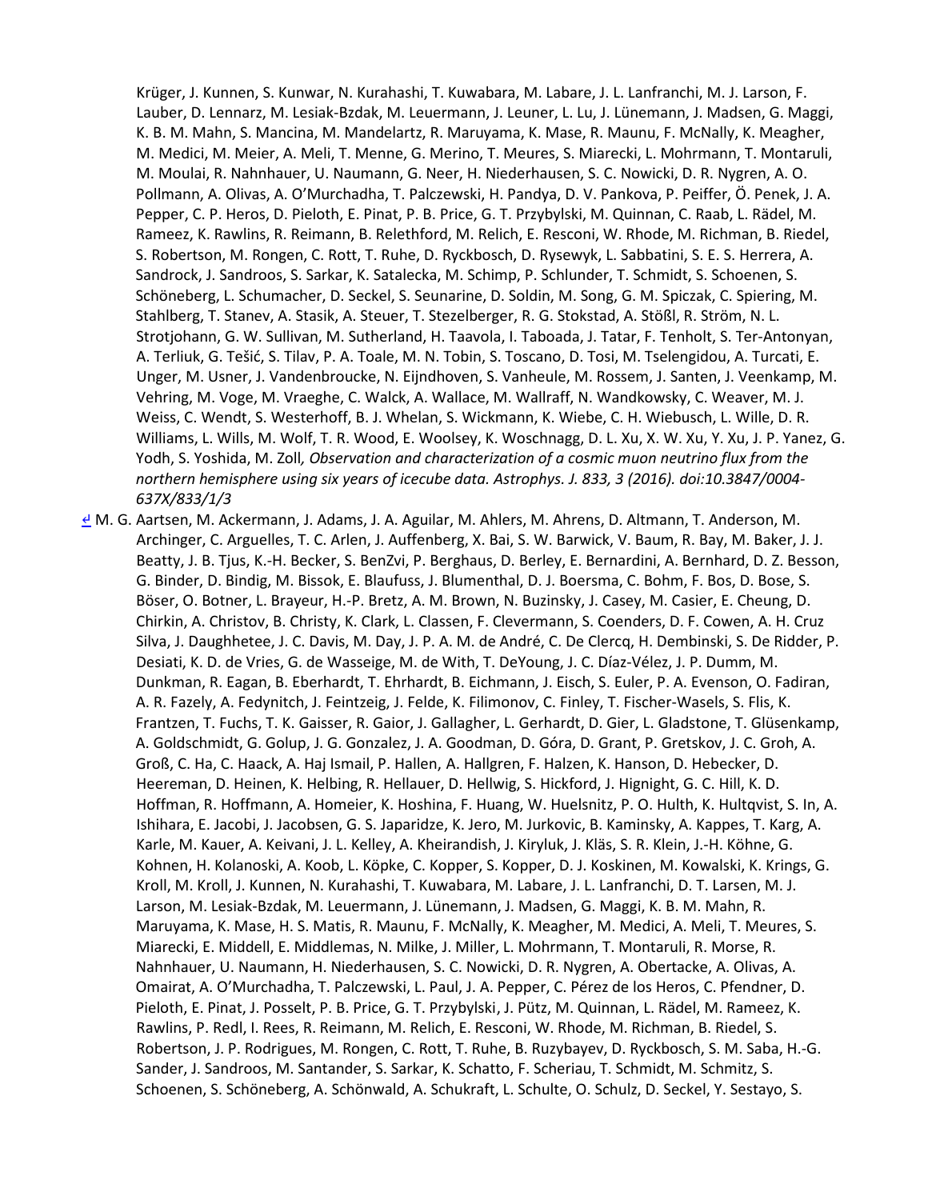Krüger, J. Kunnen, S. Kunwar, N. Kurahashi, T. Kuwabara, M. Labare, J. L. Lanfranchi, M. J. Larson, F. Lauber, D. Lennarz, M. Lesiak-Bzdak, M. Leuermann, J. Leuner, L. Lu, J. Lünemann, J. Madsen, G. Maggi, K. B. M. Mahn, S. Mancina, M. Mandelartz, R. Maruyama, K. Mase, R. Maunu, F. McNally, K. Meagher, M. Medici, M. Meier, A. Meli, T. Menne, G. Merino, T. Meures, S. Miarecki, L. Mohrmann, T. Montaruli, M. Moulai, R. Nahnhauer, U. Naumann, G. Neer, H. Niederhausen, S. C. Nowicki, D. R. Nygren, A. O. Pollmann, A. Olivas, A. O'Murchadha, T. Palczewski, H. Pandya, D. V. Pankova, P. Peiffer, Ö. Penek, J. A. Pepper, C. P. Heros, D. Pieloth, E. Pinat, P. B. Price, G. T. Przybylski, M. Quinnan, C. Raab, L. Rädel, M. Rameez, K. Rawlins, R. Reimann, B. Relethford, M. Relich, E. Resconi, W. Rhode, M. Richman, B. Riedel, S. Robertson, M. Rongen, C. Rott, T. Ruhe, D. Ryckbosch, D. Rysewyk, L. Sabbatini, S. E. S. Herrera, A. Sandrock, J. Sandroos, S. Sarkar, K. Satalecka, M. Schimp, P. Schlunder, T. Schmidt, S. Schoenen, S. Schöneberg, L. Schumacher, D. Seckel, S. Seunarine, D. Soldin, M. Song, G. M. Spiczak, C. Spiering, M. Stahlberg, T. Stanev, A. Stasik, A. Steuer, T. Stezelberger, R. G. Stokstad, A. Stößl, R. Ström, N. L. Strotjohann, G. W. Sullivan, M. Sutherland, H. Taavola, I. Taboada, J. Tatar, F. Tenholt, S. Ter-Antonyan, A. Terliuk, G. Tešić, S. Tilav, P. A. Toale, M. N. Tobin, S. Toscano, D. Tosi, M. Tselengidou, A. Turcati, E. Unger, M. Usner, J. Vandenbroucke, N. Eijndhoven, S. Vanheule, M. Rossem, J. Santen, J. Veenkamp, M. Vehring, M. Voge, M. Vraeghe, C. Walck, A. Wallace, M. Wallraff, N. Wandkowsky, C. Weaver, M. J. Weiss, C. Wendt, S. Westerhoff, B. J. Whelan, S. Wickmann, K. Wiebe, C. H. Wiebusch, L. Wille, D. R. Williams, L. Wills, M. Wolf, T. R. Wood, E. Woolsey, K. Woschnagg, D. L. Xu, X. W. Xu, Y. Xu, J. P. Yanez, G. Yodh, S. Yoshida, M. Zoll*, Observation and characterization of a cosmic muon neutrino flux from the northern hemisphere using six years of icecube data. Astrophys. J. 833, 3 (2016). doi:10.3847/0004-637X/833/1/3*

↵ M. G. Aartsen, M. Ackermann, J. Adams, J. A. Aguilar, M. Ahlers, M. Ahrens, D. Altmann, T. Anderson, M. Archinger, C. Arguelles, T. C. Arlen, J. Auffenberg, X. Bai, S. W. Barwick, V. Baum, R. Bay, M. Baker, J. J. Beatty, J. B. Tjus, K.-H. Becker, S. BenZvi, P. Berghaus, D. Berley, E. Bernardini, A. Bernhard, D. Z. Besson, G. Binder, D. Bindig, M. Bissok, E. Blaufuss, J. Blumenthal, D. J. Boersma, C. Bohm, F. Bos, D. Bose, S. Böser, O. Botner, L. Brayeur, H.-P. Bretz, A. M. Brown, N. Buzinsky, J. Casey, M. Casier, E. Cheung, D. Chirkin, A. Christov, B. Christy, K. Clark, L. Classen, F. Clevermann, S. Coenders, D. F. Cowen, A. H. Cruz Silva, J. Daughhetee, J. C. Davis, M. Day, J. P. A. M. de André, C. De Clercq, H. Dembinski, S. De Ridder, P. Desiati, K. D. de Vries, G. de Wasseige, M. de With, T. DeYoung, J. C. Díaz-Vélez, J. P. Dumm, M. Dunkman, R. Eagan, B. Eberhardt, T. Ehrhardt, B. Eichmann, J. Eisch, S. Euler, P. A. Evenson, O. Fadiran, A. R. Fazely, A. Fedynitch, J. Feintzeig, J. Felde, K. Filimonov, C. Finley, T. Fischer-Wasels, S. Flis, K. Frantzen, T. Fuchs, T. K. Gaisser, R. Gaior, J. Gallagher, L. Gerhardt, D. Gier, L. Gladstone, T. Glüsenkamp, A. Goldschmidt, G. Golup, J. G. Gonzalez, J. A. Goodman, D. Góra, D. Grant, P. Gretskov, J. C. Groh, A. Groß, C. Ha, C. Haack, A. Haj Ismail, P. Hallen, A. Hallgren, F. Halzen, K. Hanson, D. Hebecker, D. Heereman, D. Heinen, K. Helbing, R. Hellauer, D. Hellwig, S. Hickford, J. Hignight, G. C. Hill, K. D. Hoffman, R. Hoffmann, A. Homeier, K. Hoshina, F. Huang, W. Huelsnitz, P. O. Hulth, K. Hultqvist, S. In, A. Ishihara, E. Jacobi, J. Jacobsen, G. S. Japaridze, K. Jero, M. Jurkovic, B. Kaminsky, A. Kappes, T. Karg, A. Karle, M. Kauer, A. Keivani, J. L. Kelley, A. Kheirandish, J. Kiryluk, J. Kläs, S. R. Klein, J.-H. Köhne, G. Kohnen, H. Kolanoski, A. Koob, L. Köpke, C. Kopper, S. Kopper, D. J. Koskinen, M. Kowalski, K. Krings, G. Kroll, M. Kroll, J. Kunnen, N. Kurahashi, T. Kuwabara, M. Labare, J. L. Lanfranchi, D. T. Larsen, M. J. Larson, M. Lesiak-Bzdak, M. Leuermann, J. Lünemann, J. Madsen, G. Maggi, K. B. M. Mahn, R. Maruyama, K. Mase, H. S. Matis, R. Maunu, F. McNally, K. Meagher, M. Medici, A. Meli, T. Meures, S. Miarecki, E. Middell, E. Middlemas, N. Milke, J. Miller, L. Mohrmann, T. Montaruli, R. Morse, R. Nahnhauer, U. Naumann, H. Niederhausen, S. C. Nowicki, D. R. Nygren, A. Obertacke, A. Olivas, A. Omairat, A. O'Murchadha, T. Palczewski, L. Paul, J. A. Pepper, C. Pérez de los Heros, C. Pfendner, D. Pieloth, E. Pinat, J. Posselt, P. B. Price, G. T. Przybylski, J. Pütz, M. Quinnan, L. Rädel, M. Rameez, K. Rawlins, P. Redl, I. Rees, R. Reimann, M. Relich, E. Resconi, W. Rhode, M. Richman, B. Riedel, S. Robertson, J. P. Rodrigues, M. Rongen, C. Rott, T. Ruhe, B. Ruzybayev, D. Ryckbosch, S. M. Saba, H.-G. Sander, J. Sandroos, M. Santander, S. Sarkar, K. Schatto, F. Scheriau, T. Schmidt, M. Schmitz, S. Schoenen, S. Schöneberg, A. Schönwald, A. Schukraft, L. Schulte, O. Schulz, D. Seckel, Y. Sestayo, S.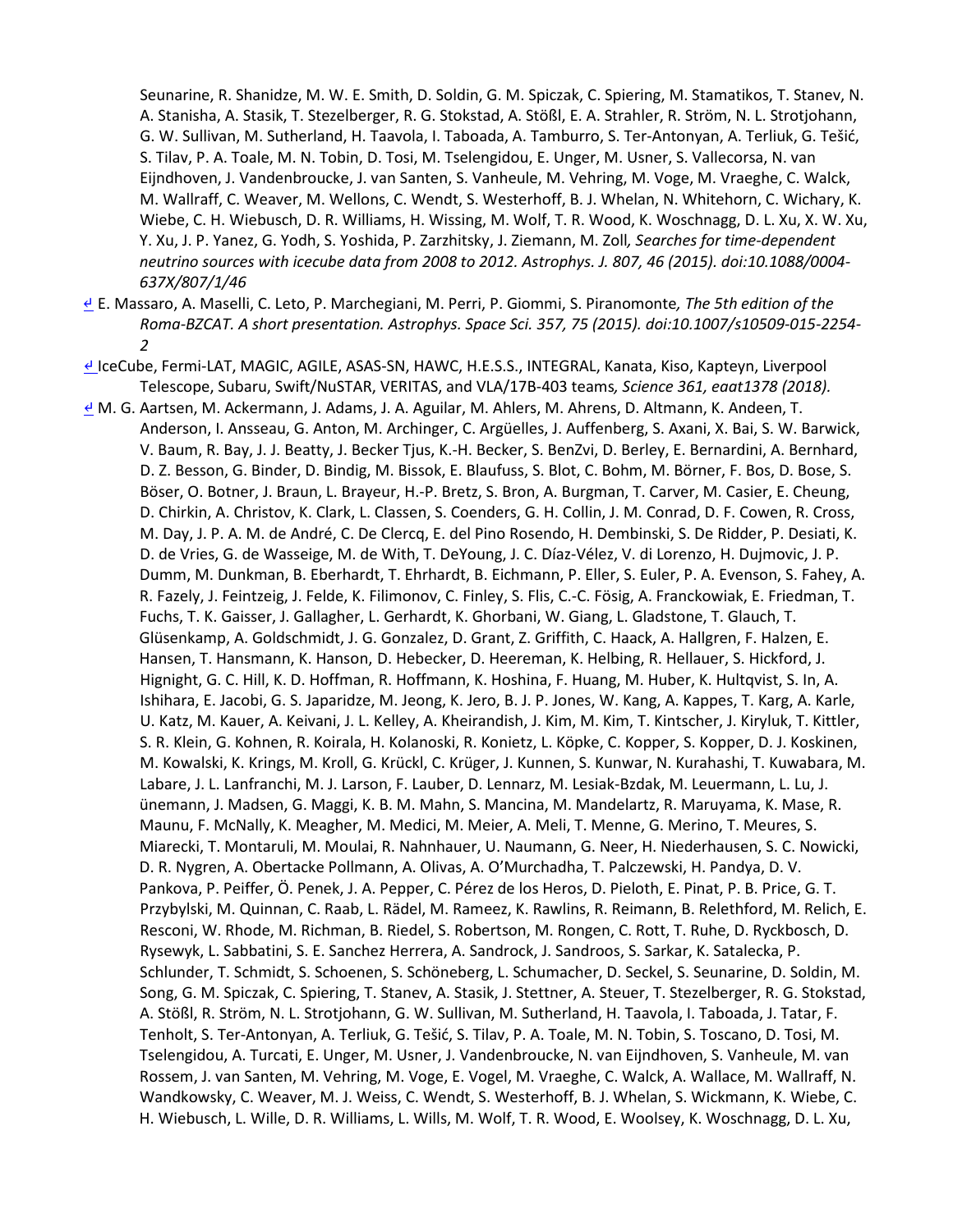Seunarine, R. Shanidze, M. W. E. Smith, D. Soldin, G. M. Spiczak, C. Spiering, M. Stamatikos, T. Stanev, N. A. Stanisha, A. Stasik, T. Stezelberger, R. G. Stokstad, A. Stößl, E. A. Strahler, R. Ström, N. L. Strotjohann, G. W. Sullivan, M. Sutherland, H. Taavola, I. Taboada, A. Tamburro, S. Ter-Antonyan, A. Terliuk, G. Tešić, S. Tilav, P. A. Toale, M. N. Tobin, D. Tosi, M. Tselengidou, E. Unger, M. Usner, S. Vallecorsa, N. van Eijndhoven, J. Vandenbroucke, J. van Santen, S. Vanheule, M. Vehring, M. Voge, M. Vraeghe, C. Walck, M. Wallraff, C. Weaver, M. Wellons, C. Wendt, S. Westerhoff, B. J. Whelan, N. Whitehorn, C. Wichary, K. Wiebe, C. H. Wiebusch, D. R. Williams, H. Wissing, M. Wolf, T. R. Wood, K. Woschnagg, D. L. Xu, X. W. Xu, Y. Xu, J. P. Yanez, G. Yodh, S. Yoshida, P. Zarzhitsky, J. Ziemann, M. Zoll*, Searches for time-dependent neutrino sources with icecube data from 2008 to 2012. Astrophys. J. 807, 46 (2015). doi:10.1088/0004-637X/807/1/46*

↵ E. Massaro, A. Maselli, C. Leto, P. Marchegiani, M. Perri, P. Giommi, S. Piranomonte*, The 5th edition of the Roma-BZCAT. A short presentation. Astrophys. Space Sci. 357, 75 (2015). doi:10.1007/s10509-015-2254-2*

↵ IceCube, Fermi-LAT, MAGIC, AGILE, ASAS-SN, HAWC, H.E.S.S., INTEGRAL, Kanata, Kiso, Kapteyn, Liverpool Telescope, Subaru, Swift/NuSTAR, VERITAS, and VLA/17B-403 teams*, Science 361, eaat1378 (2018).*

↵ M. G. Aartsen, M. Ackermann, J. Adams, J. A. Aguilar, M. Ahlers, M. Ahrens, D. Altmann, K. Andeen, T. Anderson, I. Ansseau, G. Anton, M. Archinger, C. Argüelles, J. Auffenberg, S. Axani, X. Bai, S. W. Barwick, V. Baum, R. Bay, J. J. Beatty, J. Becker Tjus, K.-H. Becker, S. BenZvi, D. Berley, E. Bernardini, A. Bernhard, D. Z. Besson, G. Binder, D. Bindig, M. Bissok, E. Blaufuss, S. Blot, C. Bohm, M. Börner, F. Bos, D. Bose, S. Böser, O. Botner, J. Braun, L. Brayeur, H.-P. Bretz, S. Bron, A. Burgman, T. Carver, M. Casier, E. Cheung, D. Chirkin, A. Christov, K. Clark, L. Classen, S. Coenders, G. H. Collin, J. M. Conrad, D. F. Cowen, R. Cross, M. Day, J. P. A. M. de André, C. De Clercq, E. del Pino Rosendo, H. Dembinski, S. De Ridder, P. Desiati, K. D. de Vries, G. de Wasseige, M. de With, T. DeYoung, J. C. Díaz-Vélez, V. di Lorenzo, H. Dujmovic, J. P. Dumm, M. Dunkman, B. Eberhardt, T. Ehrhardt, B. Eichmann, P. Eller, S. Euler, P. A. Evenson, S. Fahey, A. R. Fazely, J. Feintzeig, J. Felde, K. Filimonov, C. Finley, S. Flis, C.-C. Fösig, A. Franckowiak, E. Friedman, T. Fuchs, T. K. Gaisser, J. Gallagher, L. Gerhardt, K. Ghorbani, W. Giang, L. Gladstone, T. Glauch, T. Glüsenkamp, A. Goldschmidt, J. G. Gonzalez, D. Grant, Z. Griffith, C. Haack, A. Hallgren, F. Halzen, E. Hansen, T. Hansmann, K. Hanson, D. Hebecker, D. Heereman, K. Helbing, R. Hellauer, S. Hickford, J. Hignight, G. C. Hill, K. D. Hoffman, R. Hoffmann, K. Hoshina, F. Huang, M. Huber, K. Hultqvist, S. In, A. Ishihara, E. Jacobi, G. S. Japaridze, M. Jeong, K. Jero, B. J. P. Jones, W. Kang, A. Kappes, T. Karg, A. Karle, U. Katz, M. Kauer, A. Keivani, J. L. Kelley, A. Kheirandish, J. Kim, M. Kim, T. Kintscher, J. Kiryluk, T. Kittler, S. R. Klein, G. Kohnen, R. Koirala, H. Kolanoski, R. Konietz, L. Köpke, C. Kopper, S. Kopper, D. J. Koskinen, M. Kowalski, K. Krings, M. Kroll, G. Krückl, C. Krüger, J. Kunnen, S. Kunwar, N. Kurahashi, T. Kuwabara, M. Labare, J. L. Lanfranchi, M. J. Larson, F. Lauber, D. Lennarz, M. Lesiak-Bzdak, M. Leuermann, L. Lu, J. ünemann, J. Madsen, G. Maggi, K. B. M. Mahn, S. Mancina, M. Mandelartz, R. Maruyama, K. Mase, R. Maunu, F. McNally, K. Meagher, M. Medici, M. Meier, A. Meli, T. Menne, G. Merino, T. Meures, S. Miarecki, T. Montaruli, M. Moulai, R. Nahnhauer, U. Naumann, G. Neer, H. Niederhausen, S. C. Nowicki, D. R. Nygren, A. Obertacke Pollmann, A. Olivas, A. O'Murchadha, T. Palczewski, H. Pandya, D. V. Pankova, P. Peiffer, Ö. Penek, J. A. Pepper, C. Pérez de los Heros, D. Pieloth, E. Pinat, P. B. Price, G. T. Przybylski, M. Quinnan, C. Raab, L. Rädel, M. Rameez, K. Rawlins, R. Reimann, B. Relethford, M. Relich, E. Resconi, W. Rhode, M. Richman, B. Riedel, S. Robertson, M. Rongen, C. Rott, T. Ruhe, D. Ryckbosch, D. Rysewyk, L. Sabbatini, S. E. Sanchez Herrera, A. Sandrock, J. Sandroos, S. Sarkar, K. Satalecka, P. Schlunder, T. Schmidt, S. Schoenen, S. Schöneberg, L. Schumacher, D. Seckel, S. Seunarine, D. Soldin, M. Song, G. M. Spiczak, C. Spiering, T. Stanev, A. Stasik, J. Stettner, A. Steuer, T. Stezelberger, R. G. Stokstad, A. Stößl, R. Ström, N. L. Strotjohann, G. W. Sullivan, M. Sutherland, H. Taavola, I. Taboada, J. Tatar, F. Tenholt, S. Ter-Antonyan, A. Terliuk, G. Tešić, S. Tilav, P. A. Toale, M. N. Tobin, S. Toscano, D. Tosi, M. Tselengidou, A. Turcati, E. Unger, M. Usner, J. Vandenbroucke, N. van Eijndhoven, S. Vanheule, M. van Rossem, J. van Santen, M. Vehring, M. Voge, E. Vogel, M. Vraeghe, C. Walck, A. Wallace, M. Wallraff, N. Wandkowsky, C. Weaver, M. J. Weiss, C. Wendt, S. Westerhoff, B. J. Whelan, S. Wickmann, K. Wiebe, C. H. Wiebusch, L. Wille, D. R. Williams, L. Wills, M. Wolf, T. R. Wood, E. Woolsey, K. Woschnagg, D. L. Xu,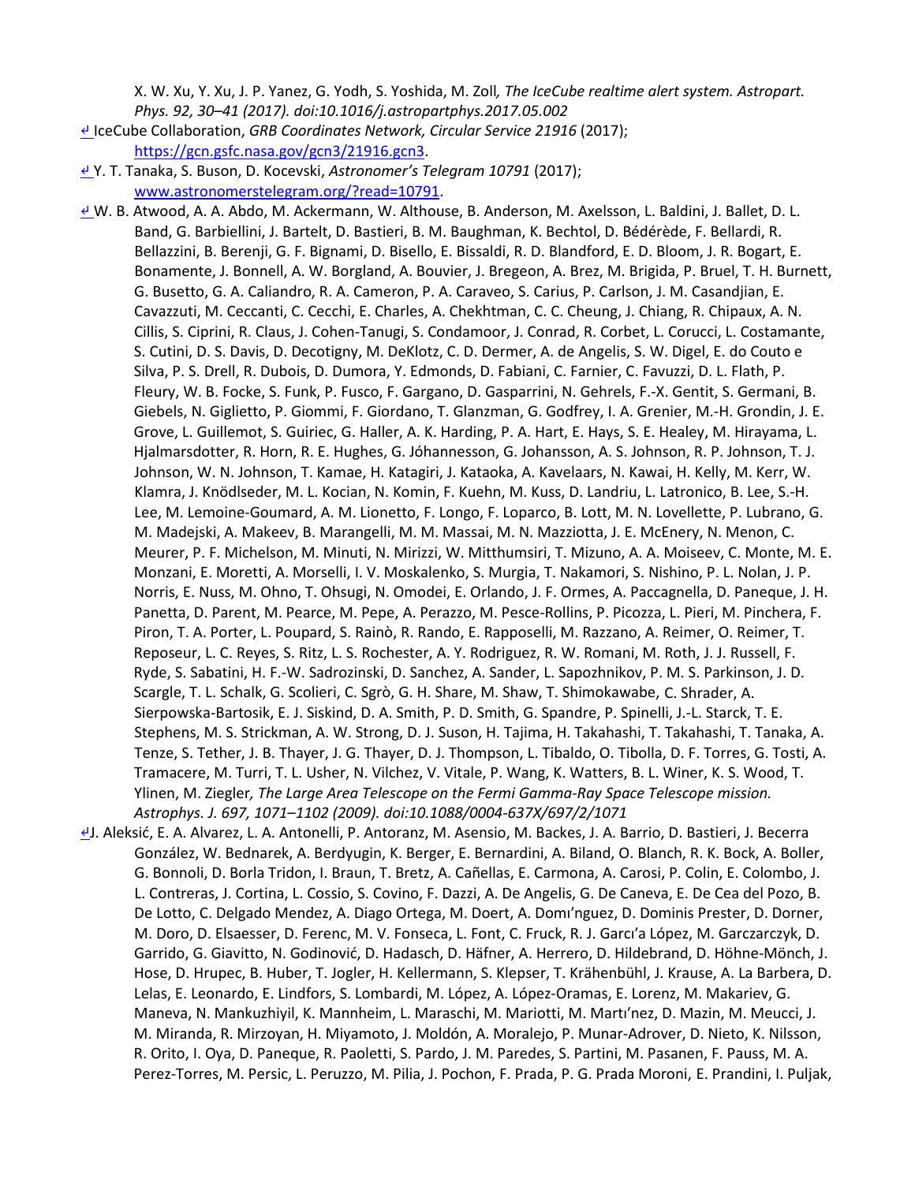X. W. Xu, Y. Xu, J. P. Yanez, G. Yodh, S. Yoshida, M. Zoll*, The IceCube realtime alert system. Astropart. Phys. 92, 30–41 (2017). doi:10.1016/j.astropartphys.2017.05.002*

↵ IceCube Collaboration, *GRB Coordinates Network, Circular Service 21916* (2017); https://gcn.gsfc.nasa.gov/gcn3/21916.gcn3.

↵ Y. T. Tanaka, S. Buson, D. Kocevski, *Astronomer's Telegram 10791* (2017); www.astronomerstelegram.org/?read=10791.

↵ W. B. Atwood, A. A. Abdo, M. Ackermann, W. Althouse, B. Anderson, M. Axelsson, L. Baldini, J. Ballet, D. L. Band, G. Barbiellini, J. Bartelt, D. Bastieri, B. M. Baughman, K. Bechtol, D. Bédérède, F. Bellardi, R. Bellazzini, B. Berenji, G. F. Bignami, D. Bisello, E. Bissaldi, R. D. Blandford, E. D. Bloom, J. R. Bogart, E. Bonamente, J. Bonnell, A. W. Borgland, A. Bouvier, J. Bregeon, A. Brez, M. Brigida, P. Bruel, T. H. Burnett, G. Busetto, G. A. Caliandro, R. A. Cameron, P. A. Caraveo, S. Carius, P. Carlson, J. M. Casandjian, E. Cavazzuti, M. Ceccanti, C. Cecchi, E. Charles, A. Chekhtman, C. C. Cheung, J. Chiang, R. Chipaux, A. N. Cillis, S. Ciprini, R. Claus, J. Cohen-Tanugi, S. Condamoor, J. Conrad, R. Corbet, L. Corucci, L. Costamante, S. Cutini, D. S. Davis, D. Decotigny, M. DeKlotz, C. D. Dermer, A. de Angelis, S. W. Digel, E. do Couto e Silva, P. S. Drell, R. Dubois, D. Dumora, Y. Edmonds, D. Fabiani, C. Farnier, C. Favuzzi, D. L. Flath, P. Fleury, W. B. Focke, S. Funk, P. Fusco, F. Gargano, D. Gasparrini, N. Gehrels, F.-X. Gentit, S. Germani, B. Giebels, N. Giglietto, P. Giommi, F. Giordano, T. Glanzman, G. Godfrey, I. A. Grenier, M.-H. Grondin, J. E. Grove, L. Guillemot, S. Guiriec, G. Haller, A. K. Harding, P. A. Hart, E. Hays, S. E. Healey, M. Hirayama, L. Hjalmarsdotter, R. Horn, R. E. Hughes, G. Jóhannesson, G. Johansson, A. S. Johnson, R. P. Johnson, T. J. Johnson, W. N. Johnson, T. Kamae, H. Katagiri, J. Kataoka, A. Kavelaars, N. Kawai, H. Kelly, M. Kerr, W. Klamra, J. Knödlseder, M. L. Kocian, N. Komin, F. Kuehn, M. Kuss, D. Landriu, L. Latronico, B. Lee, S.-H. Lee, M. Lemoine-Goumard, A. M. Lionetto, F. Longo, F. Loparco, B. Lott, M. N. Lovellette, P. Lubrano, G. M. Madejski, A. Makeev, B. Marangelli, M. M. Massai, M. N. Mazziotta, J. E. McEnery, N. Menon, C. Meurer, P. F. Michelson, M. Minuti, N. Mirizzi, W. Mitthumsiri, T. Mizuno, A. A. Moiseev, C. Monte, M. E. Monzani, E. Moretti, A. Morselli, I. V. Moskalenko, S. Murgia, T. Nakamori, S. Nishino, P. L. Nolan, J. P. Norris, E. Nuss, M. Ohno, T. Ohsugi, N. Omodei, E. Orlando, J. F. Ormes, A. Paccagnella, D. Paneque, J. H. Panetta, D. Parent, M. Pearce, M. Pepe, A. Perazzo, M. Pesce-Rollins, P. Picozza, L. Pieri, M. Pinchera, F. Piron, T. A. Porter, L. Poupard, S. Rainò, R. Rando, E. Rapposelli, M. Razzano, A. Reimer, O. Reimer, T. Reposeur, L. C. Reyes, S. Ritz, L. S. Rochester, A. Y. Rodriguez, R. W. Romani, M. Roth, J. J. Russell, F. Ryde, S. Sabatini, H. F.-W. Sadrozinski, D. Sanchez, A. Sander, L. Sapozhnikov, P. M. S. Parkinson, J. D. Scargle, T. L. Schalk, G. Scolieri, C. Sgrò, G. H. Share, M. Shaw, T. Shimokawabe, C. Shrader, A. Sierpowska-Bartosik, E. J. Siskind, D. A. Smith, P. D. Smith, G. Spandre, P. Spinelli, J.-L. Starck, T. E. Stephens, M. S. Strickman, A. W. Strong, D. J. Suson, H. Tajima, H. Takahashi, T. Takahashi, T. Tanaka, A. Tenze, S. Tether, J. B. Thayer, J. G. Thayer, D. J. Thompson, L. Tibaldo, O. Tibolla, D. F. Torres, G. Tosti, A. Tramacere, M. Turri, T. L. Usher, N. Vilchez, V. Vitale, P. Wang, K. Watters, B. L. Winer, K. S. Wood, T. Ylinen, M. Ziegler*, The Large Area Telescope on the Fermi Gamma-Ray Space Telescope mission. Astrophys. J. 697, 1071–1102 (2009). doi:10.1088/0004-637X/697/2/1071*

↵J. Aleksić, E. A. Alvarez, L. A. Antonelli, P. Antoranz, M. Asensio, M. Backes, J. A. Barrio, D. Bastieri, J. Becerra González, W. Bednarek, A. Berdyugin, K. Berger, E. Bernardini, A. Biland, O. Blanch, R. K. Bock, A. Boller, G. Bonnoli, D. Borla Tridon, I. Braun, T. Bretz, A. Cañellas, E. Carmona, A. Carosi, P. Colin, E. Colombo, J. L. Contreras, J. Cortina, L. Cossio, S. Covino, F. Dazzi, A. De Angelis, G. De Caneva, E. De Cea del Pozo, B. De Lotto, C. Delgado Mendez, A. Diago Ortega, M. Doert, A. Domı'nguez, D. Dominis Prester, D. Dorner, M. Doro, D. Elsaesser, D. Ferenc, M. V. Fonseca, L. Font, C. Fruck, R. J. Garcı'a López, M. Garczarczyk, D. Garrido, G. Giavitto, N. Godinović, D. Hadasch, D. Häfner, A. Herrero, D. Hildebrand, D. Höhne-Mönch, J. Hose, D. Hrupec, B. Huber, T. Jogler, H. Kellermann, S. Klepser, T. Krähenbühl, J. Krause, A. La Barbera, D. Lelas, E. Leonardo, E. Lindfors, S. Lombardi, M. López, A. López-Oramas, E. Lorenz, M. Makariev, G. Maneva, N. Mankuzhiyil, K. Mannheim, L. Maraschi, M. Mariotti, M. Martı'nez, D. Mazin, M. Meucci, J. M. Miranda, R. Mirzoyan, H. Miyamoto, J. Moldón, A. Moralejo, P. Munar-Adrover, D. Nieto, K. Nilsson, R. Orito, I. Oya, D. Paneque, R. Paoletti, S. Pardo, J. M. Paredes, S. Partini, M. Pasanen, F. Pauss, M. A. Perez-Torres, M. Persic, L. Peruzzo, M. Pilia, J. Pochon, F. Prada, P. G. Prada Moroni, E. Prandini, I. Puljak,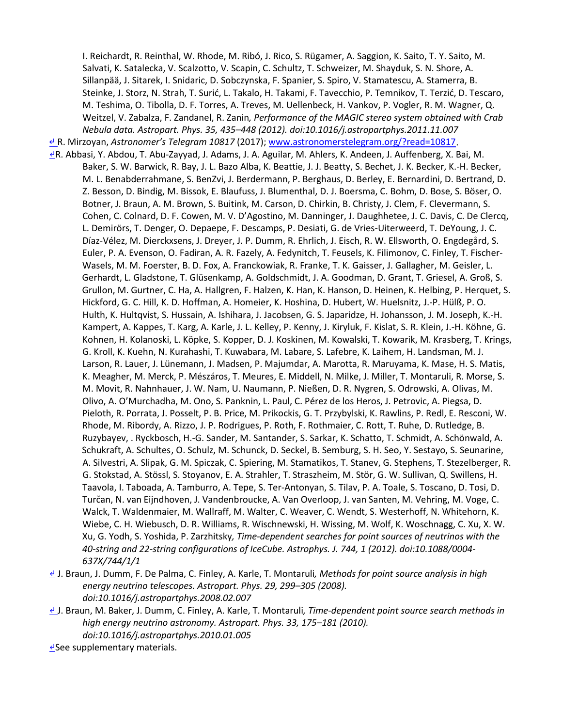I. Reichardt, R. Reinthal, W. Rhode, M. Ribó, J. Rico, S. Rügamer, A. Saggion, K. Saito, T. Y. Saito, M. Salvati, K. Satalecka, V. Scalzotto, V. Scapin, C. Schultz, T. Schweizer, M. Shayduk, S. N. Shore, A. Sillanpää, J. Sitarek, I. Snidaric, D. Sobczynska, F. Spanier, S. Spiro, V. Stamatescu, A. Stamerra, B. Steinke, J. Storz, N. Strah, T. Surić, L. Takalo, H. Takami, F. Tavecchio, P. Temnikov, T. Terzić, D. Tescaro, M. Teshima, O. Tibolla, D. F. Torres, A. Treves, M. Uellenbeck, H. Vankov, P. Vogler, R. M. Wagner, Q. Weitzel, V. Zabalza, F. Zandanel, R. Zanin*, Performance of the MAGIC stereo system obtained with Crab Nebula data. Astropart. Phys. 35, 435–448 (2012). doi:10.1016/j.astropartphys.2011.11.007*

↵ R. Mirzoyan, *Astronomer's Telegram 10817* (2017); www.astronomerstelegram.org/?read=10817.

↵R. Abbasi, Y. Abdou, T. Abu-Zayyad, J. Adams, J. A. Aguilar, M. Ahlers, K. Andeen, J. Auffenberg, X. Bai, M. Baker, S. W. Barwick, R. Bay, J. L. Bazo Alba, K. Beattie, J. J. Beatty, S. Bechet, J. K. Becker, K.-H. Becker, M. L. Benabderrahmane, S. BenZvi, J. Berdermann, P. Berghaus, D. Berley, E. Bernardini, D. Bertrand, D. Z. Besson, D. Bindig, M. Bissok, E. Blaufuss, J. Blumenthal, D. J. Boersma, C. Bohm, D. Bose, S. Böser, O. Botner, J. Braun, A. M. Brown, S. Buitink, M. Carson, D. Chirkin, B. Christy, J. Clem, F. Clevermann, S. Cohen, C. Colnard, D. F. Cowen, M. V. D'Agostino, M. Danninger, J. Daughhetee, J. C. Davis, C. De Clercq, L. Demirörs, T. Denger, O. Depaepe, F. Descamps, P. Desiati, G. de Vries-Uiterweerd, T. DeYoung, J. C. Díaz-Vélez, M. Dierckxsens, J. Dreyer, J. P. Dumm, R. Ehrlich, J. Eisch, R. W. Ellsworth, O. Engdegård, S. Euler, P. A. Evenson, O. Fadiran, A. R. Fazely, A. Fedynitch, T. Feusels, K. Filimonov, C. Finley, T. Fischer-Wasels, M. M. Foerster, B. D. Fox, A. Franckowiak, R. Franke, T. K. Gaisser, J. Gallagher, M. Geisler, L. Gerhardt, L. Gladstone, T. Glüsenkamp, A. Goldschmidt, J. A. Goodman, D. Grant, T. Griesel, A. Groß, S. Grullon, M. Gurtner, C. Ha, A. Hallgren, F. Halzen, K. Han, K. Hanson, D. Heinen, K. Helbing, P. Herquet, S. Hickford, G. C. Hill, K. D. Hoffman, A. Homeier, K. Hoshina, D. Hubert, W. Huelsnitz, J.-P. Hülß, P. O. Hulth, K. Hultqvist, S. Hussain, A. Ishihara, J. Jacobsen, G. S. Japaridze, H. Johansson, J. M. Joseph, K.-H. Kampert, A. Kappes, T. Karg, A. Karle, J. L. Kelley, P. Kenny, J. Kiryluk, F. Kislat, S. R. Klein, J.-H. Köhne, G. Kohnen, H. Kolanoski, L. Köpke, S. Kopper, D. J. Koskinen, M. Kowalski, T. Kowarik, M. Krasberg, T. Krings, G. Kroll, K. Kuehn, N. Kurahashi, T. Kuwabara, M. Labare, S. Lafebre, K. Laihem, H. Landsman, M. J. Larson, R. Lauer, J. Lünemann, J. Madsen, P. Majumdar, A. Marotta, R. Maruyama, K. Mase, H. S. Matis, K. Meagher, M. Merck, P. Mészáros, T. Meures, E. Middell, N. Milke, J. Miller, T. Montaruli, R. Morse, S. M. Movit, R. Nahnhauer, J. W. Nam, U. Naumann, P. Nießen, D. R. Nygren, S. Odrowski, A. Olivas, M. Olivo, A. O'Murchadha, M. Ono, S. Panknin, L. Paul, C. Pérez de los Heros, J. Petrovic, A. Piegsa, D. Pieloth, R. Porrata, J. Posselt, P. B. Price, M. Prikockis, G. T. Przybylski, K. Rawlins, P. Redl, E. Resconi, W. Rhode, M. Ribordy, A. Rizzo, J. P. Rodrigues, P. Roth, F. Rothmaier, C. Rott, T. Ruhe, D. Rutledge, B. Ruzybayev, . Ryckbosch, H.-G. Sander, M. Santander, S. Sarkar, K. Schatto, T. Schmidt, A. Schönwald, A. Schukraft, A. Schultes, O. Schulz, M. Schunck, D. Seckel, B. Semburg, S. H. Seo, Y. Sestayo, S. Seunarine, A. Silvestri, A. Slipak, G. M. Spiczak, C. Spiering, M. Stamatikos, T. Stanev, G. Stephens, T. Stezelberger, R. G. Stokstad, A. Stössl, S. Stoyanov, E. A. Strahler, T. Straszheim, M. Stör, G. W. Sullivan, Q. Swillens, H. Taavola, I. Taboada, A. Tamburro, A. Tepe, S. Ter-Antonyan, S. Tilav, P. A. Toale, S. Toscano, D. Tosi, D. Turčan, N. van Eijndhoven, J. Vandenbroucke, A. Van Overloop, J. van Santen, M. Vehring, M. Voge, C. Walck, T. Waldenmaier, M. Wallraff, M. Walter, C. Weaver, C. Wendt, S. Westerhoff, N. Whitehorn, K. Wiebe, C. H. Wiebusch, D. R. Williams, R. Wischnewski, H. Wissing, M. Wolf, K. Woschnagg, C. Xu, X. W. Xu, G. Yodh, S. Yoshida, P. Zarzhitsky*, Time-dependent searches for point sources of neutrinos with the 40-string and 22-string configurations of IceCube. Astrophys. J. 744, 1 (2012). doi:10.1088/0004-637X/744/1/1*

↵ J. Braun, J. Dumm, F. De Palma, C. Finley, A. Karle, T. Montaruli*, Methods for point source analysis in high energy neutrino telescopes. Astropart. Phys. 29, 299–305 (2008). doi:10.1016/j.astropartphys.2008.02.007*

↵ J. Braun, M. Baker, J. Dumm, C. Finley, A. Karle, T. Montaruli*, Time-dependent point source search methods in high energy neutrino astronomy. Astropart. Phys. 33, 175–181 (2010). doi:10.1016/j.astropartphys.2010.01.005*

↵See supplementary materials.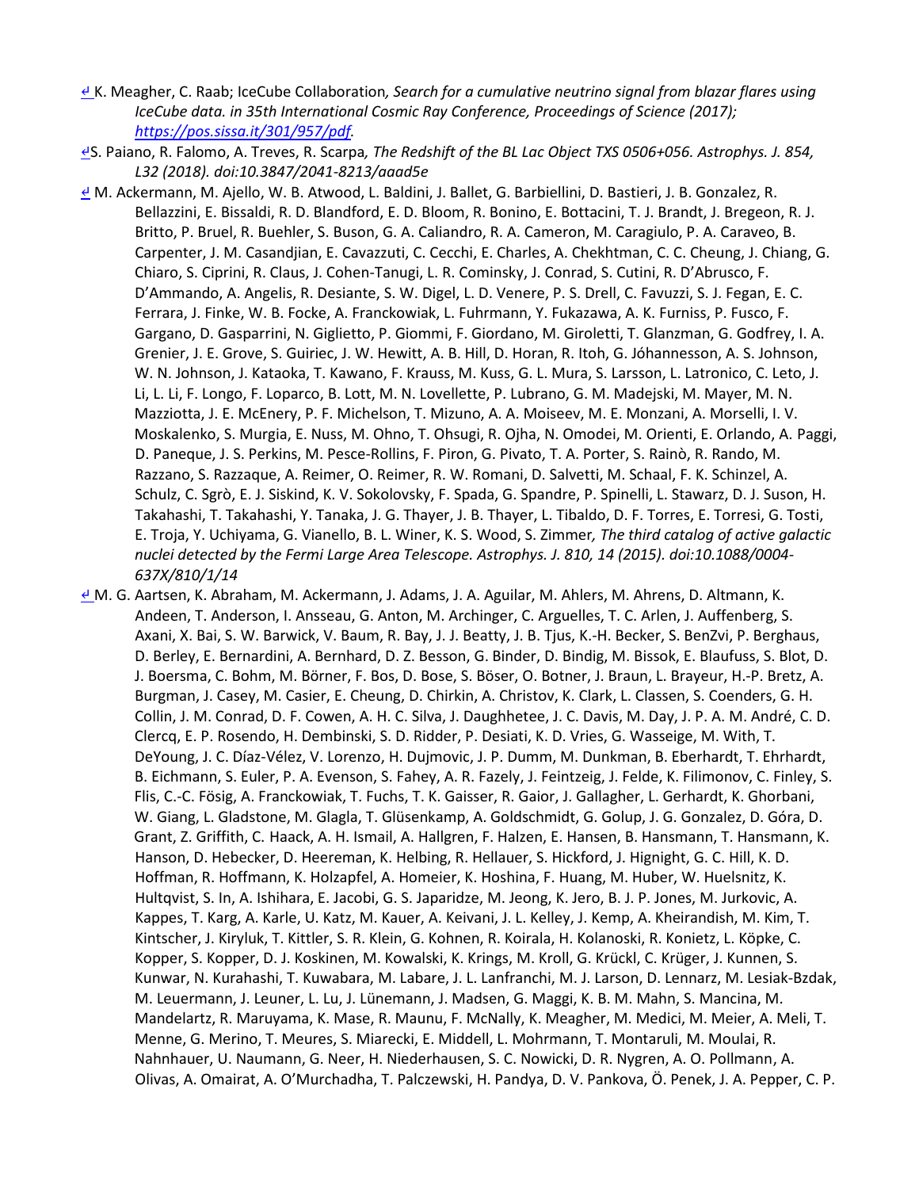- ↵ K. Meagher, C. Raab; IceCube Collaboration*, Search for a cumulative neutrino signal from blazar flares using IceCube data. in 35th International Cosmic Ray Conference, Proceedings of Science (2017); https://pos.sissa.it/301/957/pdf.*
- ↵S. Paiano, R. Falomo, A. Treves, R. Scarpa*, The Redshift of the BL Lac Object TXS 0506+056. Astrophys. J. 854, L32 (2018). doi:10.3847/2041-8213/aaad5e*
- ↵ M. Ackermann, M. Ajello, W. B. Atwood, L. Baldini, J. Ballet, G. Barbiellini, D. Bastieri, J. B. Gonzalez, R. Bellazzini, E. Bissaldi, R. D. Blandford, E. D. Bloom, R. Bonino, E. Bottacini, T. J. Brandt, J. Bregeon, R. J. Britto, P. Bruel, R. Buehler, S. Buson, G. A. Caliandro, R. A. Cameron, M. Caragiulo, P. A. Caraveo, B. Carpenter, J. M. Casandjian, E. Cavazzuti, C. Cecchi, E. Charles, A. Chekhtman, C. C. Cheung, J. Chiang, G. Chiaro, S. Ciprini, R. Claus, J. Cohen-Tanugi, L. R. Cominsky, J. Conrad, S. Cutini, R. D'Abrusco, F. D'Ammando, A. Angelis, R. Desiante, S. W. Digel, L. D. Venere, P. S. Drell, C. Favuzzi, S. J. Fegan, E. C. Ferrara, J. Finke, W. B. Focke, A. Franckowiak, L. Fuhrmann, Y. Fukazawa, A. K. Furniss, P. Fusco, F. Gargano, D. Gasparrini, N. Giglietto, P. Giommi, F. Giordano, M. Giroletti, T. Glanzman, G. Godfrey, I. A. Grenier, J. E. Grove, S. Guiriec, J. W. Hewitt, A. B. Hill, D. Horan, R. Itoh, G. Jóhannesson, A. S. Johnson, W. N. Johnson, J. Kataoka, T. Kawano, F. Krauss, M. Kuss, G. L. Mura, S. Larsson, L. Latronico, C. Leto, J. Li, L. Li, F. Longo, F. Loparco, B. Lott, M. N. Lovellette, P. Lubrano, G. M. Madejski, M. Mayer, M. N. Mazziotta, J. E. McEnery, P. F. Michelson, T. Mizuno, A. A. Moiseev, M. E. Monzani, A. Morselli, I. V. Moskalenko, S. Murgia, E. Nuss, M. Ohno, T. Ohsugi, R. Ojha, N. Omodei, M. Orienti, E. Orlando, A. Paggi, D. Paneque, J. S. Perkins, M. Pesce-Rollins, F. Piron, G. Pivato, T. A. Porter, S. Rainò, R. Rando, M. Razzano, S. Razzaque, A. Reimer, O. Reimer, R. W. Romani, D. Salvetti, M. Schaal, F. K. Schinzel, A. Schulz, C. Sgrò, E. J. Siskind, K. V. Sokolovsky, F. Spada, G. Spandre, P. Spinelli, L. Stawarz, D. J. Suson, H. Takahashi, T. Takahashi, Y. Tanaka, J. G. Thayer, J. B. Thayer, L. Tibaldo, D. F. Torres, E. Torresi, G. Tosti, E. Troja, Y. Uchiyama, G. Vianello, B. L. Winer, K. S. Wood, S. Zimmer*, The third catalog of active galactic nuclei detected by the Fermi Large Area Telescope. Astrophys. J. 810, 14 (2015). doi:10.1088/0004-637X/810/1/14*
- ↵ M. G. Aartsen, K. Abraham, M. Ackermann, J. Adams, J. A. Aguilar, M. Ahlers, M. Ahrens, D. Altmann, K. Andeen, T. Anderson, I. Ansseau, G. Anton, M. Archinger, C. Arguelles, T. C. Arlen, J. Auffenberg, S. Axani, X. Bai, S. W. Barwick, V. Baum, R. Bay, J. J. Beatty, J. B. Tjus, K.-H. Becker, S. BenZvi, P. Berghaus, D. Berley, E. Bernardini, A. Bernhard, D. Z. Besson, G. Binder, D. Bindig, M. Bissok, E. Blaufuss, S. Blot, D. J. Boersma, C. Bohm, M. Börner, F. Bos, D. Bose, S. Böser, O. Botner, J. Braun, L. Brayeur, H.-P. Bretz, A. Burgman, J. Casey, M. Casier, E. Cheung, D. Chirkin, A. Christov, K. Clark, L. Classen, S. Coenders, G. H. Collin, J. M. Conrad, D. F. Cowen, A. H. C. Silva, J. Daughhetee, J. C. Davis, M. Day, J. P. A. M. André, C. D. Clercq, E. P. Rosendo, H. Dembinski, S. D. Ridder, P. Desiati, K. D. Vries, G. Wasseige, M. With, T. DeYoung, J. C. Díaz-Vélez, V. Lorenzo, H. Dujmovic, J. P. Dumm, M. Dunkman, B. Eberhardt, T. Ehrhardt, B. Eichmann, S. Euler, P. A. Evenson, S. Fahey, A. R. Fazely, J. Feintzeig, J. Felde, K. Filimonov, C. Finley, S. Flis, C.-C. Fösig, A. Franckowiak, T. Fuchs, T. K. Gaisser, R. Gaior, J. Gallagher, L. Gerhardt, K. Ghorbani, W. Giang, L. Gladstone, M. Glagla, T. Glüsenkamp, A. Goldschmidt, G. Golup, J. G. Gonzalez, D. Góra, D. Grant, Z. Griffith, C. Haack, A. H. Ismail, A. Hallgren, F. Halzen, E. Hansen, B. Hansmann, T. Hansmann, K. Hanson, D. Hebecker, D. Heereman, K. Helbing, R. Hellauer, S. Hickford, J. Hignight, G. C. Hill, K. D. Hoffman, R. Hoffmann, K. Holzapfel, A. Homeier, K. Hoshina, F. Huang, M. Huber, W. Huelsnitz, K. Hultqvist, S. In, A. Ishihara, E. Jacobi, G. S. Japaridze, M. Jeong, K. Jero, B. J. P. Jones, M. Jurkovic, A. Kappes, T. Karg, A. Karle, U. Katz, M. Kauer, A. Keivani, J. L. Kelley, J. Kemp, A. Kheirandish, M. Kim, T. Kintscher, J. Kiryluk, T. Kittler, S. R. Klein, G. Kohnen, R. Koirala, H. Kolanoski, R. Konietz, L. Köpke, C. Kopper, S. Kopper, D. J. Koskinen, M. Kowalski, K. Krings, M. Kroll, G. Krückl, C. Krüger, J. Kunnen, S. Kunwar, N. Kurahashi, T. Kuwabara, M. Labare, J. L. Lanfranchi, M. J. Larson, D. Lennarz, M. Lesiak-Bzdak, M. Leuermann, J. Leuner, L. Lu, J. Lünemann, J. Madsen, G. Maggi, K. B. M. Mahn, S. Mancina, M. Mandelartz, R. Maruyama, K. Mase, R. Maunu, F. McNally, K. Meagher, M. Medici, M. Meier, A. Meli, T. Menne, G. Merino, T. Meures, S. Miarecki, E. Middell, L. Mohrmann, T. Montaruli, M. Moulai, R. Nahnhauer, U. Naumann, G. Neer, H. Niederhausen, S. C. Nowicki, D. R. Nygren, A. O. Pollmann, A. Olivas, A. Omairat, A. O'Murchadha, T. Palczewski, H. Pandya, D. V. Pankova, Ö. Penek, J. A. Pepper, C. P.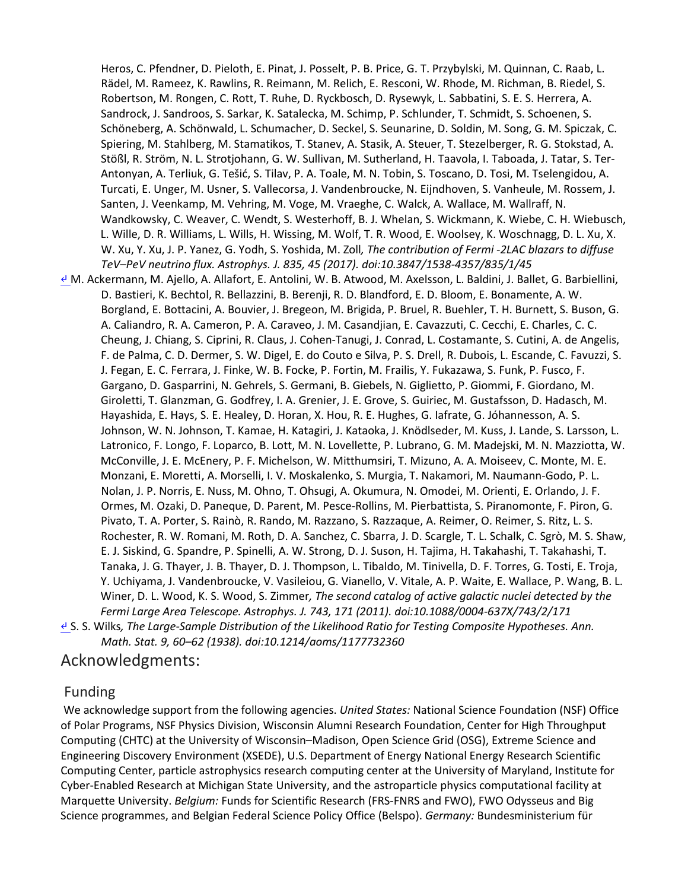Heros, C. Pfendner, D. Pieloth, E. Pinat, J. Posselt, P. B. Price, G. T. Przybylski, M. Quinnan, C. Raab, L. Rädel, M. Rameez, K. Rawlins, R. Reimann, M. Relich, E. Resconi, W. Rhode, M. Richman, B. Riedel, S. Robertson, M. Rongen, C. Rott, T. Ruhe, D. Ryckbosch, D. Rysewyk, L. Sabbatini, S. E. S. Herrera, A. Sandrock, J. Sandroos, S. Sarkar, K. Satalecka, M. Schimp, P. Schlunder, T. Schmidt, S. Schoenen, S. Schöneberg, A. Schönwald, L. Schumacher, D. Seckel, S. Seunarine, D. Soldin, M. Song, G. M. Spiczak, C. Spiering, M. Stahlberg, M. Stamatikos, T. Stanev, A. Stasik, A. Steuer, T. Stezelberger, R. G. Stokstad, A. Stößl, R. Ström, N. L. Strotjohann, G. W. Sullivan, M. Sutherland, H. Taavola, I. Taboada, J. Tatar, S. Ter-Antonyan, A. Terliuk, G. Tešić, S. Tilav, P. A. Toale, M. N. Tobin, S. Toscano, D. Tosi, M. Tselengidou, A. Turcati, E. Unger, M. Usner, S. Vallecorsa, J. Vandenbroucke, N. Eijndhoven, S. Vanheule, M. Rossem, J. Santen, J. Veenkamp, M. Vehring, M. Voge, M. Vraeghe, C. Walck, A. Wallace, M. Wallraff, N. Wandkowsky, C. Weaver, C. Wendt, S. Westerhoff, B. J. Whelan, S. Wickmann, K. Wiebe, C. H. Wiebusch, L. Wille, D. R. Williams, L. Wills, H. Wissing, M. Wolf, T. R. Wood, E. Woolsey, K. Woschnagg, D. L. Xu, X. W. Xu, Y. Xu, J. P. Yanez, G. Yodh, S. Yoshida, M. Zoll*, The contribution of Fermi -2LAC blazars to diffuse TeV–PeV neutrino flux. Astrophys. J. 835, 45 (2017). doi:10.3847/1538-4357/835/1/45*

↲ M. Ackermann, M. Ajello, A. Allafort, E. Antolini, W. B. Atwood, M. Axelsson, L. Baldini, J. Ballet, G. Barbiellini, D. Bastieri, K. Bechtol, R. Bellazzini, B. Berenji, R. D. Blandford, E. D. Bloom, E. Bonamente, A. W. Borgland, E. Bottacini, A. Bouvier, J. Bregeon, M. Brigida, P. Bruel, R. Buehler, T. H. Burnett, S. Buson, G. A. Caliandro, R. A. Cameron, P. A. Caraveo, J. M. Casandjian, E. Cavazzuti, C. Cecchi, E. Charles, C. C. Cheung, J. Chiang, S. Ciprini, R. Claus, J. Cohen-Tanugi, J. Conrad, L. Costamante, S. Cutini, A. de Angelis, F. de Palma, C. D. Dermer, S. W. Digel, E. do Couto e Silva, P. S. Drell, R. Dubois, L. Escande, C. Favuzzi, S. J. Fegan, E. C. Ferrara, J. Finke, W. B. Focke, P. Fortin, M. Frailis, Y. Fukazawa, S. Funk, P. Fusco, F. Gargano, D. Gasparrini, N. Gehrels, S. Germani, B. Giebels, N. Giglietto, P. Giommi, F. Giordano, M. Giroletti, T. Glanzman, G. Godfrey, I. A. Grenier, J. E. Grove, S. Guiriec, M. Gustafsson, D. Hadasch, M. Hayashida, E. Hays, S. E. Healey, D. Horan, X. Hou, R. E. Hughes, G. Iafrate, G. Jóhannesson, A. S. Johnson, W. N. Johnson, T. Kamae, H. Katagiri, J. Kataoka, J. Knödlseder, M. Kuss, J. Lande, S. Larsson, L. Latronico, F. Longo, F. Loparco, B. Lott, M. N. Lovellette, P. Lubrano, G. M. Madejski, M. N. Mazziotta, W. McConville, J. E. McEnery, P. F. Michelson, W. Mitthumsiri, T. Mizuno, A. A. Moiseev, C. Monte, M. E. Monzani, E. Moretti, A. Morselli, I. V. Moskalenko, S. Murgia, T. Nakamori, M. Naumann-Godo, P. L. Nolan, J. P. Norris, E. Nuss, M. Ohno, T. Ohsugi, A. Okumura, N. Omodei, M. Orienti, E. Orlando, J. F. Ormes, M. Ozaki, D. Paneque, D. Parent, M. Pesce-Rollins, M. Pierbattista, S. Piranomonte, F. Piron, G. Pivato, T. A. Porter, S. Rainò, R. Rando, M. Razzano, S. Razzaque, A. Reimer, O. Reimer, S. Ritz, L. S. Rochester, R. W. Romani, M. Roth, D. A. Sanchez, C. Sbarra, J. D. Scargle, T. L. Schalk, C. Sgrò, M. S. Shaw, E. J. Siskind, G. Spandre, P. Spinelli, A. W. Strong, D. J. Suson, H. Tajima, H. Takahashi, T. Takahashi, T. Tanaka, J. G. Thayer, J. B. Thayer, D. J. Thompson, L. Tibaldo, M. Tinivella, D. F. Torres, G. Tosti, E. Troja, Y. Uchiyama, J. Vandenbroucke, V. Vasileiou, G. Vianello, V. Vitale, A. P. Waite, E. Wallace, P. Wang, B. L. Winer, D. L. Wood, K. S. Wood, S. Zimmer*, The second catalog of active galactic nuclei detected by the Fermi Large Area Telescope. Astrophys. J. 743, 171 (2011). doi:10.1088/0004-637X/743/2/171*

↲ S. S. Wilks*, The Large-Sample Distribution of the Likelihood Ratio for Testing Composite Hypotheses. Ann. Math. Stat. 9, 60–62 (1938). doi:10.1214/aoms/1177732360*

# Acknowledgments:

## Funding

We acknowledge support from the following agencies. *United States:* National Science Foundation (NSF) Office of Polar Programs, NSF Physics Division, Wisconsin Alumni Research Foundation, Center for High Throughput Computing (CHTC) at the University of Wisconsin–Madison, Open Science Grid (OSG), Extreme Science and Engineering Discovery Environment (XSEDE), U.S. Department of Energy National Energy Research Scientific Computing Center, particle astrophysics research computing center at the University of Maryland, Institute for Cyber-Enabled Research at Michigan State University, and the astroparticle physics computational facility at Marquette University. *Belgium:* Funds for Scientific Research (FRS-FNRS and FWO), FWO Odysseus and Big Science programmes, and Belgian Federal Science Policy Office (Belspo). *Germany:* Bundesministerium für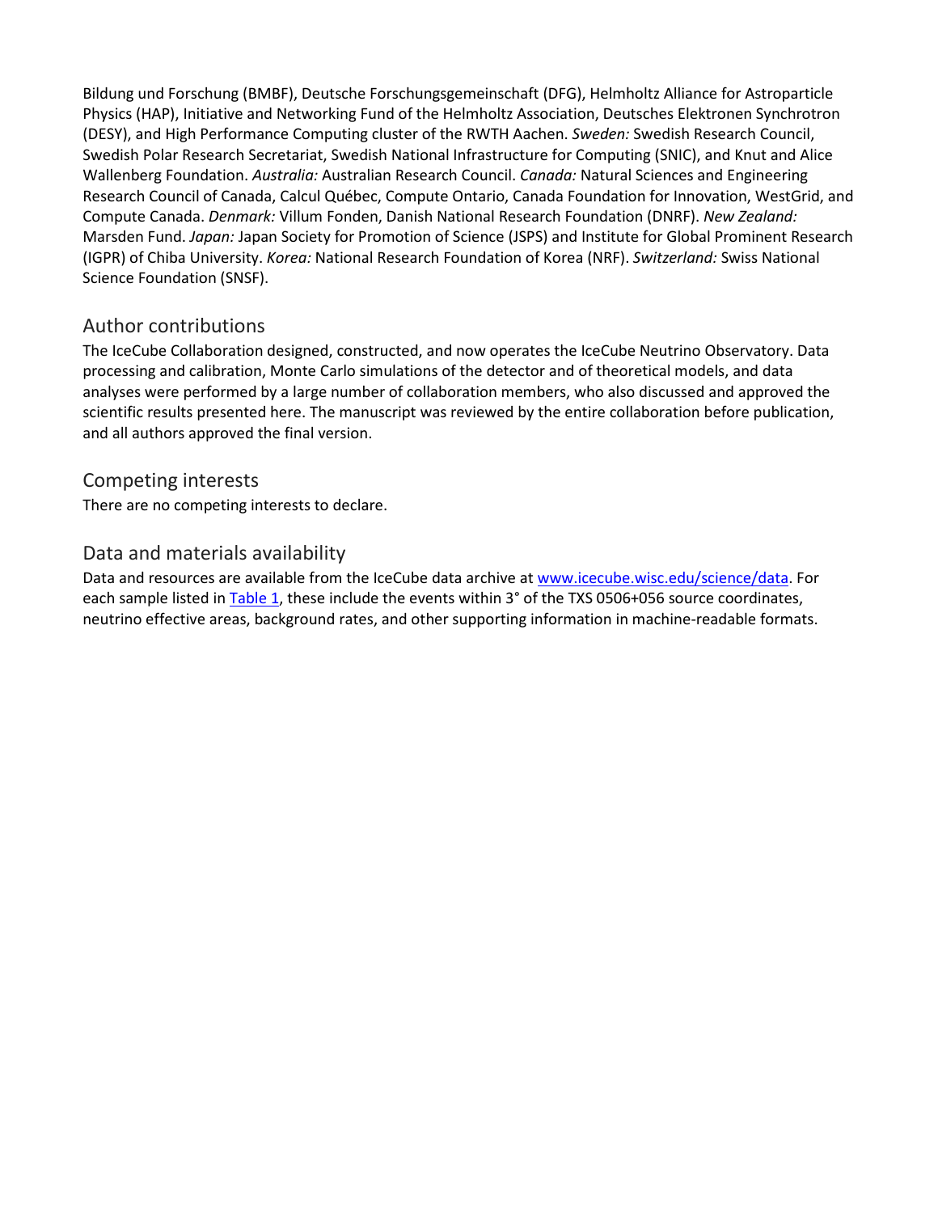Bildung und Forschung (BMBF), Deutsche Forschungsgemeinschaft (DFG), Helmholtz Alliance for Astroparticle Physics (HAP), Initiative and Networking Fund of the Helmholtz Association, Deutsches Elektronen Synchrotron (DESY), and High Performance Computing cluster of the RWTH Aachen. *Sweden:* Swedish Research Council, Swedish Polar Research Secretariat, Swedish National Infrastructure for Computing (SNIC), and Knut and Alice Wallenberg Foundation. *Australia:* Australian Research Council. *Canada:* Natural Sciences and Engineering Research Council of Canada, Calcul Québec, Compute Ontario, Canada Foundation for Innovation, WestGrid, and Compute Canada. *Denmark:* Villum Fonden, Danish National Research Foundation (DNRF). *New Zealand:* Marsden Fund. *Japan:* Japan Society for Promotion of Science (JSPS) and Institute for Global Prominent Research (IGPR) of Chiba University. *Korea:* National Research Foundation of Korea (NRF). *Switzerland:* Swiss National Science Foundation (SNSF).

## Author contributions

The IceCube Collaboration designed, constructed, and now operates the IceCube Neutrino Observatory. Data processing and calibration, Monte Carlo simulations of the detector and of theoretical models, and data analyses were performed by a large number of collaboration members, who also discussed and approved the scientific results presented here. The manuscript was reviewed by the entire collaboration before publication, and all authors approved the final version.

## Competing interests

There are no competing interests to declare.

## Data and materials availability

Data and resources are available from the IceCube data archive at www.icecube.wisc.edu/science/data. For each sample listed in Table 1, these include the events within 3° of the TXS 0506+056 source coordinates, neutrino effective areas, background rates, and other supporting information in machine-readable formats.